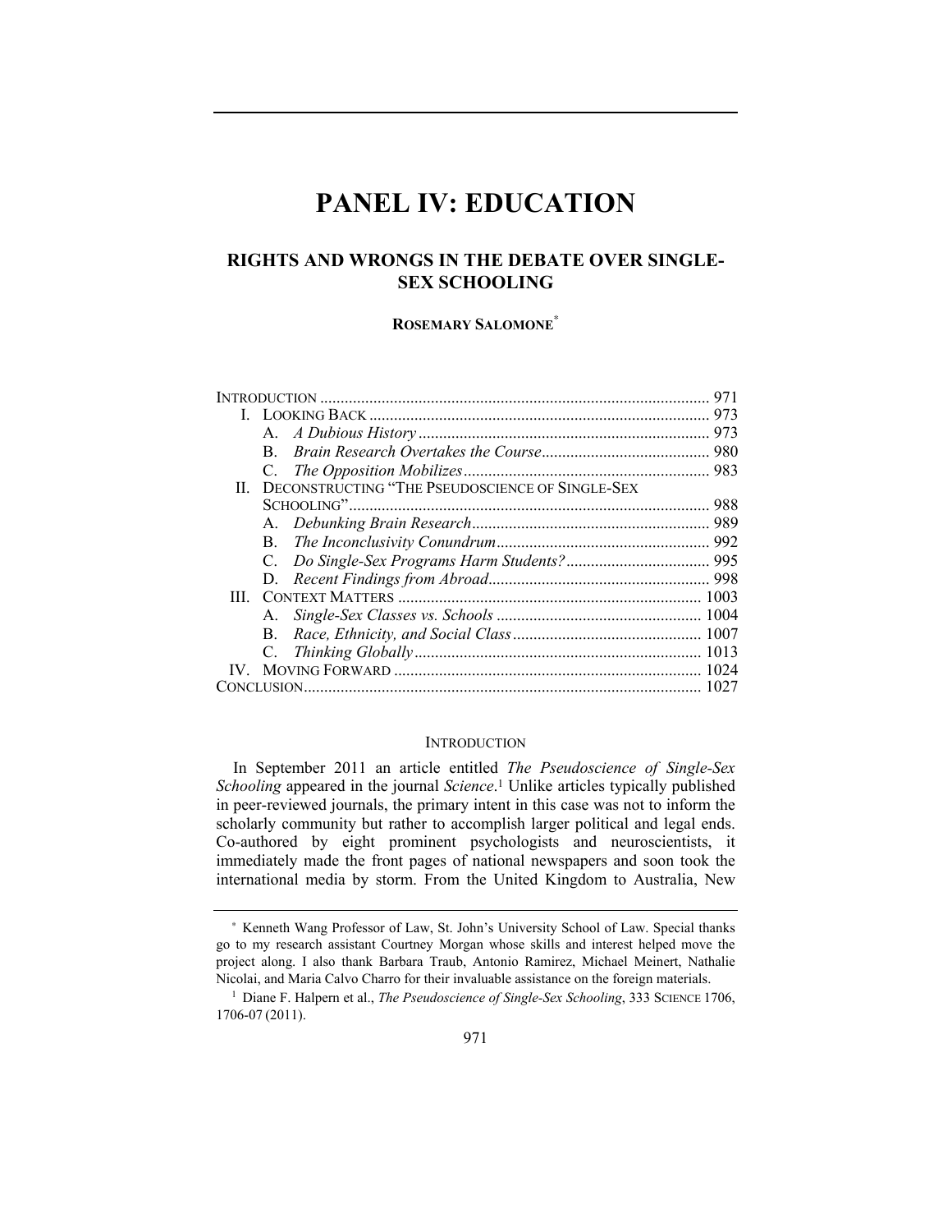# PANEL IV: EDUCATION

## RIGHTS AND WRONGS IN THE DEBATE OVER SINGLE-SEX SCHOOLING

**ROSEMARY SALOMONE***

| | |
|---|---|
| INTRODUCTION | 971 |
| I. LOOKING BACK | 973 |
| A. *A Dubious History* | 973 |
| B. *Brain Research Overtakes the Course* | 980 |
| C. *The Opposition Mobilizes* | 983 |
| II. DECONSTRUCTING "THE PSEUDOSCIENCE OF SINGLE-SEX SCHOOLING" | 988 |
| A. *Debunking Brain Research* | 989 |
| B. *The Inconclusivity Conundrum* | 992 |
| C. *Do Single-Sex Programs Harm Students?* | 995 |
| D. *Recent Findings from Abroad* | 998 |
| III. CONTEXT MATTERS | 1003 |
| A. *Single-Sex Classes vs. Schools* | 1004 |
| B. *Race, Ethnicity, and Social Class* | 1007 |
| C. *Thinking Globally* | 1013 |
| IV. MOVING FORWARD | 1024 |
| CONCLUSION | 1027 |

### INTRODUCTION

In September 2011 an article entitled *The Pseudoscience of Single-Sex Schooling* appeared in the journal *Science*.[1] Unlike articles typically published in peer-reviewed journals, the primary intent in this case was not to inform the scholarly community but rather to accomplish larger political and legal ends. Co-authored by eight prominent psychologists and neuroscientists, it immediately made the front pages of national newspapers and soon took the international media by storm. From the United Kingdom to Australia, New

---

\* Kenneth Wang Professor of Law, St. John's University School of Law. Special thanks go to my research assistant Courtney Morgan whose skills and interest helped move the project along. I also thank Barbara Traub, Antonio Ramirez, Michael Meinert, Nathalie Nicolai, and Maria Calvo Charro for their invaluable assistance on the foreign materials.

[1] Diane F. Halpern et al., *The Pseudoscience of Single-Sex Schooling*, 333 SCIENCE 1706, 1706-07 (2011).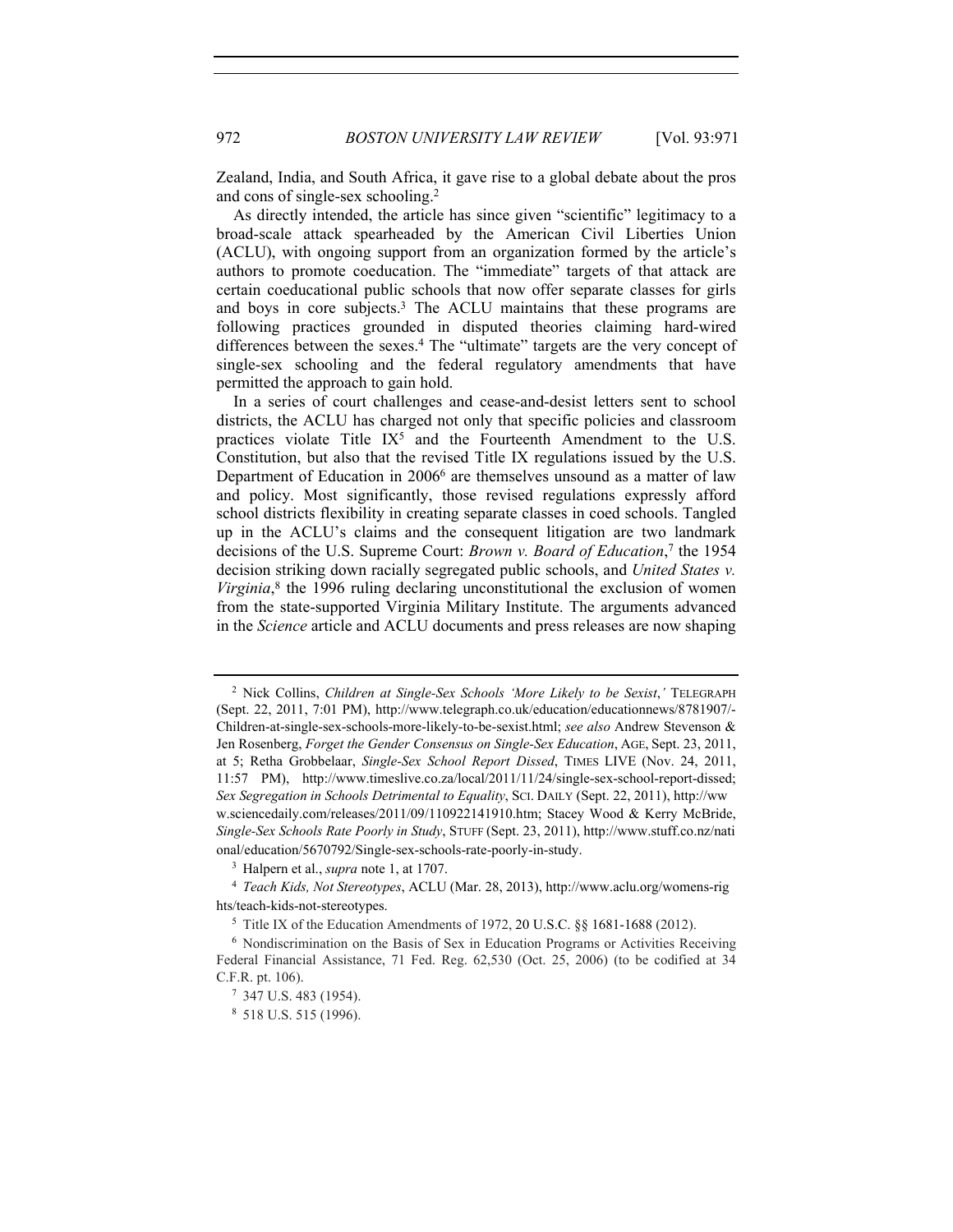Zealand, India, and South Africa, it gave rise to a global debate about the pros and cons of single-sex schooling.[2]

As directly intended, the article has since given "scientific" legitimacy to a broad-scale attack spearheaded by the American Civil Liberties Union (ACLU), with ongoing support from an organization formed by the article's authors to promote coeducation. The "immediate" targets of that attack are certain coeducational public schools that now offer separate classes for girls and boys in core subjects.[3] The ACLU maintains that these programs are following practices grounded in disputed theories claiming hard-wired differences between the sexes.[4] The "ultimate" targets are the very concept of single-sex schooling and the federal regulatory amendments that have permitted the approach to gain hold.

In a series of court challenges and cease-and-desist letters sent to school districts, the ACLU has charged not only that specific policies and classroom practices violate Title IX[5] and the Fourteenth Amendment to the U.S. Constitution, but also that the revised Title IX regulations issued by the U.S. Department of Education in 2006[6] are themselves unsound as a matter of law and policy. Most significantly, those revised regulations expressly afford school districts flexibility in creating separate classes in coed schools. Tangled up in the ACLU's claims and the consequent litigation are two landmark decisions of the U.S. Supreme Court: *Brown v. Board of Education*,[7] the 1954 decision striking down racially segregated public schools, and *United States v. Virginia*,[8] the 1996 ruling declaring unconstitutional the exclusion of women from the state-supported Virginia Military Institute. The arguments advanced in the *Science* article and ACLU documents and press releases are now shaping

---

[2] Nick Collins, *Children at Single-Sex Schools 'More Likely to be Sexist*,*'* TELEGRAPH (Sept. 22, 2011, 7:01 PM), http://www.telegraph.co.uk/education/educationnews/8781907/-Children-at-single-sex-schools-more-likely-to-be-sexist.html; *see also* Andrew Stevenson & Jen Rosenberg, *Forget the Gender Consensus on Single-Sex Education*, AGE, Sept. 23, 2011, at 5; Retha Grobbelaar, *Single-Sex School Report Dissed*, TIMES LIVE (Nov. 24, 2011, 11:57 PM), http://www.timeslive.co.za/local/2011/11/24/single-sex-school-report-dissed; *Sex Segregation in Schools Detrimental to Equality*, SCI. DAILY (Sept. 22, 2011), http://www.sciencedaily.com/releases/2011/09/110922141910.htm; Stacey Wood & Kerry McBride, *Single-Sex Schools Rate Poorly in Study*, STUFF (Sept. 23, 2011), http://www.stuff.co.nz/national/education/5670792/Single-sex-schools-rate-poorly-in-study.

[3] Halpern et al., *supra* note 1, at 1707.

[4] *Teach Kids, Not Stereotypes*, ACLU (Mar. 28, 2013), http://www.aclu.org/womens-rights/teach-kids-not-stereotypes.

[5] Title IX of the Education Amendments of 1972, 20 U.S.C. §§ 1681-1688 (2012).

[6] Nondiscrimination on the Basis of Sex in Education Programs or Activities Receiving Federal Financial Assistance, 71 Fed. Reg. 62,530 (Oct. 25, 2006) (to be codified at 34 C.F.R. pt. 106).

[7] 347 U.S. 483 (1954).

[8] 518 U.S. 515 (1996).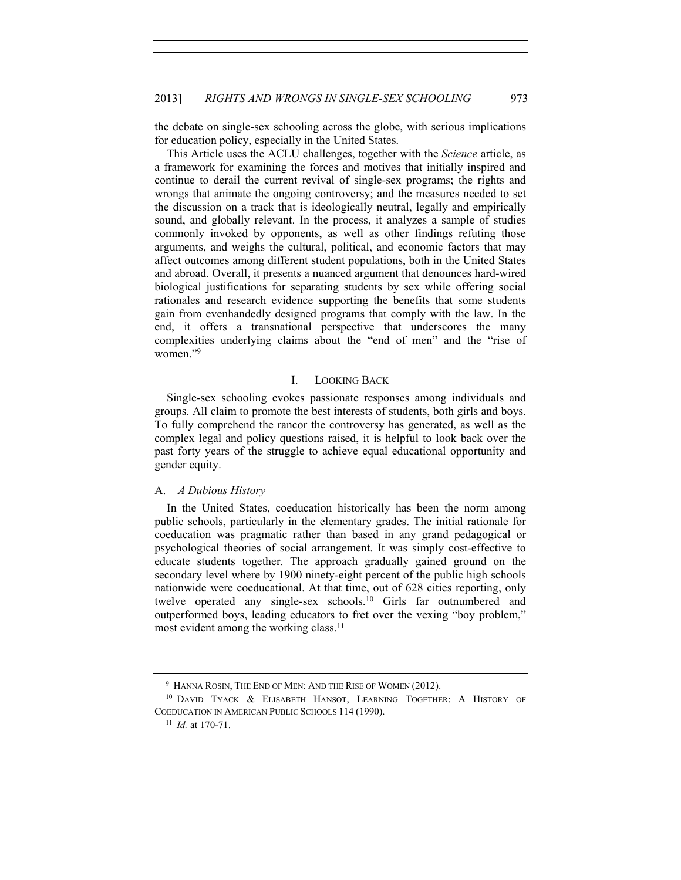the debate on single-sex schooling across the globe, with serious implications for education policy, especially in the United States.

This Article uses the ACLU challenges, together with the *Science* article, as a framework for examining the forces and motives that initially inspired and continue to derail the current revival of single-sex programs; the rights and wrongs that animate the ongoing controversy; and the measures needed to set the discussion on a track that is ideologically neutral, legally and empirically sound, and globally relevant. In the process, it analyzes a sample of studies commonly invoked by opponents, as well as other findings refuting those arguments, and weighs the cultural, political, and economic factors that may affect outcomes among different student populations, both in the United States and abroad. Overall, it presents a nuanced argument that denounces hard-wired biological justifications for separating students by sex while offering social rationales and research evidence supporting the benefits that some students gain from evenhandedly designed programs that comply with the law. In the end, it offers a transnational perspective that underscores the many complexities underlying claims about the "end of men" and the "rise of women."[9]

## I. LOOKING BACK

Single-sex schooling evokes passionate responses among individuals and groups. All claim to promote the best interests of students, both girls and boys. To fully comprehend the rancor the controversy has generated, as well as the complex legal and policy questions raised, it is helpful to look back over the past forty years of the struggle to achieve equal educational opportunity and gender equity.

### A. *A Dubious History*

In the United States, coeducation historically has been the norm among public schools, particularly in the elementary grades. The initial rationale for coeducation was pragmatic rather than based in any grand pedagogical or psychological theories of social arrangement. It was simply cost-effective to educate students together. The approach gradually gained ground on the secondary level where by 1900 ninety-eight percent of the public high schools nationwide were coeducational. At that time, out of 628 cities reporting, only twelve operated any single-sex schools.[10] Girls far outnumbered and outperformed boys, leading educators to fret over the vexing "boy problem," most evident among the working class.[11]

---

[9] HANNA ROSIN, THE END OF MEN: AND THE RISE OF WOMEN (2012).

[10] DAVID TYACK & ELISABETH HANSOT, LEARNING TOGETHER: A HISTORY OF COEDUCATION IN AMERICAN PUBLIC SCHOOLS 114 (1990).

[11] *Id.* at 170-71.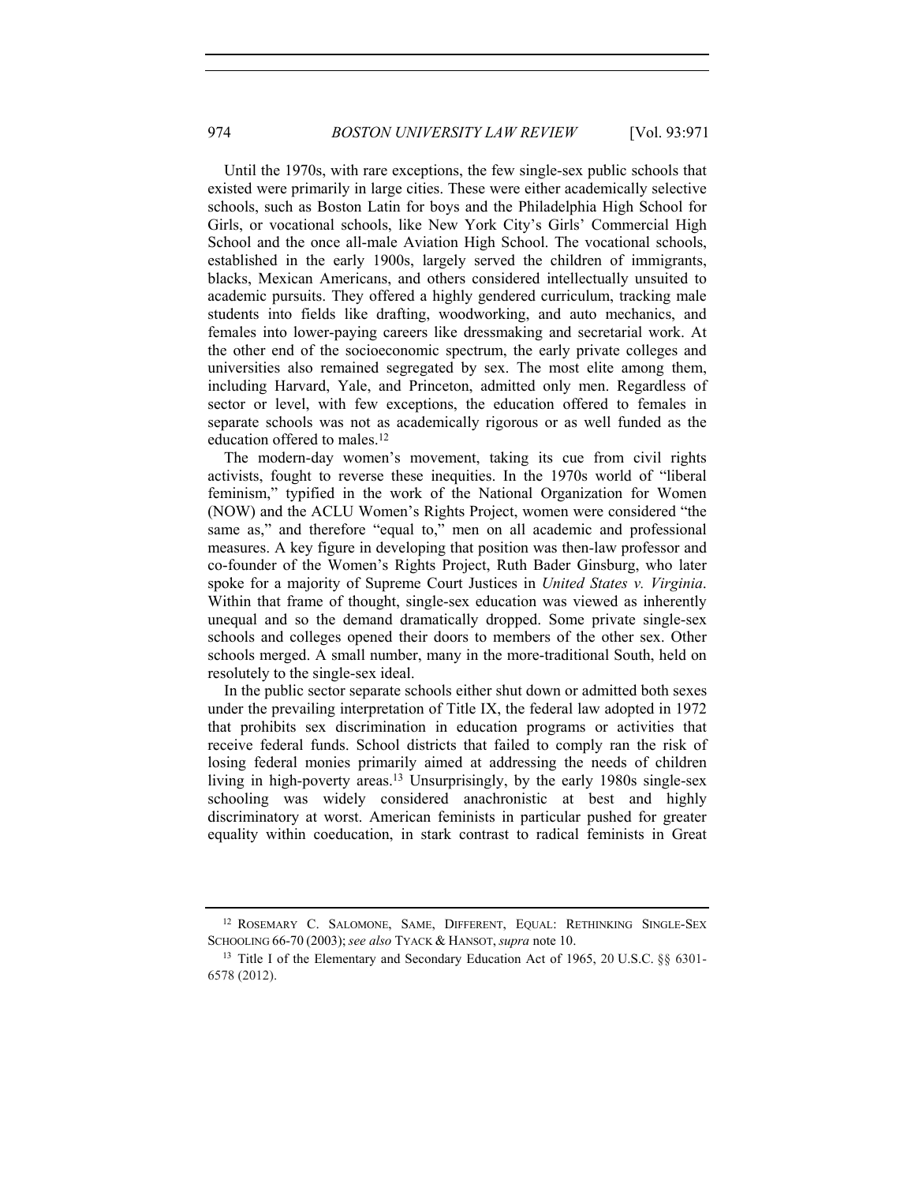Until the 1970s, with rare exceptions, the few single-sex public schools that existed were primarily in large cities. These were either academically selective schools, such as Boston Latin for boys and the Philadelphia High School for Girls, or vocational schools, like New York City's Girls' Commercial High School and the once all-male Aviation High School. The vocational schools, established in the early 1900s, largely served the children of immigrants, blacks, Mexican Americans, and others considered intellectually unsuited to academic pursuits. They offered a highly gendered curriculum, tracking male students into fields like drafting, woodworking, and auto mechanics, and females into lower-paying careers like dressmaking and secretarial work. At the other end of the socioeconomic spectrum, the early private colleges and universities also remained segregated by sex. The most elite among them, including Harvard, Yale, and Princeton, admitted only men. Regardless of sector or level, with few exceptions, the education offered to females in separate schools was not as academically rigorous or as well funded as the education offered to males.[12]

The modern-day women's movement, taking its cue from civil rights activists, fought to reverse these inequities. In the 1970s world of "liberal feminism," typified in the work of the National Organization for Women (NOW) and the ACLU Women's Rights Project, women were considered "the same as," and therefore "equal to," men on all academic and professional measures. A key figure in developing that position was then-law professor and co-founder of the Women's Rights Project, Ruth Bader Ginsburg, who later spoke for a majority of Supreme Court Justices in *United States v. Virginia*. Within that frame of thought, single-sex education was viewed as inherently unequal and so the demand dramatically dropped. Some private single-sex schools and colleges opened their doors to members of the other sex. Other schools merged. A small number, many in the more-traditional South, held on resolutely to the single-sex ideal.

In the public sector separate schools either shut down or admitted both sexes under the prevailing interpretation of Title IX, the federal law adopted in 1972 that prohibits sex discrimination in education programs or activities that receive federal funds. School districts that failed to comply ran the risk of losing federal monies primarily aimed at addressing the needs of children living in high-poverty areas.[13] Unsurprisingly, by the early 1980s single-sex schooling was widely considered anachronistic at best and highly discriminatory at worst. American feminists in particular pushed for greater equality within coeducation, in stark contrast to radical feminists in Great

---

[12] ROSEMARY C. SALOMONE, SAME, DIFFERENT, EQUAL: RETHINKING SINGLE-SEX SCHOOLING 66-70 (2003); *see also* TYACK & HANSOT, *supra* note 10.

[13] Title I of the Elementary and Secondary Education Act of 1965, 20 U.S.C. §§ 6301-6578 (2012).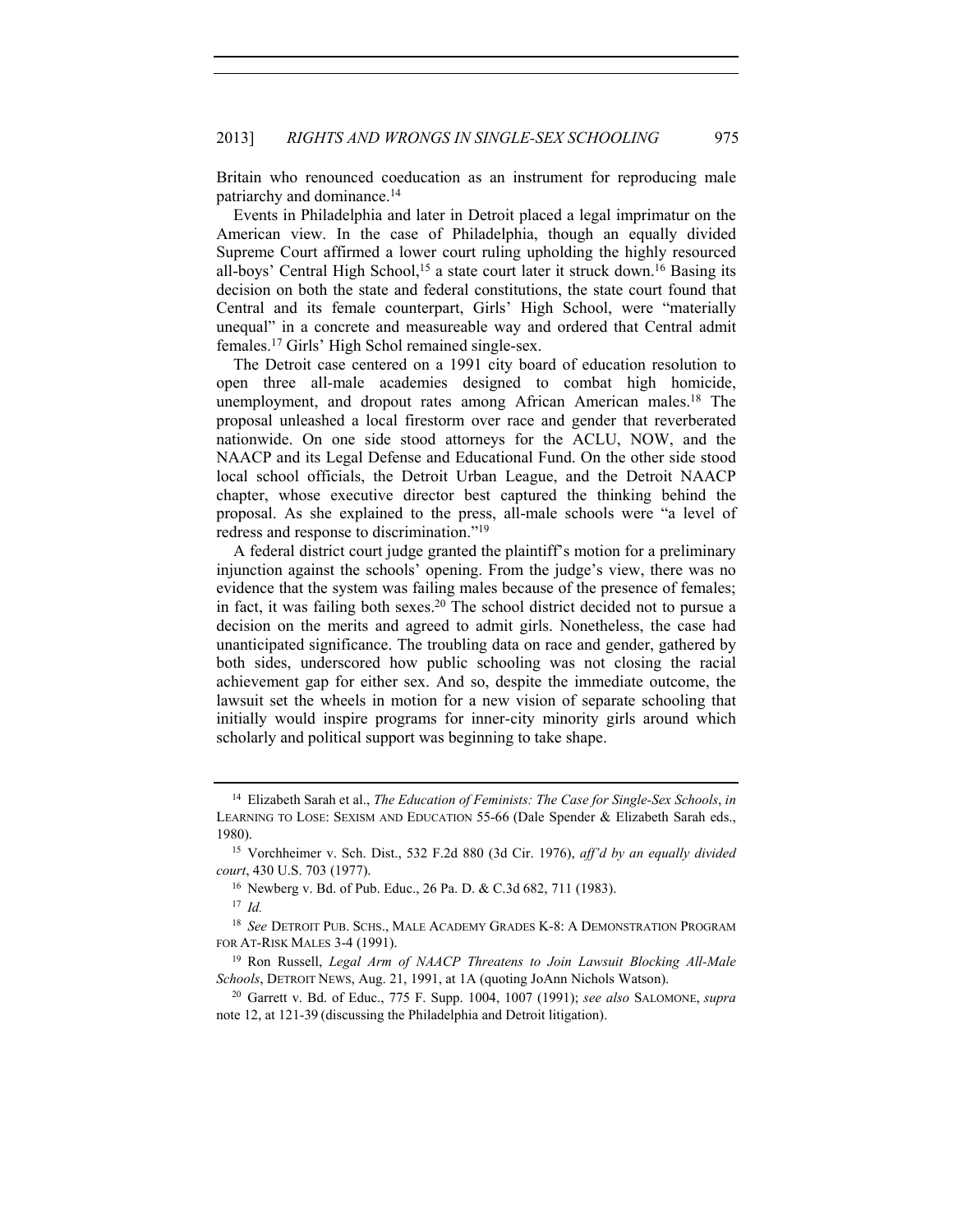Britain who renounced coeducation as an instrument for reproducing male patriarchy and dominance.[14]

Events in Philadelphia and later in Detroit placed a legal imprimatur on the American view. In the case of Philadelphia, though an equally divided Supreme Court affirmed a lower court ruling upholding the highly resourced all-boys' Central High School,[15] a state court later it struck down.[16] Basing its decision on both the state and federal constitutions, the state court found that Central and its female counterpart, Girls' High School, were "materially unequal" in a concrete and measureable way and ordered that Central admit females.[17] Girls' High Schol remained single-sex.

The Detroit case centered on a 1991 city board of education resolution to open three all-male academies designed to combat high homicide, unemployment, and dropout rates among African American males.[18] The proposal unleashed a local firestorm over race and gender that reverberated nationwide. On one side stood attorneys for the ACLU, NOW, and the NAACP and its Legal Defense and Educational Fund. On the other side stood local school officials, the Detroit Urban League, and the Detroit NAACP chapter, whose executive director best captured the thinking behind the proposal. As she explained to the press, all-male schools were "a level of redress and response to discrimination."[19]

A federal district court judge granted the plaintiff's motion for a preliminary injunction against the schools' opening. From the judge's view, there was no evidence that the system was failing males because of the presence of females; in fact, it was failing both sexes.[20] The school district decided not to pursue a decision on the merits and agreed to admit girls. Nonetheless, the case had unanticipated significance. The troubling data on race and gender, gathered by both sides, underscored how public schooling was not closing the racial achievement gap for either sex. And so, despite the immediate outcome, the lawsuit set the wheels in motion for a new vision of separate schooling that initially would inspire programs for inner-city minority girls around which scholarly and political support was beginning to take shape.

---

[14] Elizabeth Sarah et al., *The Education of Feminists: The Case for Single-Sex Schools*, *in* LEARNING TO LOSE: SEXISM AND EDUCATION 55-66 (Dale Spender & Elizabeth Sarah eds., 1980).

[15] Vorchheimer v. Sch. Dist., 532 F.2d 880 (3d Cir. 1976), *aff'd by an equally divided court*, 430 U.S. 703 (1977).

[16] Newberg v. Bd. of Pub. Educ., 26 Pa. D. & C.3d 682, 711 (1983).

[17] *Id.*

[18] *See* DETROIT PUB. SCHS., MALE ACADEMY GRADES K-8: A DEMONSTRATION PROGRAM FOR AT-RISK MALES 3-4 (1991).

[19] Ron Russell, *Legal Arm of NAACP Threatens to Join Lawsuit Blocking All-Male Schools*, DETROIT NEWS, Aug. 21, 1991, at 1A (quoting JoAnn Nichols Watson).

[20] Garrett v. Bd. of Educ., 775 F. Supp. 1004, 1007 (1991); *see also* SALOMONE, *supra* note 12, at 121-39 (discussing the Philadelphia and Detroit litigation).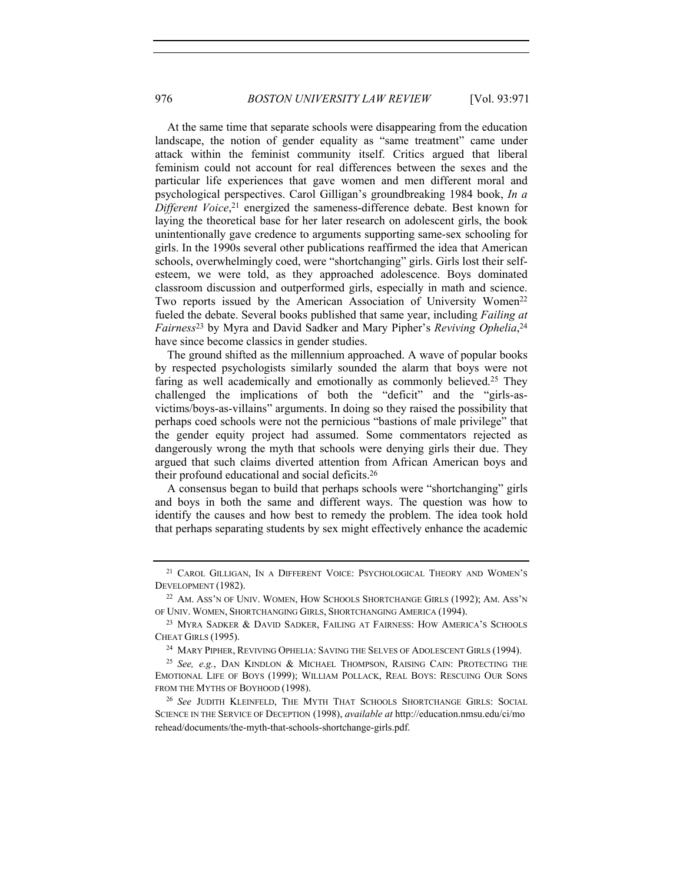At the same time that separate schools were disappearing from the education landscape, the notion of gender equality as "same treatment" came under attack within the feminist community itself. Critics argued that liberal feminism could not account for real differences between the sexes and the particular life experiences that gave women and men different moral and psychological perspectives. Carol Gilligan's groundbreaking 1984 book, *In a Different Voice*,[21] energized the sameness-difference debate. Best known for laying the theoretical base for her later research on adolescent girls, the book unintentionally gave credence to arguments supporting same-sex schooling for girls. In the 1990s several other publications reaffirmed the idea that American schools, overwhelmingly coed, were "shortchanging" girls. Girls lost their self-esteem, we were told, as they approached adolescence. Boys dominated classroom discussion and outperformed girls, especially in math and science. Two reports issued by the American Association of University Women[22] fueled the debate. Several books published that same year, including *Failing at Fairness*[23] by Myra and David Sadker and Mary Pipher's *Reviving Ophelia*,[24] have since become classics in gender studies.

The ground shifted as the millennium approached. A wave of popular books by respected psychologists similarly sounded the alarm that boys were not faring as well academically and emotionally as commonly believed.[25] They challenged the implications of both the "deficit" and the "girls-as-victims/boys-as-villains" arguments. In doing so they raised the possibility that perhaps coed schools were not the pernicious "bastions of male privilege" that the gender equity project had assumed. Some commentators rejected as dangerously wrong the myth that schools were denying girls their due. They argued that such claims diverted attention from African American boys and their profound educational and social deficits.[26]

A consensus began to build that perhaps schools were "shortchanging" girls and boys in both the same and different ways. The question was how to identify the causes and how best to remedy the problem. The idea took hold that perhaps separating students by sex might effectively enhance the academic

---

[21] CAROL GILLIGAN, IN A DIFFERENT VOICE: PSYCHOLOGICAL THEORY AND WOMEN'S DEVELOPMENT (1982).

[22] AM. ASS'N OF UNIV. WOMEN, HOW SCHOOLS SHORTCHANGE GIRLS (1992); AM. ASS'N OF UNIV. WOMEN, SHORTCHANGING GIRLS, SHORTCHANGING AMERICA (1994).

[23] MYRA SADKER & DAVID SADKER, FAILING AT FAIRNESS: HOW AMERICA'S SCHOOLS CHEAT GIRLS (1995).

[24] MARY PIPHER, REVIVING OPHELIA: SAVING THE SELVES OF ADOLESCENT GIRLS (1994).

[25] *See, e.g.*, DAN KINDLON & MICHAEL THOMPSON, RAISING CAIN: PROTECTING THE EMOTIONAL LIFE OF BOYS (1999); WILLIAM POLLACK, REAL BOYS: RESCUING OUR SONS FROM THE MYTHS OF BOYHOOD (1998).

[26] *See* JUDITH KLEINFELD, THE MYTH THAT SCHOOLS SHORTCHANGE GIRLS: SOCIAL SCIENCE IN THE SERVICE OF DECEPTION (1998), *available at* http://education.nmsu.edu/ci/morehead/documents/the-myth-that-schools-shortchange-girls.pdf.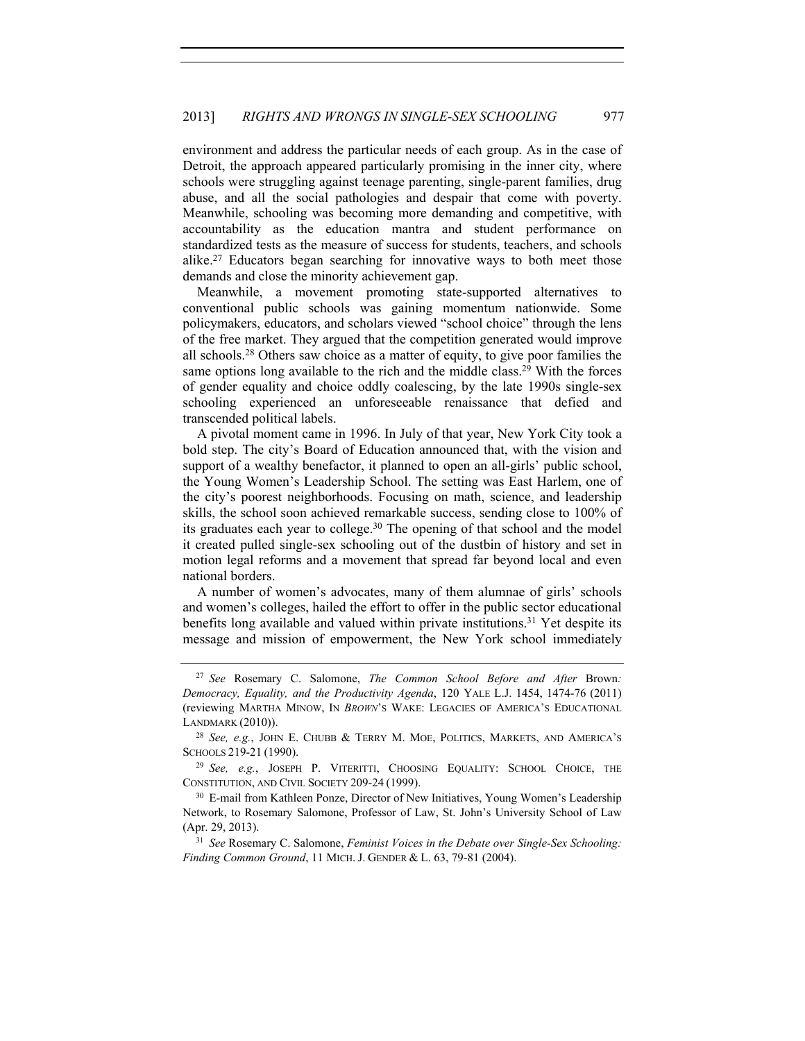environment and address the particular needs of each group. As in the case of Detroit, the approach appeared particularly promising in the inner city, where schools were struggling against teenage parenting, single-parent families, drug abuse, and all the social pathologies and despair that come with poverty. Meanwhile, schooling was becoming more demanding and competitive, with accountability as the education mantra and student performance on standardized tests as the measure of success for students, teachers, and schools alike.[27] Educators began searching for innovative ways to both meet those demands and close the minority achievement gap.

Meanwhile, a movement promoting state-supported alternatives to conventional public schools was gaining momentum nationwide. Some policymakers, educators, and scholars viewed "school choice" through the lens of the free market. They argued that the competition generated would improve all schools.[28] Others saw choice as a matter of equity, to give poor families the same options long available to the rich and the middle class.[29] With the forces of gender equality and choice oddly coalescing, by the late 1990s single-sex schooling experienced an unforeseeable renaissance that defied and transcended political labels.

A pivotal moment came in 1996. In July of that year, New York City took a bold step. The city's Board of Education announced that, with the vision and support of a wealthy benefactor, it planned to open an all-girls' public school, the Young Women's Leadership School. The setting was East Harlem, one of the city's poorest neighborhoods. Focusing on math, science, and leadership skills, the school soon achieved remarkable success, sending close to 100% of its graduates each year to college.[30] The opening of that school and the model it created pulled single-sex schooling out of the dustbin of history and set in motion legal reforms and a movement that spread far beyond local and even national borders.

A number of women's advocates, many of them alumnae of girls' schools and women's colleges, hailed the effort to offer in the public sector educational benefits long available and valued within private institutions.[31] Yet despite its message and mission of empowerment, the New York school immediately

---

[27] *See* Rosemary C. Salomone, *The Common School Before and After* Brown*: Democracy, Equality, and the Productivity Agenda*, 120 YALE L.J. 1454, 1474-76 (2011) (reviewing MARTHA MINOW, IN *BROWN*'S WAKE: LEGACIES OF AMERICA'S EDUCATIONAL LANDMARK (2010)).

[28] *See, e.g.*, JOHN E. CHUBB & TERRY M. MOE, POLITICS, MARKETS, AND AMERICA'S SCHOOLS 219-21 (1990).

[29] *See, e.g.*, JOSEPH P. VITERITTI, CHOOSING EQUALITY: SCHOOL CHOICE, THE CONSTITUTION, AND CIVIL SOCIETY 209-24 (1999).

[30] E-mail from Kathleen Ponze, Director of New Initiatives, Young Women's Leadership Network, to Rosemary Salomone, Professor of Law, St. John's University School of Law (Apr. 29, 2013).

[31] *See* Rosemary C. Salomone, *Feminist Voices in the Debate over Single-Sex Schooling: Finding Common Ground*, 11 MICH. J. GENDER & L. 63, 79-81 (2004).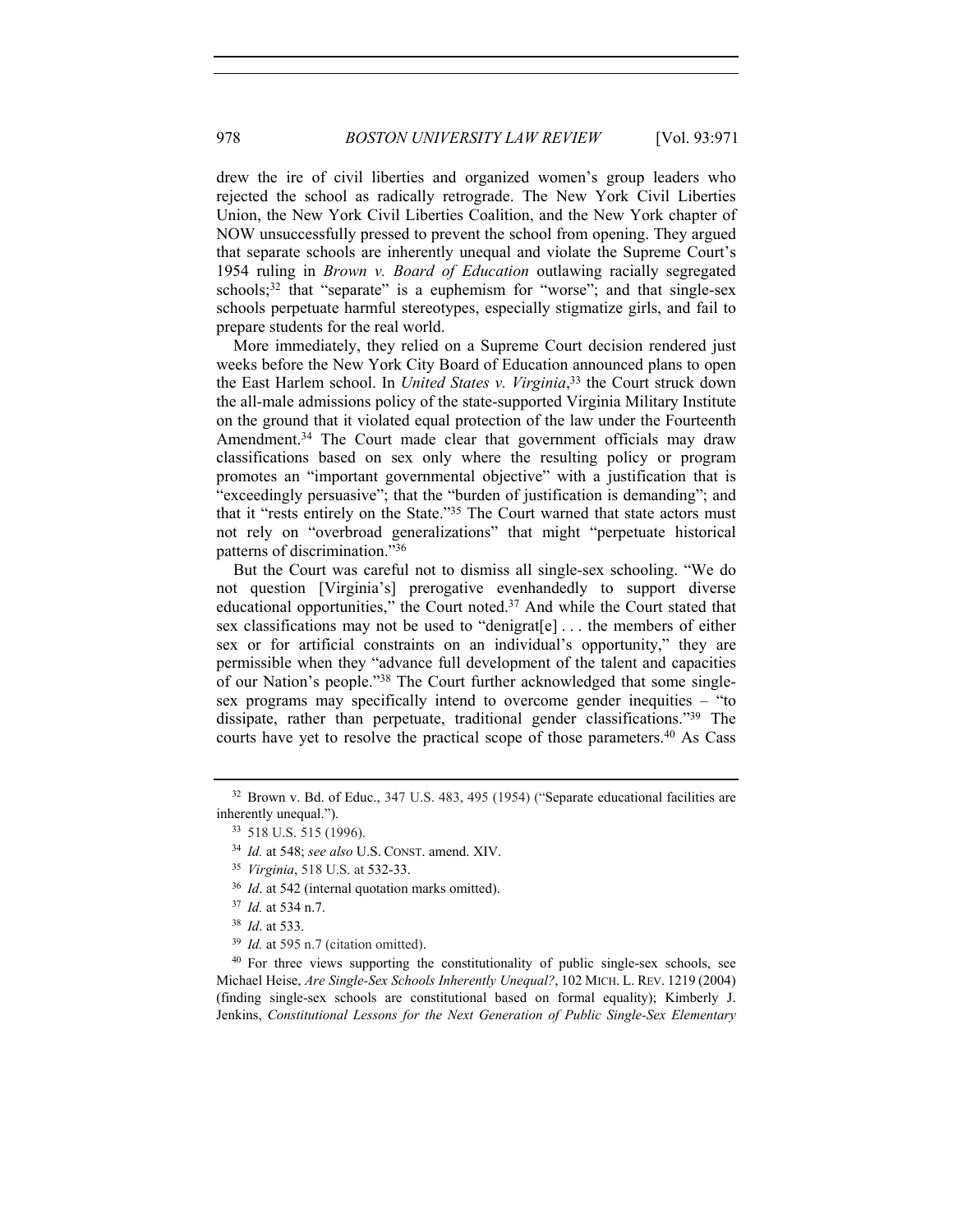drew the ire of civil liberties and organized women's group leaders who rejected the school as radically retrograde. The New York Civil Liberties Union, the New York Civil Liberties Coalition, and the New York chapter of NOW unsuccessfully pressed to prevent the school from opening. They argued that separate schools are inherently unequal and violate the Supreme Court's 1954 ruling in *Brown v. Board of Education* outlawing racially segregated schools;[32] that "separate" is a euphemism for "worse"; and that single-sex schools perpetuate harmful stereotypes, especially stigmatize girls, and fail to prepare students for the real world.

More immediately, they relied on a Supreme Court decision rendered just weeks before the New York City Board of Education announced plans to open the East Harlem school. In *United States v. Virginia*,[33] the Court struck down the all-male admissions policy of the state-supported Virginia Military Institute on the ground that it violated equal protection of the law under the Fourteenth Amendment.[34] The Court made clear that government officials may draw classifications based on sex only where the resulting policy or program promotes an "important governmental objective" with a justification that is "exceedingly persuasive"; that the "burden of justification is demanding"; and that it "rests entirely on the State."[35] The Court warned that state actors must not rely on "overbroad generalizations" that might "perpetuate historical patterns of discrimination."[36]

But the Court was careful not to dismiss all single-sex schooling. "We do not question [Virginia's] prerogative evenhandedly to support diverse educational opportunities," the Court noted.[37] And while the Court stated that sex classifications may not be used to "denigrat[e] . . . the members of either sex or for artificial constraints on an individual's opportunity," they are permissible when they "advance full development of the talent and capacities of our Nation's people."[38] The Court further acknowledged that some single-sex programs may specifically intend to overcome gender inequities – "to dissipate, rather than perpetuate, traditional gender classifications."[39] The courts have yet to resolve the practical scope of those parameters.[40] As Cass

---

[32] Brown v. Bd. of Educ., 347 U.S. 483, 495 (1954) ("Separate educational facilities are inherently unequal.").

[33] 518 U.S. 515 (1996).

[34] *Id.* at 548; *see also* U.S. CONST. amend. XIV.

[35] *Virginia*, 518 U.S. at 532-33.

[36] *Id*. at 542 (internal quotation marks omitted).

[37] *Id.* at 534 n.7.

[38] *Id*. at 533.

[39] *Id.* at 595 n.7 (citation omitted).

[40] For three views supporting the constitutionality of public single-sex schools, see Michael Heise, *Are Single-Sex Schools Inherently Unequal?*, 102 MICH. L. REV. 1219 (2004) (finding single-sex schools are constitutional based on formal equality); Kimberly J. Jenkins, *Constitutional Lessons for the Next Generation of Public Single-Sex Elementary*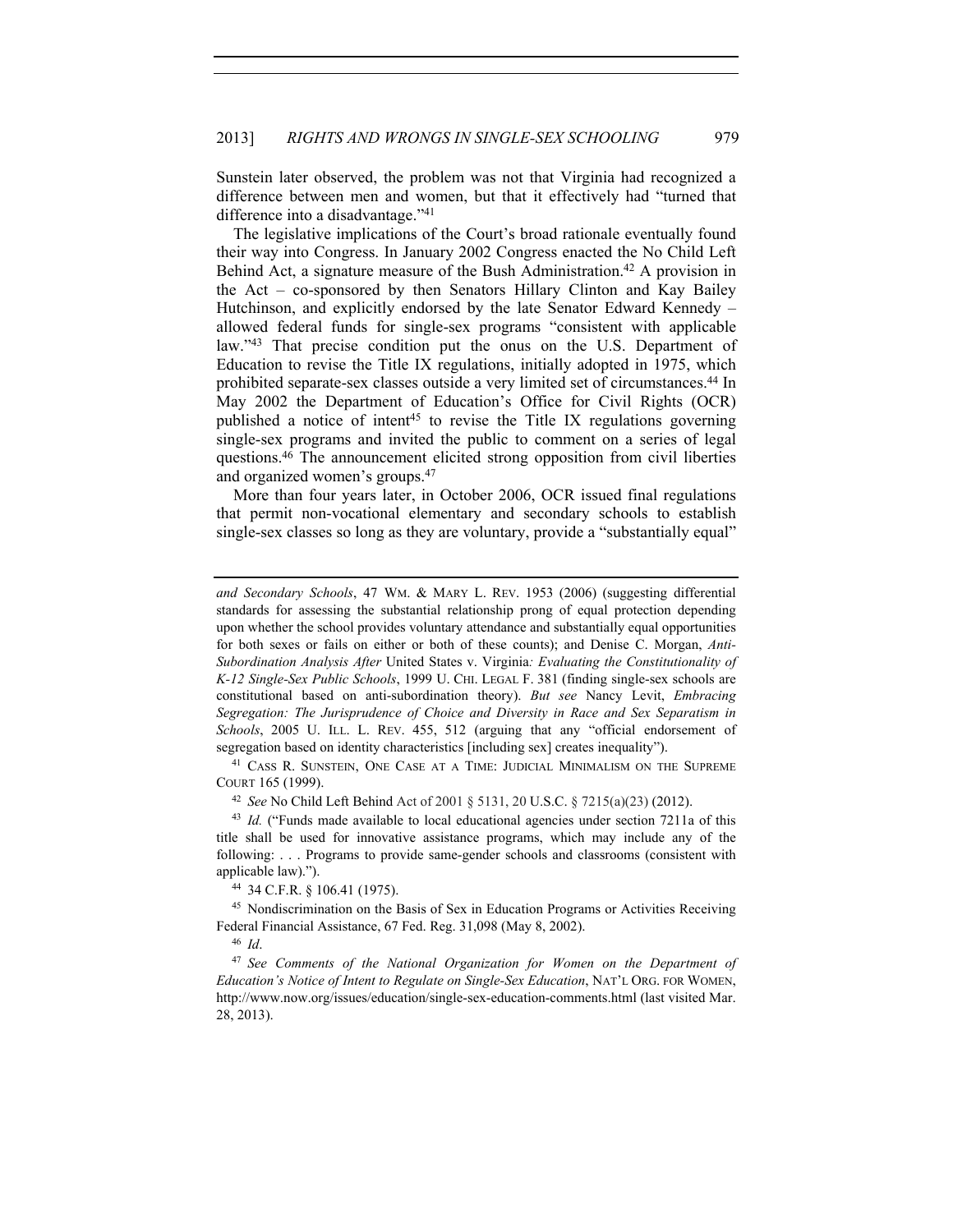Sunstein later observed, the problem was not that Virginia had recognized a difference between men and women, but that it effectively had "turned that difference into a disadvantage."[41]

The legislative implications of the Court's broad rationale eventually found their way into Congress. In January 2002 Congress enacted the No Child Left Behind Act, a signature measure of the Bush Administration.[42] A provision in the Act – co-sponsored by then Senators Hillary Clinton and Kay Bailey Hutchinson, and explicitly endorsed by the late Senator Edward Kennedy – allowed federal funds for single-sex programs "consistent with applicable law."[43] That precise condition put the onus on the U.S. Department of Education to revise the Title IX regulations, initially adopted in 1975, which prohibited separate-sex classes outside a very limited set of circumstances.[44] In May 2002 the Department of Education's Office for Civil Rights (OCR) published a notice of intent[45] to revise the Title IX regulations governing single-sex programs and invited the public to comment on a series of legal questions.[46] The announcement elicited strong opposition from civil liberties and organized women's groups.[47]

More than four years later, in October 2006, OCR issued final regulations that permit non-vocational elementary and secondary schools to establish single-sex classes so long as they are voluntary, provide a "substantially equal"

---

*and Secondary Schools*, 47 WM. & MARY L. REV. 1953 (2006) (suggesting differential standards for assessing the substantial relationship prong of equal protection depending upon whether the school provides voluntary attendance and substantially equal opportunities for both sexes or fails on either or both of these counts); and Denise C. Morgan, *Anti-Subordination Analysis After* United States v. Virginia*: Evaluating the Constitutionality of K-12 Single-Sex Public Schools*, 1999 U. CHI. LEGAL F. 381 (finding single-sex schools are constitutional based on anti-subordination theory). *But see* Nancy Levit, *Embracing Segregation: The Jurisprudence of Choice and Diversity in Race and Sex Separatism in Schools*, 2005 U. ILL. L. REV. 455, 512 (arguing that any "official endorsement of segregation based on identity characteristics [including sex] creates inequality").

[41] CASS R. SUNSTEIN, ONE CASE AT A TIME: JUDICIAL MINIMALISM ON THE SUPREME COURT 165 (1999).

[42] *See* No Child Left Behind Act of 2001 § 5131, 20 U.S.C. § 7215(a)(23) (2012).

[43] *Id.* ("Funds made available to local educational agencies under section 7211a of this title shall be used for innovative assistance programs, which may include any of the following: . . . Programs to provide same-gender schools and classrooms (consistent with applicable law).").

[44] 34 C.F.R. § 106.41 (1975).

[45] Nondiscrimination on the Basis of Sex in Education Programs or Activities Receiving Federal Financial Assistance, 67 Fed. Reg. 31,098 (May 8, 2002).

[46] *Id*.

[47] *See Comments of the National Organization for Women on the Department of Education's Notice of Intent to Regulate on Single-Sex Education*, NAT'L ORG. FOR WOMEN, http://www.now.org/issues/education/single-sex-education-comments.html (last visited Mar. 28, 2013).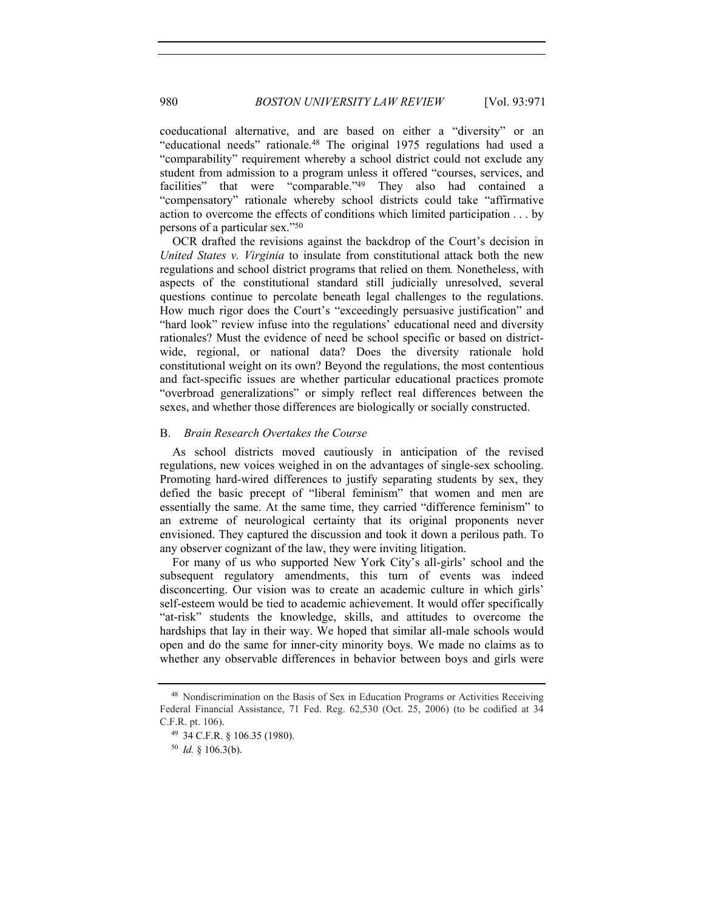coeducational alternative, and are based on either a "diversity" or an "educational needs" rationale.[48] The original 1975 regulations had used a "comparability" requirement whereby a school district could not exclude any student from admission to a program unless it offered "courses, services, and facilities" that were "comparable."[49] They also had contained a "compensatory" rationale whereby school districts could take "affirmative action to overcome the effects of conditions which limited participation . . . by persons of a particular sex."[50]

OCR drafted the revisions against the backdrop of the Court's decision in *United States v. Virginia* to insulate from constitutional attack both the new regulations and school district programs that relied on them. Nonetheless, with aspects of the constitutional standard still judicially unresolved, several questions continue to percolate beneath legal challenges to the regulations. How much rigor does the Court's "exceedingly persuasive justification" and "hard look" review infuse into the regulations' educational need and diversity rationales? Must the evidence of need be school specific or based on district-wide, regional, or national data? Does the diversity rationale hold constitutional weight on its own? Beyond the regulations, the most contentious and fact-specific issues are whether particular educational practices promote "overbroad generalizations" or simply reflect real differences between the sexes, and whether those differences are biologically or socially constructed.

## B. *Brain Research Overtakes the Course*

As school districts moved cautiously in anticipation of the revised regulations, new voices weighed in on the advantages of single-sex schooling. Promoting hard-wired differences to justify separating students by sex, they defied the basic precept of "liberal feminism" that women and men are essentially the same. At the same time, they carried "difference feminism" to an extreme of neurological certainty that its original proponents never envisioned. They captured the discussion and took it down a perilous path. To any observer cognizant of the law, they were inviting litigation.

For many of us who supported New York City's all-girls' school and the subsequent regulatory amendments, this turn of events was indeed disconcerting. Our vision was to create an academic culture in which girls' self-esteem would be tied to academic achievement. It would offer specifically "at-risk" students the knowledge, skills, and attitudes to overcome the hardships that lay in their way. We hoped that similar all-male schools would open and do the same for inner-city minority boys. We made no claims as to whether any observable differences in behavior between boys and girls were

---

[48] Nondiscrimination on the Basis of Sex in Education Programs or Activities Receiving Federal Financial Assistance, 71 Fed. Reg. 62,530 (Oct. 25, 2006) (to be codified at 34 C.F.R. pt. 106).

[49] 34 C.F.R. § 106.35 (1980).

[50] *Id.* § 106.3(b).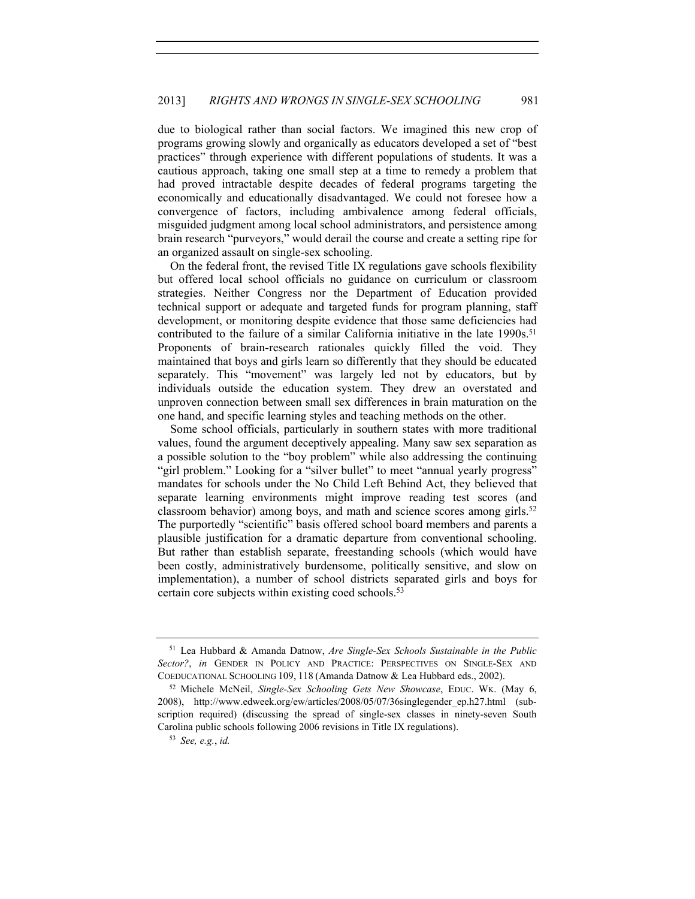due to biological rather than social factors. We imagined this new crop of programs growing slowly and organically as educators developed a set of "best practices" through experience with different populations of students. It was a cautious approach, taking one small step at a time to remedy a problem that had proved intractable despite decades of federal programs targeting the economically and educationally disadvantaged. We could not foresee how a convergence of factors, including ambivalence among federal officials, misguided judgment among local school administrators, and persistence among brain research "purveyors," would derail the course and create a setting ripe for an organized assault on single-sex schooling.

On the federal front, the revised Title IX regulations gave schools flexibility but offered local school officials no guidance on curriculum or classroom strategies. Neither Congress nor the Department of Education provided technical support or adequate and targeted funds for program planning, staff development, or monitoring despite evidence that those same deficiencies had contributed to the failure of a similar California initiative in the late 1990s.[51] Proponents of brain-research rationales quickly filled the void. They maintained that boys and girls learn so differently that they should be educated separately. This "movement" was largely led not by educators, but by individuals outside the education system. They drew an overstated and unproven connection between small sex differences in brain maturation on the one hand, and specific learning styles and teaching methods on the other.

Some school officials, particularly in southern states with more traditional values, found the argument deceptively appealing. Many saw sex separation as a possible solution to the "boy problem" while also addressing the continuing "girl problem." Looking for a "silver bullet" to meet "annual yearly progress" mandates for schools under the No Child Left Behind Act, they believed that separate learning environments might improve reading test scores (and classroom behavior) among boys, and math and science scores among girls.[52] The purportedly "scientific" basis offered school board members and parents a plausible justification for a dramatic departure from conventional schooling. But rather than establish separate, freestanding schools (which would have been costly, administratively burdensome, politically sensitive, and slow on implementation), a number of school districts separated girls and boys for certain core subjects within existing coed schools.[53]

---

[51] Lea Hubbard & Amanda Datnow, *Are Single-Sex Schools Sustainable in the Public Sector?*, *in* GENDER IN POLICY AND PRACTICE: PERSPECTIVES ON SINGLE-SEX AND COEDUCATIONAL SCHOOLING 109, 118 (Amanda Datnow & Lea Hubbard eds., 2002).

[52] Michele McNeil, *Single-Sex Schooling Gets New Showcase*, EDUC. WK. (May 6, 2008), http://www.edweek.org/ew/articles/2008/05/07/36singlegender_ep.h27.html (subscription required) (discussing the spread of single-sex classes in ninety-seven South Carolina public schools following 2006 revisions in Title IX regulations).

[53] *See, e.g.*, *id.*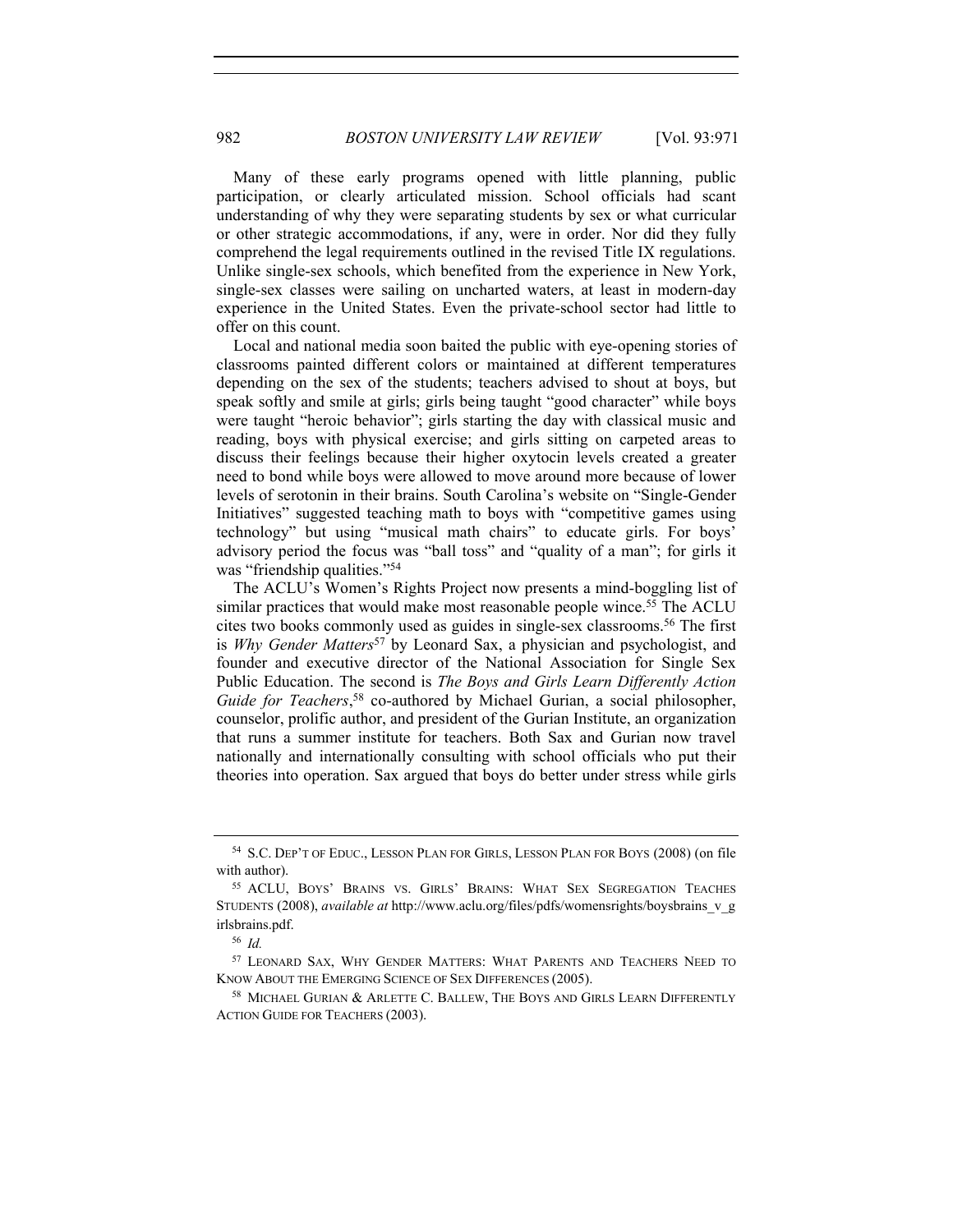Many of these early programs opened with little planning, public participation, or clearly articulated mission. School officials had scant understanding of why they were separating students by sex or what curricular or other strategic accommodations, if any, were in order. Nor did they fully comprehend the legal requirements outlined in the revised Title IX regulations. Unlike single-sex schools, which benefited from the experience in New York, single-sex classes were sailing on uncharted waters, at least in modern-day experience in the United States. Even the private-school sector had little to offer on this count.

Local and national media soon baited the public with eye-opening stories of classrooms painted different colors or maintained at different temperatures depending on the sex of the students; teachers advised to shout at boys, but speak softly and smile at girls; girls being taught "good character" while boys were taught "heroic behavior"; girls starting the day with classical music and reading, boys with physical exercise; and girls sitting on carpeted areas to discuss their feelings because their higher oxytocin levels created a greater need to bond while boys were allowed to move around more because of lower levels of serotonin in their brains. South Carolina's website on "Single-Gender Initiatives" suggested teaching math to boys with "competitive games using technology" but using "musical math chairs" to educate girls. For boys' advisory period the focus was "ball toss" and "quality of a man"; for girls it was "friendship qualities."[54]

The ACLU's Women's Rights Project now presents a mind-boggling list of similar practices that would make most reasonable people wince.[55] The ACLU cites two books commonly used as guides in single-sex classrooms.[56] The first is *Why Gender Matters*[57] by Leonard Sax, a physician and psychologist, and founder and executive director of the National Association for Single Sex Public Education. The second is *The Boys and Girls Learn Differently Action Guide for Teachers*,[58] co-authored by Michael Gurian, a social philosopher, counselor, prolific author, and president of the Gurian Institute, an organization that runs a summer institute for teachers. Both Sax and Gurian now travel nationally and internationally consulting with school officials who put their theories into operation. Sax argued that boys do better under stress while girls

---

[54] S.C. DEP'T OF EDUC., LESSON PLAN FOR GIRLS, LESSON PLAN FOR BOYS (2008) (on file with author).

[55] ACLU, BOYS' BRAINS VS. GIRLS' BRAINS: WHAT SEX SEGREGATION TEACHES STUDENTS (2008), *available at* http://www.aclu.org/files/pdfs/womensrights/boysbrains_v_girlsbrains.pdf.

[56] *Id.*

[57] LEONARD SAX, WHY GENDER MATTERS: WHAT PARENTS AND TEACHERS NEED TO KNOW ABOUT THE EMERGING SCIENCE OF SEX DIFFERENCES (2005).

[58] MICHAEL GURIAN & ARLETTE C. BALLEW, THE BOYS AND GIRLS LEARN DIFFERENTLY ACTION GUIDE FOR TEACHERS (2003).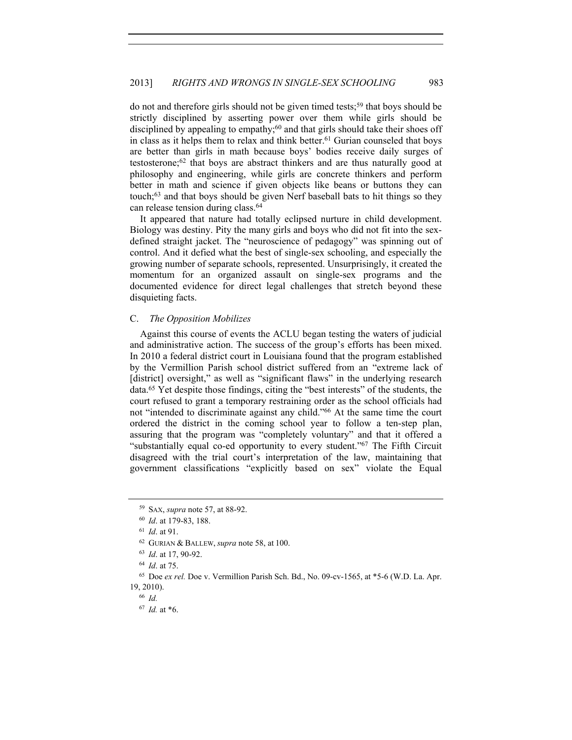do not and therefore girls should not be given timed tests;[59] that boys should be strictly disciplined by asserting power over them while girls should be disciplined by appealing to empathy;[60] and that girls should take their shoes off in class as it helps them to relax and think better.[61] Gurian counseled that boys are better than girls in math because boys' bodies receive daily surges of testosterone;[62] that boys are abstract thinkers and are thus naturally good at philosophy and engineering, while girls are concrete thinkers and perform better in math and science if given objects like beans or buttons they can touch;[63] and that boys should be given Nerf baseball bats to hit things so they can release tension during class.[64]

It appeared that nature had totally eclipsed nurture in child development. Biology was destiny. Pity the many girls and boys who did not fit into the sex-defined straight jacket. The "neuroscience of pedagogy" was spinning out of control. And it defied what the best of single-sex schooling, and especially the growing number of separate schools, represented. Unsurprisingly, it created the momentum for an organized assault on single-sex programs and the documented evidence for direct legal challenges that stretch beyond these disquieting facts.

### C. *The Opposition Mobilizes*

Against this course of events the ACLU began testing the waters of judicial and administrative action. The success of the group's efforts has been mixed. In 2010 a federal district court in Louisiana found that the program established by the Vermillion Parish school district suffered from an "extreme lack of [district] oversight," as well as "significant flaws" in the underlying research data.[65] Yet despite those findings, citing the "best interests" of the students, the court refused to grant a temporary restraining order as the school officials had not "intended to discriminate against any child."[66] At the same time the court ordered the district in the coming school year to follow a ten-step plan, assuring that the program was "completely voluntary" and that it offered a "substantially equal co-ed opportunity to every student."[67] The Fifth Circuit disagreed with the trial court's interpretation of the law, maintaining that government classifications "explicitly based on sex" violate the Equal

---

[59] SAX, *supra* note 57, at 88-92.

[60] *Id*. at 179-83, 188.

[61] *Id*. at 91.

[62] GURIAN & BALLEW, *supra* note 58, at 100.

[63] *Id*. at 17, 90-92.

[64] *Id*. at 75.

[65] Doe *ex rel.* Doe v. Vermillion Parish Sch. Bd., No. 09-cv-1565, at *5-6 (W.D. La. Apr. 19, 2010).

[66] *Id.*

[67] *Id.* at *6.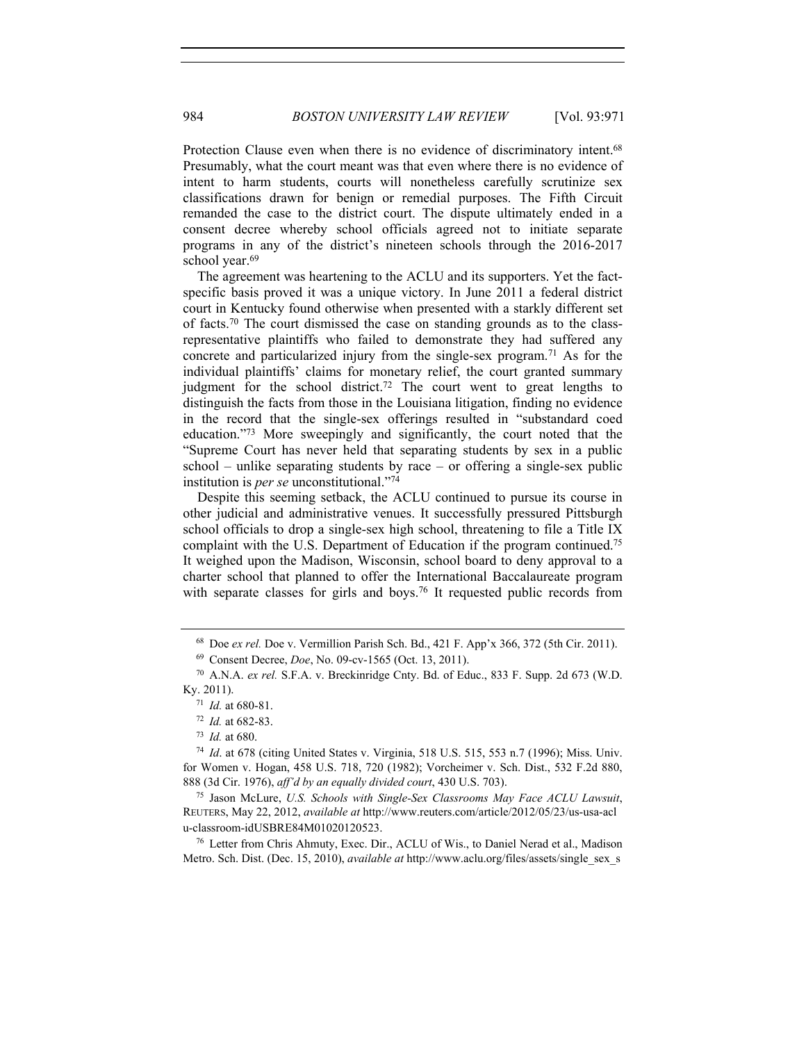Protection Clause even when there is no evidence of discriminatory intent.[68] Presumably, what the court meant was that even where there is no evidence of intent to harm students, courts will nonetheless carefully scrutinize sex classifications drawn for benign or remedial purposes. The Fifth Circuit remanded the case to the district court. The dispute ultimately ended in a consent decree whereby school officials agreed not to initiate separate programs in any of the district's nineteen schools through the 2016-2017 school year.[69]

The agreement was heartening to the ACLU and its supporters. Yet the fact-specific basis proved it was a unique victory. In June 2011 a federal district court in Kentucky found otherwise when presented with a starkly different set of facts.[70] The court dismissed the case on standing grounds as to the class-representative plaintiffs who failed to demonstrate they had suffered any concrete and particularized injury from the single-sex program.[71] As for the individual plaintiffs' claims for monetary relief, the court granted summary judgment for the school district.[72] The court went to great lengths to distinguish the facts from those in the Louisiana litigation, finding no evidence in the record that the single-sex offerings resulted in "substandard coed education."[73] More sweepingly and significantly, the court noted that the "Supreme Court has never held that separating students by sex in a public school – unlike separating students by race – or offering a single-sex public institution is *per se* unconstitutional."[74]

Despite this seeming setback, the ACLU continued to pursue its course in other judicial and administrative venues. It successfully pressured Pittsburgh school officials to drop a single-sex high school, threatening to file a Title IX complaint with the U.S. Department of Education if the program continued.[75] It weighed upon the Madison, Wisconsin, school board to deny approval to a charter school that planned to offer the International Baccalaureate program with separate classes for girls and boys.[76] It requested public records from

---

[68] Doe *ex rel.* Doe v. Vermillion Parish Sch. Bd., 421 F. App'x 366, 372 (5th Cir. 2011).

[69] Consent Decree, *Doe*, No. 09-cv-1565 (Oct. 13, 2011).

[70] A.N.A. *ex rel.* S.F.A. v. Breckinridge Cnty. Bd. of Educ., 833 F. Supp. 2d 673 (W.D. Ky. 2011).

[71] *Id.* at 680-81.

[72] *Id.* at 682-83.

[73] *Id.* at 680.

[74] *Id*. at 678 (citing United States v. Virginia, 518 U.S. 515, 553 n.7 (1996); Miss. Univ. for Women v. Hogan, 458 U.S. 718, 720 (1982); Vorcheimer v. Sch. Dist., 532 F.2d 880, 888 (3d Cir. 1976), *aff'd by an equally divided court*, 430 U.S. 703).

[75] Jason McLure, *U.S. Schools with Single-Sex Classrooms May Face ACLU Lawsuit*, REUTERS, May 22, 2012, *available at* http://www.reuters.com/article/2012/05/23/us-usa-aclu-classroom-idUSBRE84M01020120523.

[76] Letter from Chris Ahmuty, Exec. Dir., ACLU of Wis., to Daniel Nerad et al., Madison Metro. Sch. Dist. (Dec. 15, 2010), *available at* http://www.aclu.org/files/assets/single_sex_s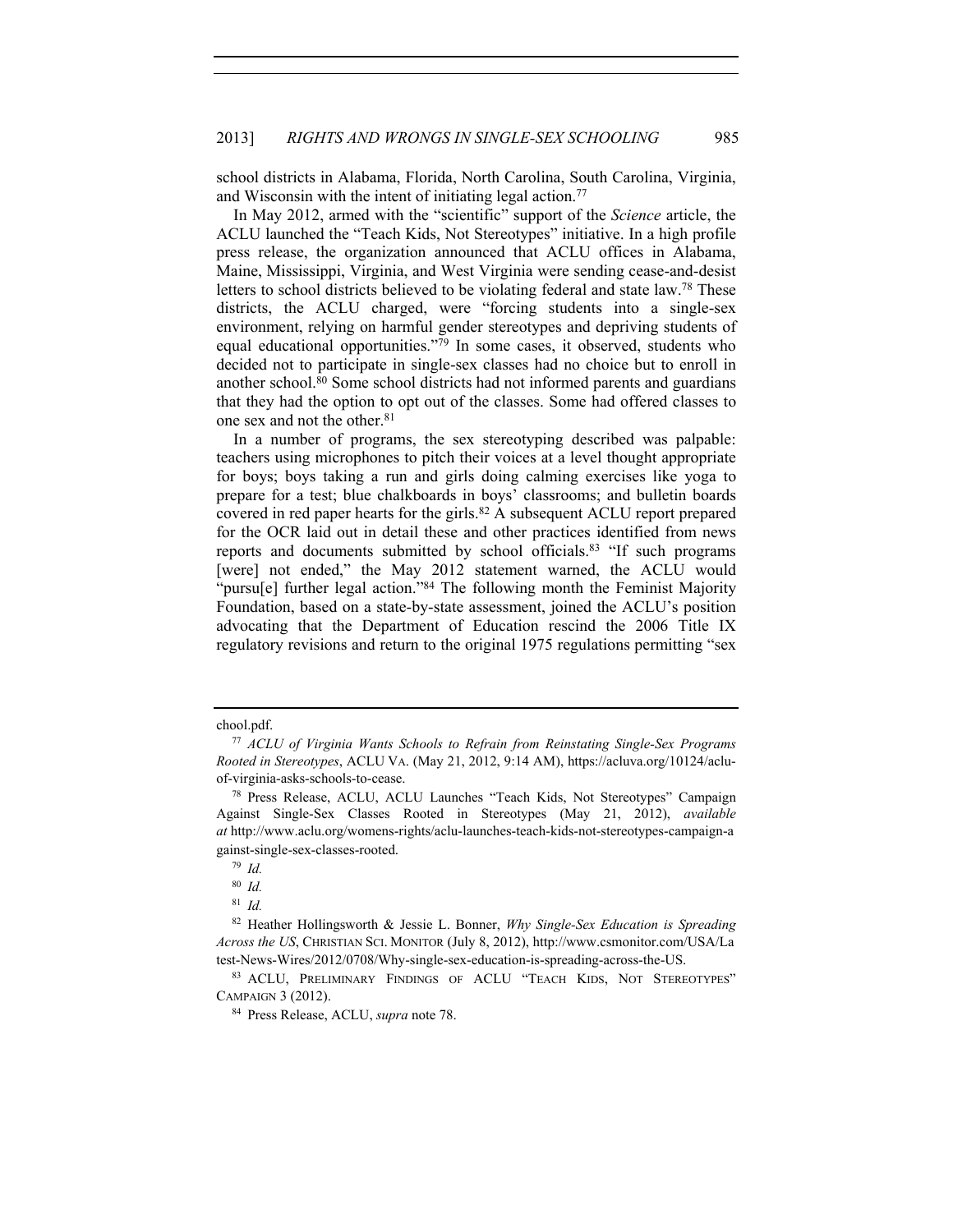school districts in Alabama, Florida, North Carolina, South Carolina, Virginia, and Wisconsin with the intent of initiating legal action.[77]

In May 2012, armed with the "scientific" support of the *Science* article, the ACLU launched the "Teach Kids, Not Stereotypes" initiative. In a high profile press release, the organization announced that ACLU offices in Alabama, Maine, Mississippi, Virginia, and West Virginia were sending cease-and-desist letters to school districts believed to be violating federal and state law.[78] These districts, the ACLU charged, were "forcing students into a single-sex environment, relying on harmful gender stereotypes and depriving students of equal educational opportunities."[79] In some cases, it observed, students who decided not to participate in single-sex classes had no choice but to enroll in another school.[80] Some school districts had not informed parents and guardians that they had the option to opt out of the classes. Some had offered classes to one sex and not the other.[81]

In a number of programs, the sex stereotyping described was palpable: teachers using microphones to pitch their voices at a level thought appropriate for boys; boys taking a run and girls doing calming exercises like yoga to prepare for a test; blue chalkboards in boys' classrooms; and bulletin boards covered in red paper hearts for the girls.[82] A subsequent ACLU report prepared for the OCR laid out in detail these and other practices identified from news reports and documents submitted by school officials.[83] "If such programs [were] not ended," the May 2012 statement warned, the ACLU would "pursu[e] further legal action."[84] The following month the Feminist Majority Foundation, based on a state-by-state assessment, joined the ACLU's position advocating that the Department of Education rescind the 2006 Title IX regulatory revisions and return to the original 1975 regulations permitting "sex

---

chool.pdf.

[77] *ACLU of Virginia Wants Schools to Refrain from Reinstating Single-Sex Programs Rooted in Stereotypes*, ACLU VA. (May 21, 2012, 9:14 AM), https://acluva.org/10124/aclu-of-virginia-asks-schools-to-cease.

[78] Press Release, ACLU, ACLU Launches "Teach Kids, Not Stereotypes" Campaign Against Single-Sex Classes Rooted in Stereotypes (May 21, 2012), *available at* http://www.aclu.org/womens-rights/aclu-launches-teach-kids-not-stereotypes-campaign-against-single-sex-classes-rooted.

[79] *Id.*

[80] *Id.*

[81] *Id.*

[82] Heather Hollingsworth & Jessie L. Bonner, *Why Single-Sex Education is Spreading Across the US*, CHRISTIAN SCI. MONITOR (July 8, 2012), http://www.csmonitor.com/USA/Latest-News-Wires/2012/0708/Why-single-sex-education-is-spreading-across-the-US.

[83] ACLU, PRELIMINARY FINDINGS OF ACLU "TEACH KIDS, NOT STEREOTYPES" CAMPAIGN 3 (2012).

[84] Press Release, ACLU, *supra* note 78.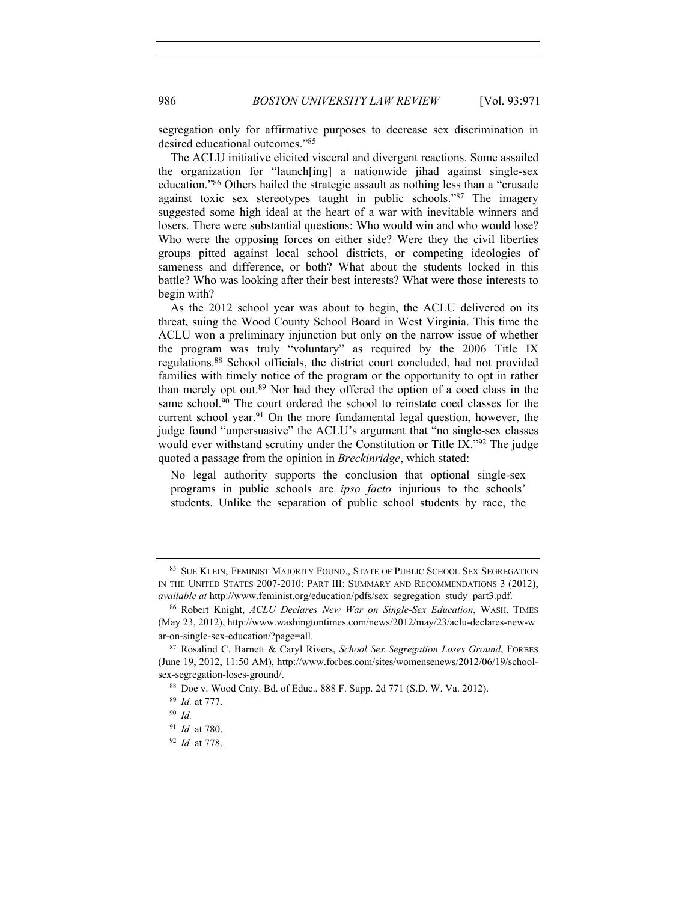segregation only for affirmative purposes to decrease sex discrimination in desired educational outcomes."[85]

The ACLU initiative elicited visceral and divergent reactions. Some assailed the organization for "launch[ing] a nationwide jihad against single-sex education."[86] Others hailed the strategic assault as nothing less than a "crusade against toxic sex stereotypes taught in public schools."[87] The imagery suggested some high ideal at the heart of a war with inevitable winners and losers. There were substantial questions: Who would win and who would lose? Who were the opposing forces on either side? Were they the civil liberties groups pitted against local school districts, or competing ideologies of sameness and difference, or both? What about the students locked in this battle? Who was looking after their best interests? What were those interests to begin with?

As the 2012 school year was about to begin, the ACLU delivered on its threat, suing the Wood County School Board in West Virginia. This time the ACLU won a preliminary injunction but only on the narrow issue of whether the program was truly "voluntary" as required by the 2006 Title IX regulations.[88] School officials, the district court concluded, had not provided families with timely notice of the program or the opportunity to opt in rather than merely opt out.[89] Nor had they offered the option of a coed class in the same school.[90] The court ordered the school to reinstate coed classes for the current school year.[91] On the more fundamental legal question, however, the judge found "unpersuasive" the ACLU's argument that "no single-sex classes would ever withstand scrutiny under the Constitution or Title IX."[92] The judge quoted a passage from the opinion in *Breckinridge*, which stated:

> No legal authority supports the conclusion that optional single-sex programs in public schools are *ipso facto* injurious to the schools' students. Unlike the separation of public school students by race, the

---

[85] Sue Klein, Feminist Majority Found., State of Public School Sex Segregation in the United States 2007-2010: Part III: Summary and Recommendations 3 (2012), *available at* http://www.feminist.org/education/pdfs/sex_segregation_study_part3.pdf.

[86] Robert Knight, *ACLU Declares New War on Single-Sex Education*, Wash. Times (May 23, 2012), http://www.washingtontimes.com/news/2012/may/23/aclu-declares-new-war-on-single-sex-education/?page=all.

[87] Rosalind C. Barnett & Caryl Rivers, *School Sex Segregation Loses Ground*, Forbes (June 19, 2012, 11:50 AM), http://www.forbes.com/sites/womensenews/2012/06/19/school-sex-segregation-loses-ground/.

[88] Doe v. Wood Cnty. Bd. of Educ., 888 F. Supp. 2d 771 (S.D. W. Va. 2012).

[89] *Id.* at 777.

[90] *Id.*

[91] *Id.* at 780.

[92] *Id.* at 778.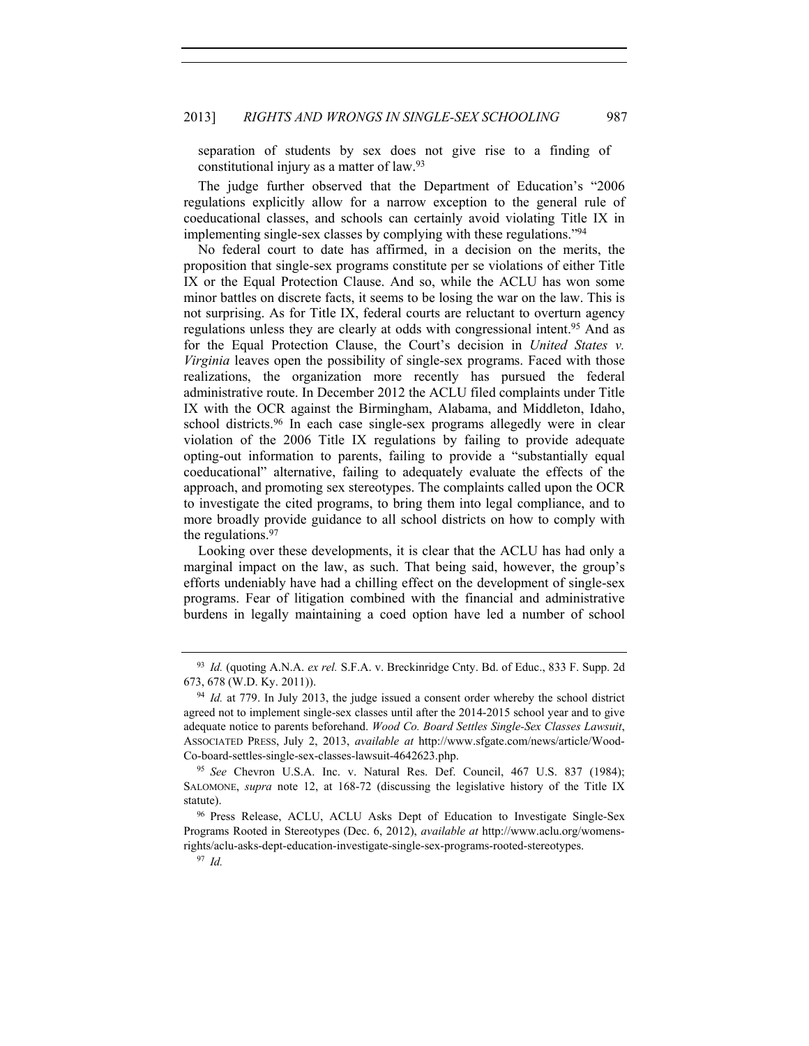separation of students by sex does not give rise to a finding of constitutional injury as a matter of law.[93]

The judge further observed that the Department of Education's "2006 regulations explicitly allow for a narrow exception to the general rule of coeducational classes, and schools can certainly avoid violating Title IX in implementing single-sex classes by complying with these regulations."[94]

No federal court to date has affirmed, in a decision on the merits, the proposition that single-sex programs constitute per se violations of either Title IX or the Equal Protection Clause. And so, while the ACLU has won some minor battles on discrete facts, it seems to be losing the war on the law. This is not surprising. As for Title IX, federal courts are reluctant to overturn agency regulations unless they are clearly at odds with congressional intent.[95] And as for the Equal Protection Clause, the Court's decision in *United States v. Virginia* leaves open the possibility of single-sex programs. Faced with those realizations, the organization more recently has pursued the federal administrative route. In December 2012 the ACLU filed complaints under Title IX with the OCR against the Birmingham, Alabama, and Middleton, Idaho, school districts.[96] In each case single-sex programs allegedly were in clear violation of the 2006 Title IX regulations by failing to provide adequate opting-out information to parents, failing to provide a "substantially equal coeducational" alternative, failing to adequately evaluate the effects of the approach, and promoting sex stereotypes. The complaints called upon the OCR to investigate the cited programs, to bring them into legal compliance, and to more broadly provide guidance to all school districts on how to comply with the regulations.[97]

Looking over these developments, it is clear that the ACLU has had only a marginal impact on the law, as such. That being said, however, the group's efforts undeniably have had a chilling effect on the development of single-sex programs. Fear of litigation combined with the financial and administrative burdens in legally maintaining a coed option have led a number of school

---

[93] *Id.* (quoting A.N.A. *ex rel.* S.F.A. v. Breckinridge Cnty. Bd. of Educ., 833 F. Supp. 2d 673, 678 (W.D. Ky. 2011)).

[94] *Id.* at 779. In July 2013, the judge issued a consent order whereby the school district agreed not to implement single-sex classes until after the 2014-2015 school year and to give adequate notice to parents beforehand. *Wood Co. Board Settles Single-Sex Classes Lawsuit*, ASSOCIATED PRESS, July 2, 2013, *available at* http://www.sfgate.com/news/article/Wood-Co-board-settles-single-sex-classes-lawsuit-4642623.php.

[95] *See* Chevron U.S.A. Inc. v. Natural Res. Def. Council, 467 U.S. 837 (1984); SALOMONE, *supra* note 12, at 168-72 (discussing the legislative history of the Title IX statute).

[96] Press Release, ACLU, ACLU Asks Dept of Education to Investigate Single-Sex Programs Rooted in Stereotypes (Dec. 6, 2012), *available at* http://www.aclu.org/womens-rights/aclu-asks-dept-education-investigate-single-sex-programs-rooted-stereotypes.

[97] *Id.*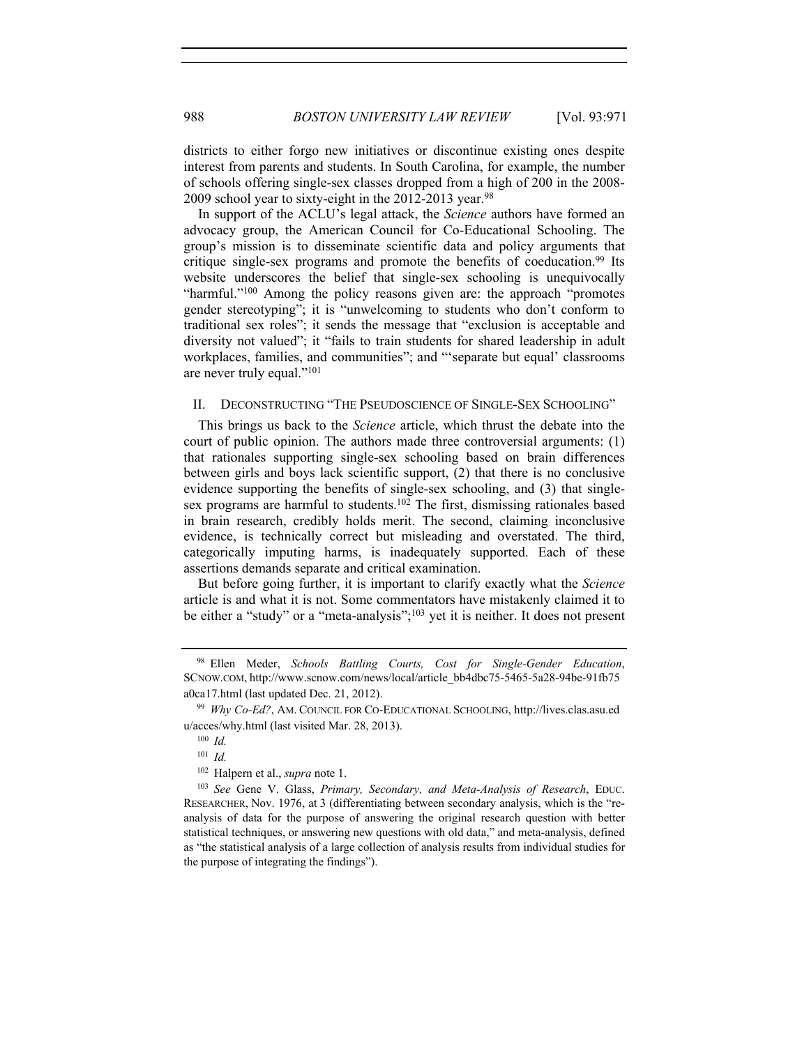districts to either forgo new initiatives or discontinue existing ones despite interest from parents and students. In South Carolina, for example, the number of schools offering single-sex classes dropped from a high of 200 in the 2008-2009 school year to sixty-eight in the 2012-2013 year.[98]

In support of the ACLU's legal attack, the *Science* authors have formed an advocacy group, the American Council for Co-Educational Schooling. The group's mission is to disseminate scientific data and policy arguments that critique single-sex programs and promote the benefits of coeducation.[99] Its website underscores the belief that single-sex schooling is unequivocally "harmful."[100] Among the policy reasons given are: the approach "promotes gender stereotyping"; it is "unwelcoming to students who don't conform to traditional sex roles"; it sends the message that "exclusion is acceptable and diversity not valued"; it "fails to train students for shared leadership in adult workplaces, families, and communities"; and "'separate but equal' classrooms are never truly equal."[101]

## II. DECONSTRUCTING "THE PSEUDOSCIENCE OF SINGLE-SEX SCHOOLING"

This brings us back to the *Science* article, which thrust the debate into the court of public opinion. The authors made three controversial arguments: (1) that rationales supporting single-sex schooling based on brain differences between girls and boys lack scientific support, (2) that there is no conclusive evidence supporting the benefits of single-sex schooling, and (3) that single-sex programs are harmful to students.[102] The first, dismissing rationales based in brain research, credibly holds merit. The second, claiming inconclusive evidence, is technically correct but misleading and overstated. The third, categorically imputing harms, is inadequately supported. Each of these assertions demands separate and critical examination.

But before going further, it is important to clarify exactly what the *Science* article is and what it is not. Some commentators have mistakenly claimed it to be either a "study" or a "meta-analysis";[103] yet it is neither. It does not present

---

[98] Ellen Meder, *Schools Battling Courts, Cost for Single-Gender Education*, SCNOW.COM, http://www.scnow.com/news/local/article_bb4dbc75-5465-5a28-94be-91fb75a0ca17.html (last updated Dec. 21, 2012).

[99] *Why Co-Ed?*, AM. COUNCIL FOR CO-EDUCATIONAL SCHOOLING, http://lives.clas.asu.edu/acces/why.html (last visited Mar. 28, 2013).

[100] *Id.*

[101] *Id.*

[102] Halpern et al., *supra* note 1.

[103] *See* Gene V. Glass, *Primary, Secondary, and Meta-Analysis of Research*, EDUC. RESEARCHER, Nov. 1976, at 3 (differentiating between secondary analysis, which is the "re-analysis of data for the purpose of answering the original research question with better statistical techniques, or answering new questions with old data," and meta-analysis, defined as "the statistical analysis of a large collection of analysis results from individual studies for the purpose of integrating the findings").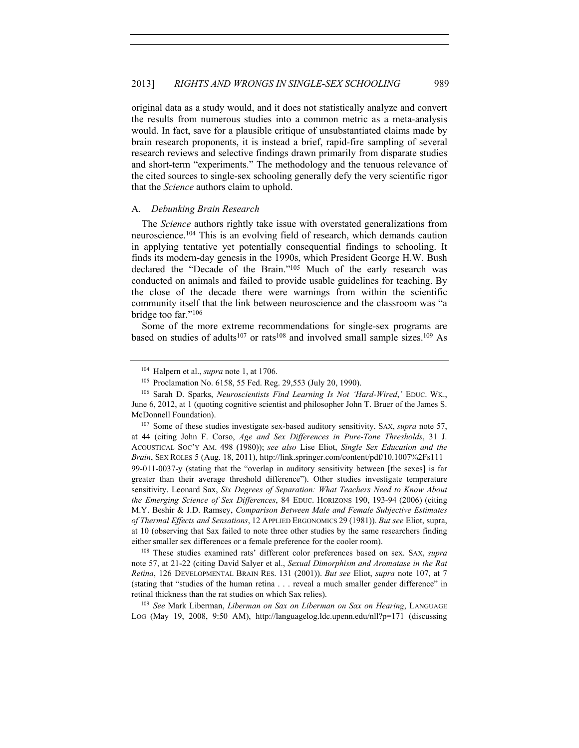original data as a study would, and it does not statistically analyze and convert the results from numerous studies into a common metric as a meta-analysis would. In fact, save for a plausible critique of unsubstantiated claims made by brain research proponents, it is instead a brief, rapid-fire sampling of several research reviews and selective findings drawn primarily from disparate studies and short-term "experiments." The methodology and the tenuous relevance of the cited sources to single-sex schooling generally defy the very scientific rigor that the *Science* authors claim to uphold.

### A. *Debunking Brain Research*

The *Science* authors rightly take issue with overstated generalizations from neuroscience.[104] This is an evolving field of research, which demands caution in applying tentative yet potentially consequential findings to schooling. It finds its modern-day genesis in the 1990s, which President George H.W. Bush declared the "Decade of the Brain."[105] Much of the early research was conducted on animals and failed to provide usable guidelines for teaching. By the close of the decade there were warnings from within the scientific community itself that the link between neuroscience and the classroom was "a bridge too far."[106]

Some of the more extreme recommendations for single-sex programs are based on studies of adults[107] or rats[108] and involved small sample sizes.[109] As

---

[104] Halpern et al., *supra* note 1, at 1706.

[105] Proclamation No. 6158, 55 Fed. Reg. 29,553 (July 20, 1990).

[106] Sarah D. Sparks, *Neuroscientists Find Learning Is Not 'Hard-Wired*,*'* EDUC. WK., June 6, 2012, at 1 (quoting cognitive scientist and philosopher John T. Bruer of the James S. McDonnell Foundation).

[107] Some of these studies investigate sex-based auditory sensitivity. SAX, *supra* note 57, at 44 (citing John F. Corso, *Age and Sex Differences in Pure-Tone Thresholds*, 31 J. ACOUSTICAL SOC'Y AM. 498 (1980)); *see also* Lise Eliot, *Single Sex Education and the Brain*, SEX ROLES 5 (Aug. 18, 2011), http://link.springer.com/content/pdf/10.1007%2Fs111 99-011-0037-y (stating that the "overlap in auditory sensitivity between [the sexes] is far greater than their average threshold difference"). Other studies investigate temperature sensitivity. Leonard Sax, *Six Degrees of Separation: What Teachers Need to Know About the Emerging Science of Sex Differences*, 84 EDUC. HORIZONS 190, 193-94 (2006) (citing M.Y. Beshir & J.D. Ramsey, *Comparison Between Male and Female Subjective Estimates of Thermal Effects and Sensations*, 12 APPLIED ERGONOMICS 29 (1981)). *But see* Eliot, supra, at 10 (observing that Sax failed to note three other studies by the same researchers finding either smaller sex differences or a female preference for the cooler room).

[108] These studies examined rats' different color preferences based on sex. SAX, *supra* note 57, at 21-22 (citing David Salyer et al., *Sexual Dimorphism and Aromatase in the Rat Retina*, 126 DEVELOPMENTAL BRAIN RES. 131 (2001)). *But see* Eliot, *supra* note 107, at 7 (stating that "studies of the human retina . . . reveal a much smaller gender difference" in retinal thickness than the rat studies on which Sax relies).

[109] *See* Mark Liberman, *Liberman on Sax on Liberman on Sax on Hearing*, LANGUAGE LOG (May 19, 2008, 9:50 AM), http://languagelog.ldc.upenn.edu/nll?p=171 (discussing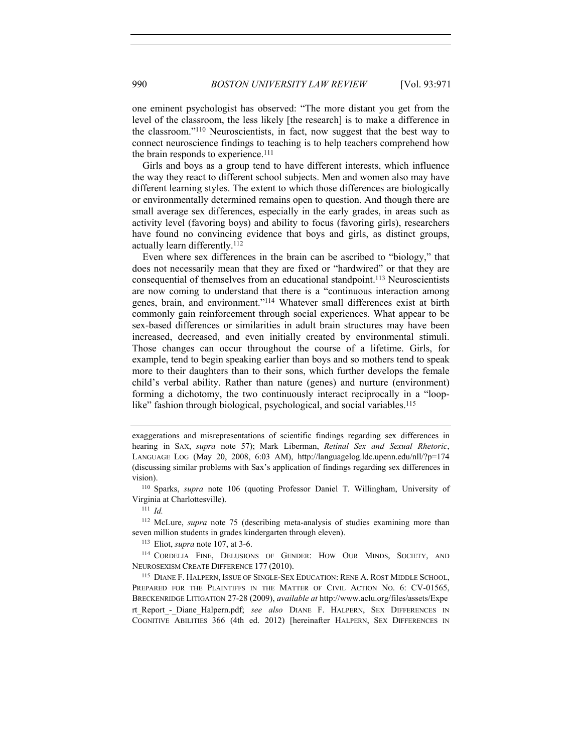one eminent psychologist has observed: "The more distant you get from the level of the classroom, the less likely [the research] is to make a difference in the classroom."[110] Neuroscientists, in fact, now suggest that the best way to connect neuroscience findings to teaching is to help teachers comprehend how the brain responds to experience.[111]

Girls and boys as a group tend to have different interests, which influence the way they react to different school subjects. Men and women also may have different learning styles. The extent to which those differences are biologically or environmentally determined remains open to question. And though there are small average sex differences, especially in the early grades, in areas such as activity level (favoring boys) and ability to focus (favoring girls), researchers have found no convincing evidence that boys and girls, as distinct groups, actually learn differently.[112]

Even where sex differences in the brain can be ascribed to "biology," that does not necessarily mean that they are fixed or "hardwired" or that they are consequential of themselves from an educational standpoint.[113] Neuroscientists are now coming to understand that there is a "continuous interaction among genes, brain, and environment."[114] Whatever small differences exist at birth commonly gain reinforcement through social experiences. What appear to be sex-based differences or similarities in adult brain structures may have been increased, decreased, and even initially created by environmental stimuli. Those changes can occur throughout the course of a lifetime. Girls, for example, tend to begin speaking earlier than boys and so mothers tend to speak more to their daughters than to their sons, which further develops the female child's verbal ability. Rather than nature (genes) and nurture (environment) forming a dichotomy, the two continuously interact reciprocally in a "loop-like" fashion through biological, psychological, and social variables.[115]

---

exaggerations and misrepresentations of scientific findings regarding sex differences in hearing in SAX, *supra* note 57); Mark Liberman, *Retinal Sex and Sexual Rhetoric*, LANGUAGE LOG (May 20, 2008, 6:03 AM), http://languagelog.ldc.upenn.edu/nll/?p=174 (discussing similar problems with Sax's application of findings regarding sex differences in vision).

[110] Sparks, *supra* note 106 (quoting Professor Daniel T. Willingham, University of Virginia at Charlottesville).

[111] *Id.*

[112] McLure, *supra* note 75 (describing meta-analysis of studies examining more than seven million students in grades kindergarten through eleven).

[113] Eliot, *supra* note 107, at 3-6.

[114] CORDELIA FINE, DELUSIONS OF GENDER: HOW OUR MINDS, SOCIETY, AND NEUROSEXISM CREATE DIFFERENCE 177 (2010).

[115] DIANE F. HALPERN, ISSUE OF SINGLE-SEX EDUCATION: RENE A. ROST MIDDLE SCHOOL, PREPARED FOR THE PLAINTIFFS IN THE MATTER OF CIVIL ACTION NO. 6: CV-01565, BRECKENRIDGE LITIGATION 27-28 (2009), *available at* http://www.aclu.org/files/assets/Expert_Report_-_Diane_Halpern.pdf; *see also* DIANE F. HALPERN, SEX DIFFERENCES IN COGNITIVE ABILITIES 366 (4th ed. 2012) [hereinafter HALPERN, SEX DIFFERENCES IN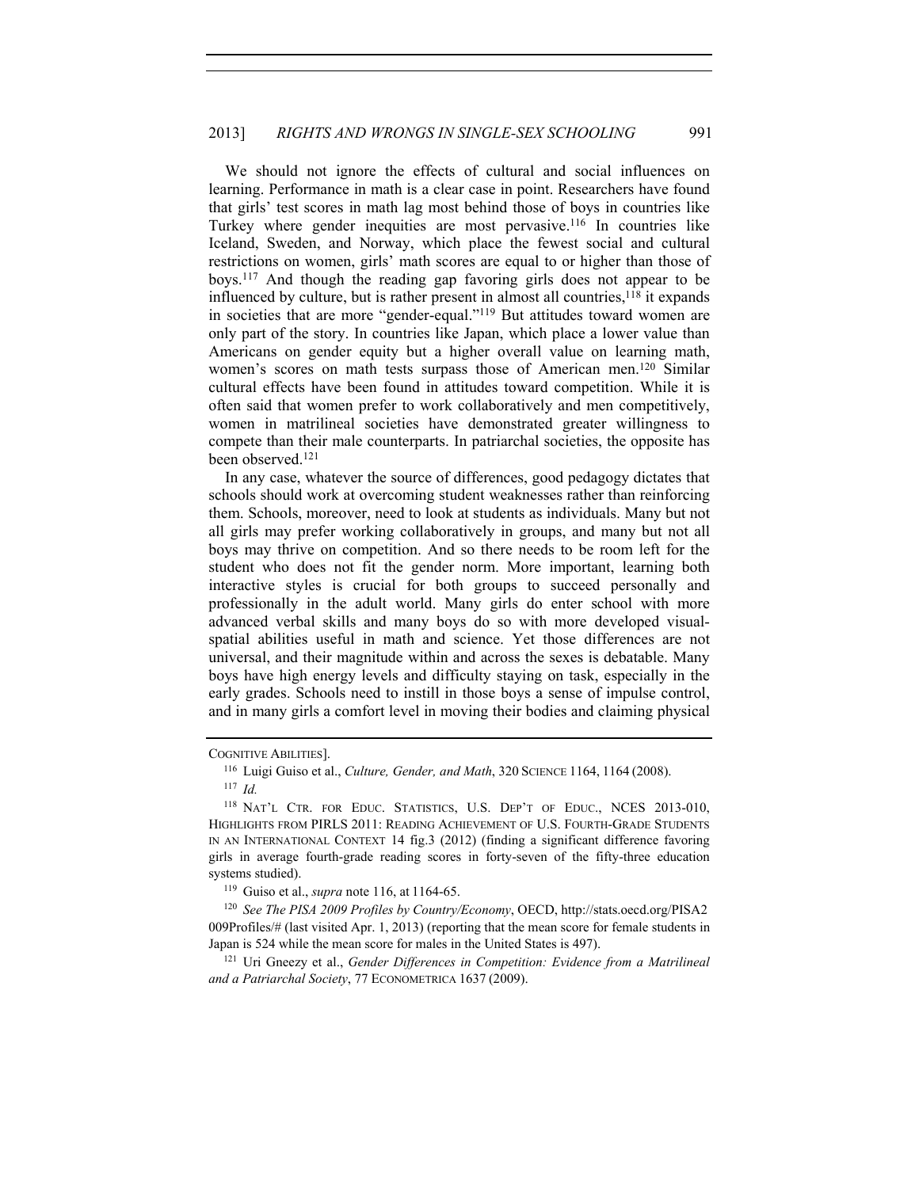We should not ignore the effects of cultural and social influences on learning. Performance in math is a clear case in point. Researchers have found that girls' test scores in math lag most behind those of boys in countries like Turkey where gender inequities are most pervasive.[116] In countries like Iceland, Sweden, and Norway, which place the fewest social and cultural restrictions on women, girls' math scores are equal to or higher than those of boys.[117] And though the reading gap favoring girls does not appear to be influenced by culture, but is rather present in almost all countries,[118] it expands in societies that are more "gender-equal."[119] But attitudes toward women are only part of the story. In countries like Japan, which place a lower value than Americans on gender equity but a higher overall value on learning math, women's scores on math tests surpass those of American men.[120] Similar cultural effects have been found in attitudes toward competition. While it is often said that women prefer to work collaboratively and men competitively, women in matrilineal societies have demonstrated greater willingness to compete than their male counterparts. In patriarchal societies, the opposite has been observed.[121]

In any case, whatever the source of differences, good pedagogy dictates that schools should work at overcoming student weaknesses rather than reinforcing them. Schools, moreover, need to look at students as individuals. Many but not all girls may prefer working collaboratively in groups, and many but not all boys may thrive on competition. And so there needs to be room left for the student who does not fit the gender norm. More important, learning both interactive styles is crucial for both groups to succeed personally and professionally in the adult world. Many girls do enter school with more advanced verbal skills and many boys do so with more developed visual-spatial abilities useful in math and science. Yet those differences are not universal, and their magnitude within and across the sexes is debatable. Many boys have high energy levels and difficulty staying on task, especially in the early grades. Schools need to instill in those boys a sense of impulse control, and in many girls a comfort level in moving their bodies and claiming physical

---

COGNITIVE ABILITIES].

[116] Luigi Guiso et al., *Culture, Gender, and Math*, 320 SCIENCE 1164, 1164 (2008).

[117] *Id.*

[118] NAT'L CTR. FOR EDUC. STATISTICS, U.S. DEP'T OF EDUC., NCES 2013-010, HIGHLIGHTS FROM PIRLS 2011: READING ACHIEVEMENT OF U.S. FOURTH-GRADE STUDENTS IN AN INTERNATIONAL CONTEXT 14 fig.3 (2012) (finding a significant difference favoring girls in average fourth-grade reading scores in forty-seven of the fifty-three education systems studied).

[119] Guiso et al., *supra* note 116, at 1164-65.

[120] *See The PISA 2009 Profiles by Country/Economy*, OECD, http://stats.oecd.org/PISA2009Profiles/# (last visited Apr. 1, 2013) (reporting that the mean score for female students in Japan is 524 while the mean score for males in the United States is 497).

[121] Uri Gneezy et al., *Gender Differences in Competition: Evidence from a Matrilineal and a Patriarchal Society*, 77 ECONOMETRICA 1637 (2009).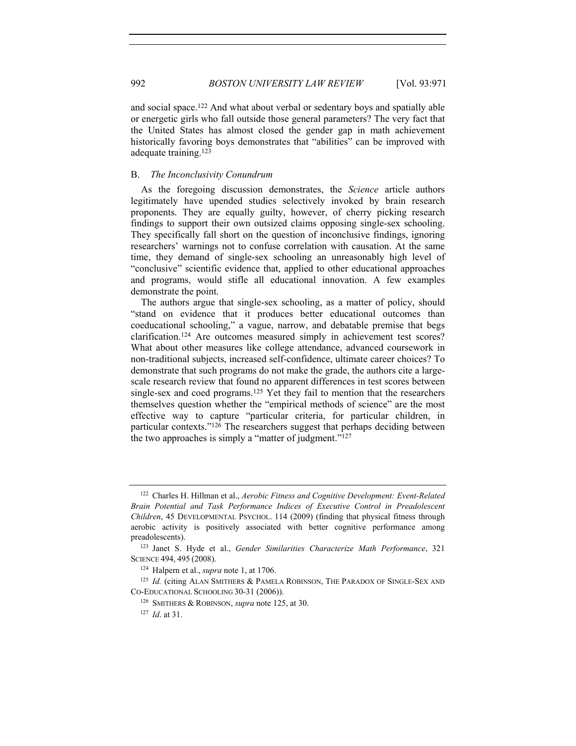and social space.[122] And what about verbal or sedentary boys and spatially able or energetic girls who fall outside those general parameters? The very fact that the United States has almost closed the gender gap in math achievement historically favoring boys demonstrates that "abilities" can be improved with adequate training.[123]

### B. *The Inconclusivity Conundrum*

As the foregoing discussion demonstrates, the *Science* article authors legitimately have upended studies selectively invoked by brain research proponents. They are equally guilty, however, of cherry picking research findings to support their own outsized claims opposing single-sex schooling. They specifically fall short on the question of inconclusive findings, ignoring researchers' warnings not to confuse correlation with causation. At the same time, they demand of single-sex schooling an unreasonably high level of "conclusive" scientific evidence that, applied to other educational approaches and programs, would stifle all educational innovation. A few examples demonstrate the point.

The authors argue that single-sex schooling, as a matter of policy, should "stand on evidence that it produces better educational outcomes than coeducational schooling," a vague, narrow, and debatable premise that begs clarification.[124] Are outcomes measured simply in achievement test scores? What about other measures like college attendance, advanced coursework in non-traditional subjects, increased self-confidence, ultimate career choices? To demonstrate that such programs do not make the grade, the authors cite a large-scale research review that found no apparent differences in test scores between single-sex and coed programs.[125] Yet they fail to mention that the researchers themselves question whether the "empirical methods of science" are the most effective way to capture "particular criteria, for particular children, in particular contexts."[126] The researchers suggest that perhaps deciding between the two approaches is simply a "matter of judgment."[127]

---

[122] Charles H. Hillman et al., *Aerobic Fitness and Cognitive Development: Event-Related Brain Potential and Task Performance Indices of Executive Control in Preadolescent Children*, 45 DEVELOPMENTAL PSYCHOL. 114 (2009) (finding that physical fitness through aerobic activity is positively associated with better cognitive performance among preadolescents).

[123] Janet S. Hyde et al., *Gender Similarities Characterize Math Performance*, 321 SCIENCE 494, 495 (2008).

[124] Halpern et al., *supra* note 1, at 1706.

[125] *Id.* (citing ALAN SMITHERS & PAMELA ROBINSON, THE PARADOX OF SINGLE-SEX AND CO-EDUCATIONAL SCHOOLING 30-31 (2006)).

[126] SMITHERS & ROBINSON, *supra* note 125, at 30.

[127] *Id*. at 31.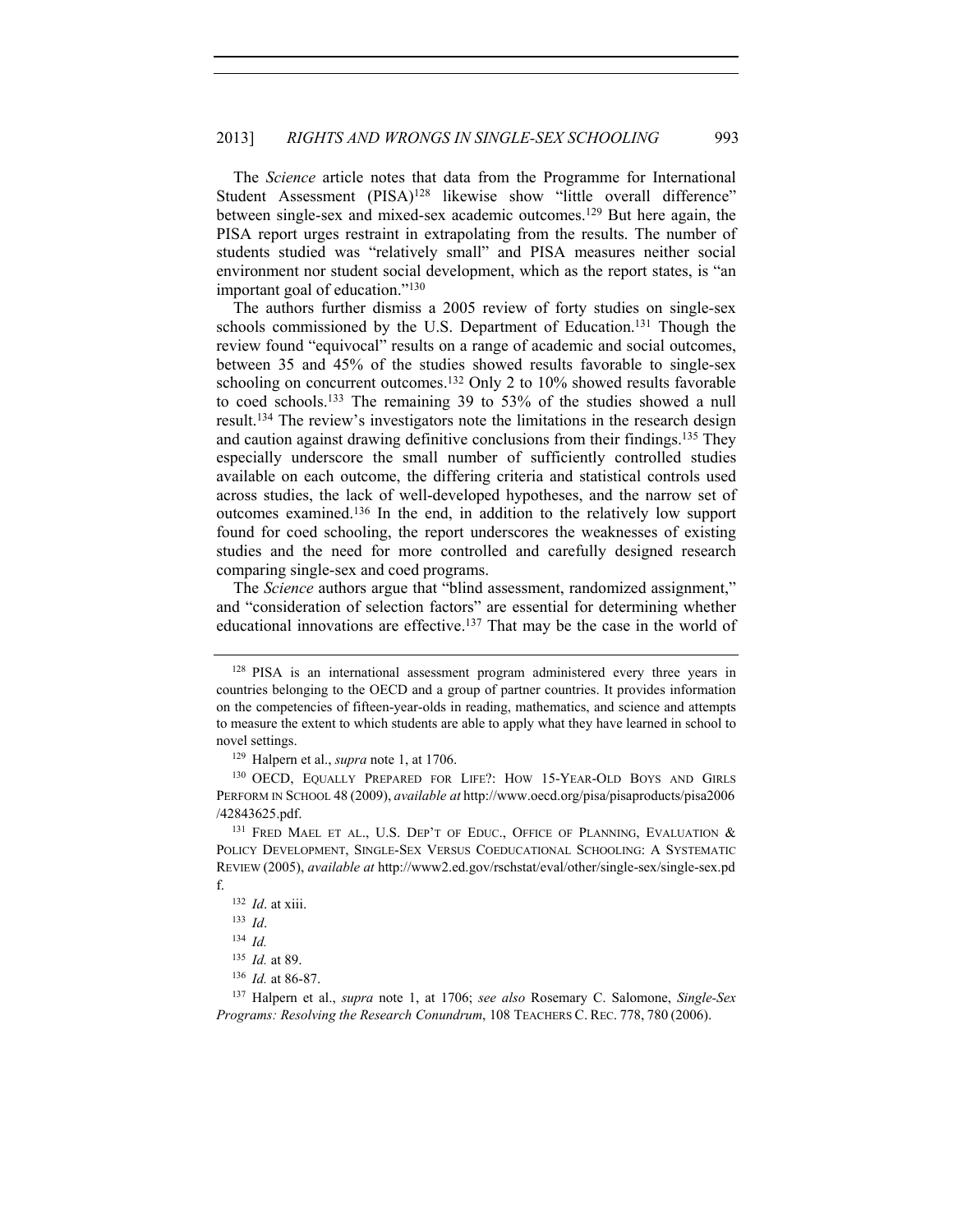The *Science* article notes that data from the Programme for International Student Assessment (PISA)[128] likewise show "little overall difference" between single-sex and mixed-sex academic outcomes.[129] But here again, the PISA report urges restraint in extrapolating from the results. The number of students studied was "relatively small" and PISA measures neither social environment nor student social development, which as the report states, is "an important goal of education."[130]

The authors further dismiss a 2005 review of forty studies on single-sex schools commissioned by the U.S. Department of Education.[131] Though the review found "equivocal" results on a range of academic and social outcomes, between 35 and 45% of the studies showed results favorable to single-sex schooling on concurrent outcomes.[132] Only 2 to 10% showed results favorable to coed schools.[133] The remaining 39 to 53% of the studies showed a null result.[134] The review's investigators note the limitations in the research design and caution against drawing definitive conclusions from their findings.[135] They especially underscore the small number of sufficiently controlled studies available on each outcome, the differing criteria and statistical controls used across studies, the lack of well-developed hypotheses, and the narrow set of outcomes examined.[136] In the end, in addition to the relatively low support found for coed schooling, the report underscores the weaknesses of existing studies and the need for more controlled and carefully designed research comparing single-sex and coed programs.

The *Science* authors argue that "blind assessment, randomized assignment," and "consideration of selection factors" are essential for determining whether educational innovations are effective.[137] That may be the case in the world of

---

[128] PISA is an international assessment program administered every three years in countries belonging to the OECD and a group of partner countries. It provides information on the competencies of fifteen-year-olds in reading, mathematics, and science and attempts to measure the extent to which students are able to apply what they have learned in school to novel settings.

[129] Halpern et al., *supra* note 1, at 1706.

[130] OECD, EQUALLY PREPARED FOR LIFE?: HOW 15-YEAR-OLD BOYS AND GIRLS PERFORM IN SCHOOL 48 (2009), *available at* http://www.oecd.org/pisa/pisaproducts/pisa2006/42843625.pdf.

[131] FRED MAEL ET AL., U.S. DEP'T OF EDUC., OFFICE OF PLANNING, EVALUATION & POLICY DEVELOPMENT, SINGLE-SEX VERSUS COEDUCATIONAL SCHOOLING: A SYSTEMATIC REVIEW (2005), *available at* http://www2.ed.gov/rschstat/eval/other/single-sex/single-sex.pdf.

[132] *Id*. at xiii.

[133] *Id*.

[134] *Id.*

[135] *Id.* at 89.

[136] *Id.* at 86-87.

[137] Halpern et al., *supra* note 1, at 1706; *see also* Rosemary C. Salomone, *Single-Sex Programs: Resolving the Research Conundrum*, 108 TEACHERS C. REC. 778, 780 (2006).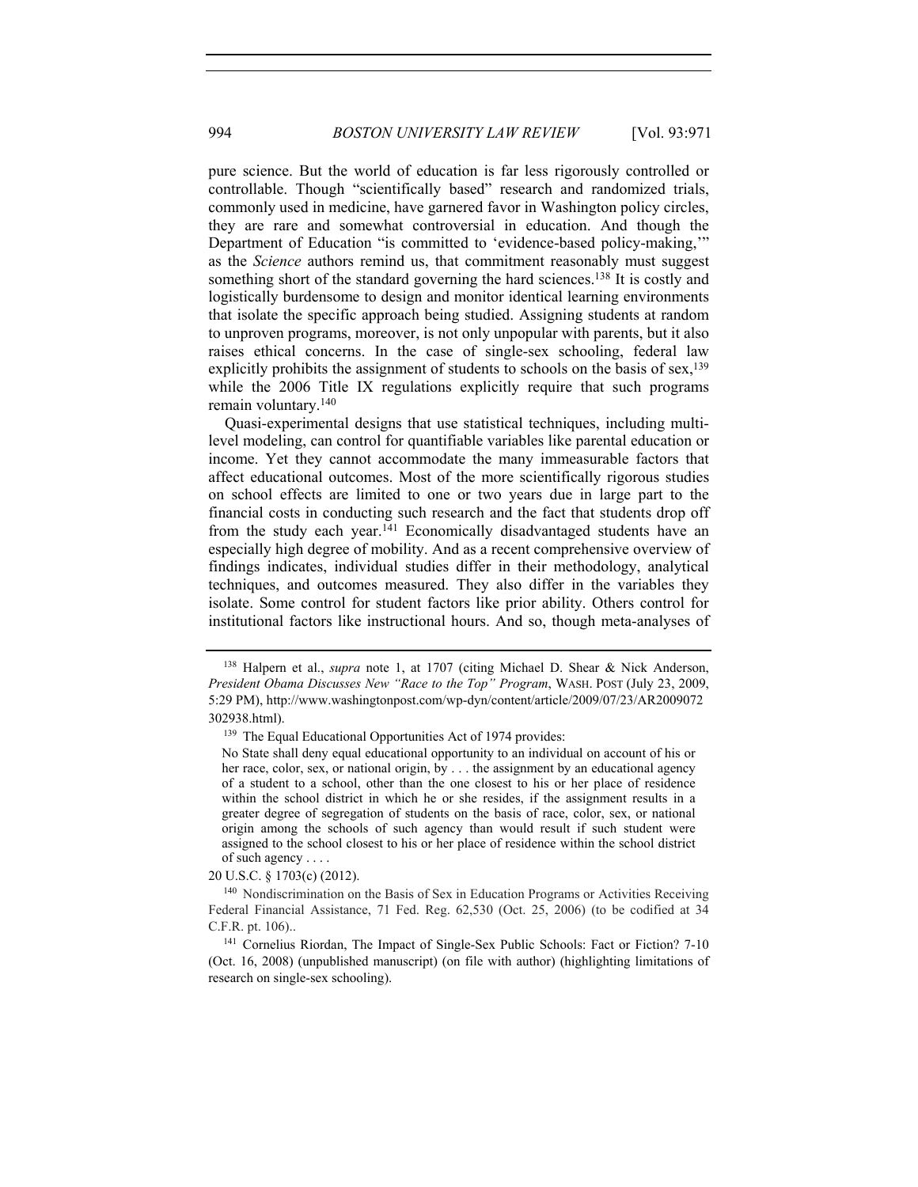pure science. But the world of education is far less rigorously controlled or controllable. Though "scientifically based" research and randomized trials, commonly used in medicine, have garnered favor in Washington policy circles, they are rare and somewhat controversial in education. And though the Department of Education "is committed to 'evidence-based policy-making,'" as the *Science* authors remind us, that commitment reasonably must suggest something short of the standard governing the hard sciences.[138] It is costly and logistically burdensome to design and monitor identical learning environments that isolate the specific approach being studied. Assigning students at random to unproven programs, moreover, is not only unpopular with parents, but it also raises ethical concerns. In the case of single-sex schooling, federal law explicitly prohibits the assignment of students to schools on the basis of sex,[139] while the 2006 Title IX regulations explicitly require that such programs remain voluntary.[140]

Quasi-experimental designs that use statistical techniques, including multi-level modeling, can control for quantifiable variables like parental education or income. Yet they cannot accommodate the many immeasurable factors that affect educational outcomes. Most of the more scientifically rigorous studies on school effects are limited to one or two years due in large part to the financial costs in conducting such research and the fact that students drop off from the study each year.[141] Economically disadvantaged students have an especially high degree of mobility. And as a recent comprehensive overview of findings indicates, individual studies differ in their methodology, analytical techniques, and outcomes measured. They also differ in the variables they isolate. Some control for student factors like prior ability. Others control for institutional factors like instructional hours. And so, though meta-analyses of

---

[138] Halpern et al., *supra* note 1, at 1707 (citing Michael D. Shear & Nick Anderson, *President Obama Discusses New "Race to the Top" Program*, WASH. POST (July 23, 2009, 5:29 PM), http://www.washingtonpost.com/wp-dyn/content/article/2009/07/23/AR2009072302938.html).

[139] The Equal Educational Opportunities Act of 1974 provides:

> No State shall deny equal educational opportunity to an individual on account of his or her race, color, sex, or national origin, by . . . the assignment by an educational agency of a student to a school, other than the one closest to his or her place of residence within the school district in which he or she resides, if the assignment results in a greater degree of segregation of students on the basis of race, color, sex, or national origin among the schools of such agency than would result if such student were assigned to the school closest to his or her place of residence within the school district of such agency . . . .

20 U.S.C. § 1703(c) (2012).

[140] Nondiscrimination on the Basis of Sex in Education Programs or Activities Receiving Federal Financial Assistance, 71 Fed. Reg. 62,530 (Oct. 25, 2006) (to be codified at 34 C.F.R. pt. 106)..

[141] Cornelius Riordan, The Impact of Single-Sex Public Schools: Fact or Fiction? 7-10 (Oct. 16, 2008) (unpublished manuscript) (on file with author) (highlighting limitations of research on single-sex schooling).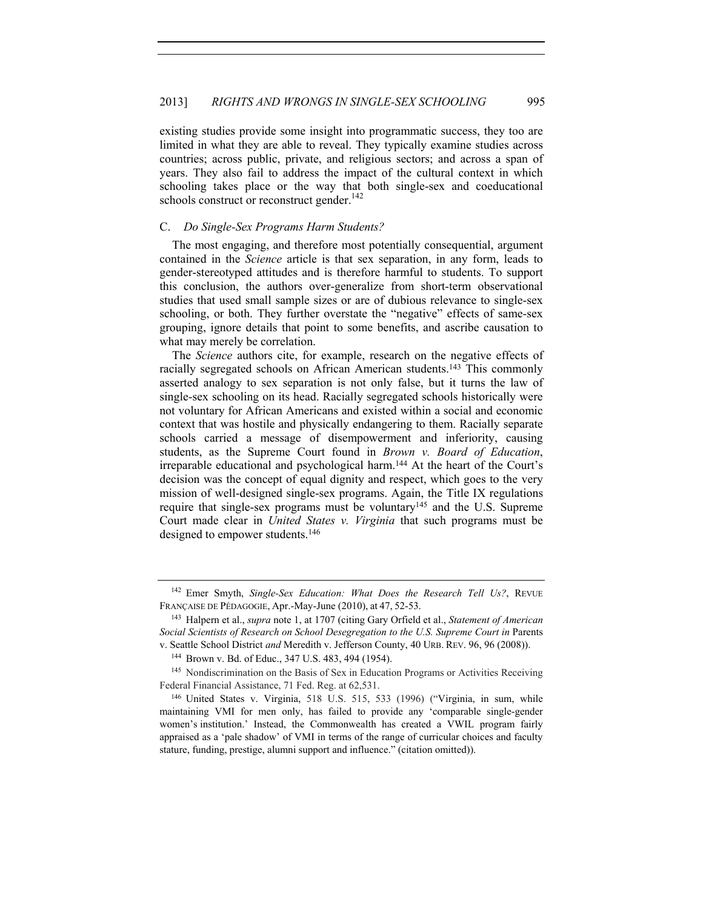existing studies provide some insight into programmatic success, they too are limited in what they are able to reveal. They typically examine studies across countries; across public, private, and religious sectors; and across a span of years. They also fail to address the impact of the cultural context in which schooling takes place or the way that both single-sex and coeducational schools construct or reconstruct gender.[142]

### C. *Do Single-Sex Programs Harm Students?*

The most engaging, and therefore most potentially consequential, argument contained in the *Science* article is that sex separation, in any form, leads to gender-stereotyped attitudes and is therefore harmful to students. To support this conclusion, the authors over-generalize from short-term observational studies that used small sample sizes or are of dubious relevance to single-sex schooling, or both. They further overstate the "negative" effects of same-sex grouping, ignore details that point to some benefits, and ascribe causation to what may merely be correlation.

The *Science* authors cite, for example, research on the negative effects of racially segregated schools on African American students.[143] This commonly asserted analogy to sex separation is not only false, but it turns the law of single-sex schooling on its head. Racially segregated schools historically were not voluntary for African Americans and existed within a social and economic context that was hostile and physically endangering to them. Racially separate schools carried a message of disempowerment and inferiority, causing students, as the Supreme Court found in *Brown v. Board of Education*, irreparable educational and psychological harm.[144] At the heart of the Court's decision was the concept of equal dignity and respect, which goes to the very mission of well-designed single-sex programs. Again, the Title IX regulations require that single-sex programs must be voluntary[145] and the U.S. Supreme Court made clear in *United States v. Virginia* that such programs must be designed to empower students.[146]

---

[142] Emer Smyth, *Single-Sex Education: What Does the Research Tell Us?*, REVUE FRANÇAISE DE PÉDAGOGIE, Apr.-May-June (2010), at 47, 52-53.

[143] Halpern et al., *supra* note 1, at 1707 (citing Gary Orfield et al., *Statement of American Social Scientists of Research on School Desegregation to the U.S. Supreme Court in* Parents v. Seattle School District *and* Meredith v. Jefferson County, 40 URB. REV. 96, 96 (2008)).

[144] Brown v. Bd. of Educ., 347 U.S. 483, 494 (1954).

[145] Nondiscrimination on the Basis of Sex in Education Programs or Activities Receiving Federal Financial Assistance, 71 Fed. Reg. at 62,531.

[146] United States v. Virginia, 518 U.S. 515, 533 (1996) ("Virginia, in sum, while maintaining VMI for men only, has failed to provide any 'comparable single-gender women's institution.' Instead, the Commonwealth has created a VWIL program fairly appraised as a 'pale shadow' of VMI in terms of the range of curricular choices and faculty stature, funding, prestige, alumni support and influence." (citation omitted)).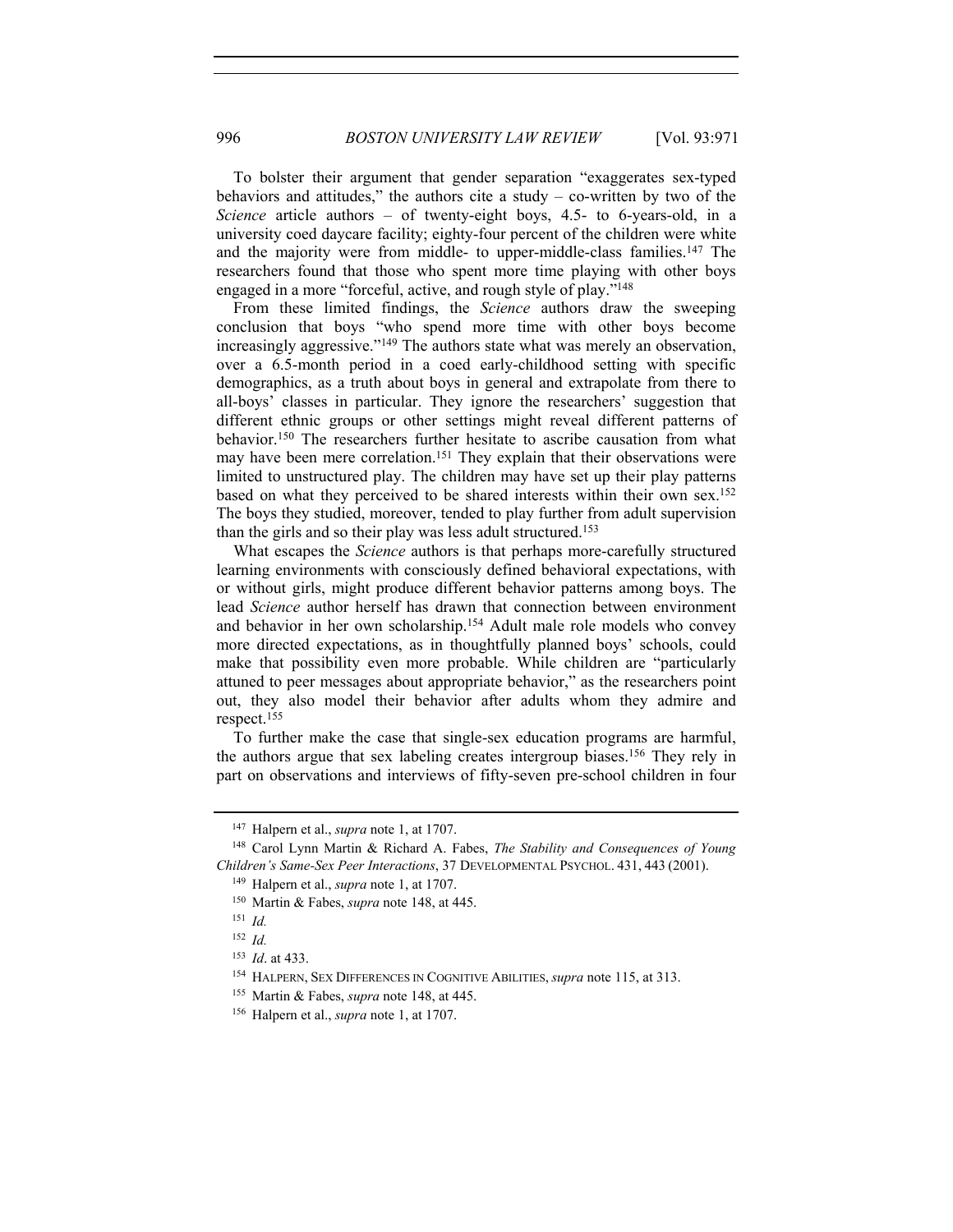To bolster their argument that gender separation "exaggerates sex-typed behaviors and attitudes," the authors cite a study – co-written by two of the *Science* article authors – of twenty-eight boys, 4.5- to 6-years-old, in a university coed daycare facility; eighty-four percent of the children were white and the majority were from middle- to upper-middle-class families.[147] The researchers found that those who spent more time playing with other boys engaged in a more "forceful, active, and rough style of play."[148]

From these limited findings, the *Science* authors draw the sweeping conclusion that boys "who spend more time with other boys become increasingly aggressive."[149] The authors state what was merely an observation, over a 6.5-month period in a coed early-childhood setting with specific demographics, as a truth about boys in general and extrapolate from there to all-boys' classes in particular. They ignore the researchers' suggestion that different ethnic groups or other settings might reveal different patterns of behavior.[150] The researchers further hesitate to ascribe causation from what may have been mere correlation.[151] They explain that their observations were limited to unstructured play. The children may have set up their play patterns based on what they perceived to be shared interests within their own sex.[152] The boys they studied, moreover, tended to play further from adult supervision than the girls and so their play was less adult structured.[153]

What escapes the *Science* authors is that perhaps more-carefully structured learning environments with consciously defined behavioral expectations, with or without girls, might produce different behavior patterns among boys. The lead *Science* author herself has drawn that connection between environment and behavior in her own scholarship.[154] Adult male role models who convey more directed expectations, as in thoughtfully planned boys' schools, could make that possibility even more probable. While children are "particularly attuned to peer messages about appropriate behavior," as the researchers point out, they also model their behavior after adults whom they admire and respect.[155]

To further make the case that single-sex education programs are harmful, the authors argue that sex labeling creates intergroup biases.[156] They rely in part on observations and interviews of fifty-seven pre-school children in four

---

[147] Halpern et al., *supra* note 1, at 1707.

[148] Carol Lynn Martin & Richard A. Fabes, *The Stability and Consequences of Young Children's Same-Sex Peer Interactions*, 37 DEVELOPMENTAL PSYCHOL. 431, 443 (2001).

[149] Halpern et al., *supra* note 1, at 1707.

[150] Martin & Fabes, *supra* note 148, at 445.

[151] *Id.*

[152] *Id.*

[153] *Id*. at 433.

[154] HALPERN, SEX DIFFERENCES IN COGNITIVE ABILITIES, *supra* note 115, at 313.

[155] Martin & Fabes, *supra* note 148, at 445.

[156] Halpern et al., *supra* note 1, at 1707.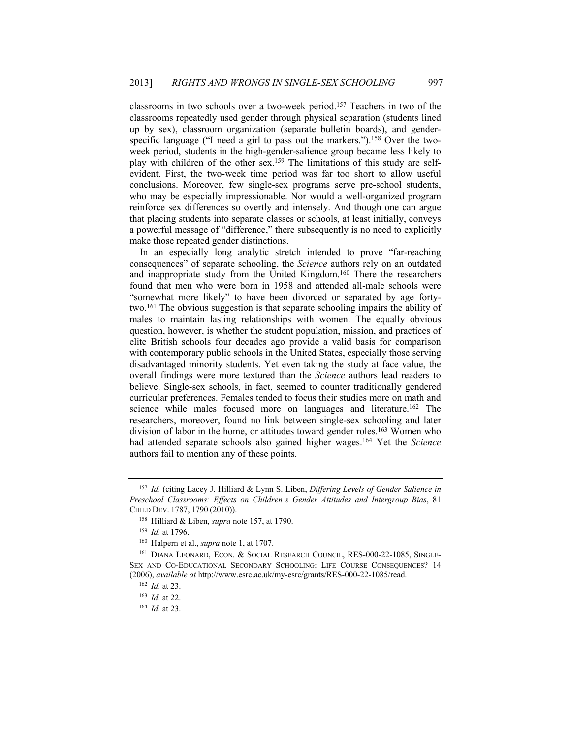classrooms in two schools over a two-week period.[157] Teachers in two of the classrooms repeatedly used gender through physical separation (students lined up by sex), classroom organization (separate bulletin boards), and gender-specific language ("I need a girl to pass out the markers.").[158] Over the two-week period, students in the high-gender-salience group became less likely to play with children of the other sex.[159] The limitations of this study are self-evident. First, the two-week time period was far too short to allow useful conclusions. Moreover, few single-sex programs serve pre-school students, who may be especially impressionable. Nor would a well-organized program reinforce sex differences so overtly and intensely. And though one can argue that placing students into separate classes or schools, at least initially, conveys a powerful message of "difference," there subsequently is no need to explicitly make those repeated gender distinctions.

In an especially long analytic stretch intended to prove "far-reaching consequences" of separate schooling, the *Science* authors rely on an outdated and inappropriate study from the United Kingdom.[160] There the researchers found that men who were born in 1958 and attended all-male schools were "somewhat more likely" to have been divorced or separated by age forty-two.[161] The obvious suggestion is that separate schooling impairs the ability of males to maintain lasting relationships with women. The equally obvious question, however, is whether the student population, mission, and practices of elite British schools four decades ago provide a valid basis for comparison with contemporary public schools in the United States, especially those serving disadvantaged minority students. Yet even taking the study at face value, the overall findings were more textured than the *Science* authors lead readers to believe. Single-sex schools, in fact, seemed to counter traditionally gendered curricular preferences. Females tended to focus their studies more on math and science while males focused more on languages and literature.[162] The researchers, moreover, found no link between single-sex schooling and later division of labor in the home, or attitudes toward gender roles.[163] Women who had attended separate schools also gained higher wages.[164] Yet the *Science* authors fail to mention any of these points.

---

[157] *Id.* (citing Lacey J. Hilliard & Lynn S. Liben, *Differing Levels of Gender Salience in Preschool Classrooms: Effects on Children's Gender Attitudes and Intergroup Bias*, 81 CHILD DEV. 1787, 1790 (2010)).

[158] Hilliard & Liben, *supra* note 157, at 1790.

[159] *Id.* at 1796.

[160] Halpern et al., *supra* note 1, at 1707.

[161] DIANA LEONARD, ECON. & SOCIAL RESEARCH COUNCIL, RES-000-22-1085, SINGLE-SEX AND CO-EDUCATIONAL SECONDARY SCHOOLING: LIFE COURSE CONSEQUENCES? 14 (2006), *available at* http://www.esrc.ac.uk/my-esrc/grants/RES-000-22-1085/read.

[162] *Id.* at 23.

[163] *Id.* at 22.

[164] *Id.* at 23.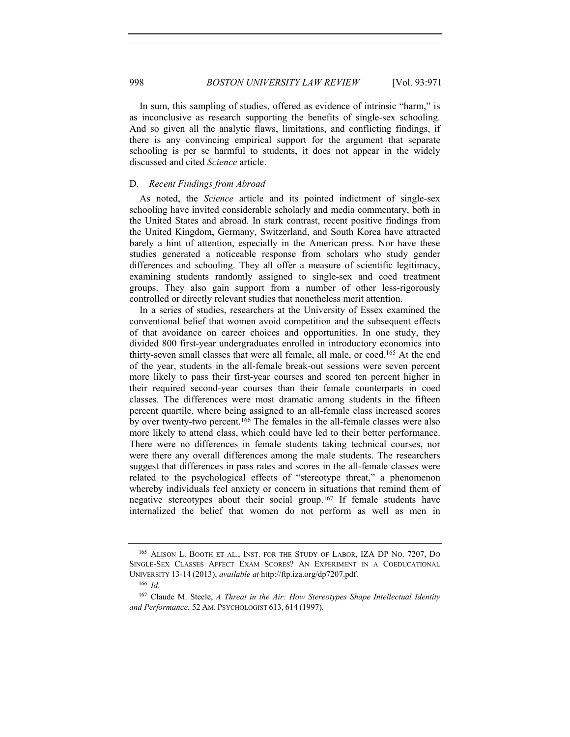In sum, this sampling of studies, offered as evidence of intrinsic "harm," is as inconclusive as research supporting the benefits of single-sex schooling. And so given all the analytic flaws, limitations, and conflicting findings, if there is any convincing empirical support for the argument that separate schooling is per se harmful to students, it does not appear in the widely discussed and cited *Science* article.

### D. *Recent Findings from Abroad*

As noted, the *Science* article and its pointed indictment of single-sex schooling have invited considerable scholarly and media commentary, both in the United States and abroad. In stark contrast, recent positive findings from the United Kingdom, Germany, Switzerland, and South Korea have attracted barely a hint of attention, especially in the American press. Nor have these studies generated a noticeable response from scholars who study gender differences and schooling. They all offer a measure of scientific legitimacy, examining students randomly assigned to single-sex and coed treatment groups. They also gain support from a number of other less-rigorously controlled or directly relevant studies that nonetheless merit attention.

In a series of studies, researchers at the University of Essex examined the conventional belief that women avoid competition and the subsequent effects of that avoidance on career choices and opportunities. In one study, they divided 800 first-year undergraduates enrolled in introductory economics into thirty-seven small classes that were all female, all male, or coed.[165] At the end of the year, students in the all-female break-out sessions were seven percent more likely to pass their first-year courses and scored ten percent higher in their required second-year courses than their female counterparts in coed classes. The differences were most dramatic among students in the fifteen percent quartile, where being assigned to an all-female class increased scores by over twenty-two percent.[166] The females in the all-female classes were also more likely to attend class, which could have led to their better performance. There were no differences in female students taking technical courses, nor were there any overall differences among the male students. The researchers suggest that differences in pass rates and scores in the all-female classes were related to the psychological effects of "stereotype threat," a phenomenon whereby individuals feel anxiety or concern in situations that remind them of negative stereotypes about their social group.[167] If female students have internalized the belief that women do not perform as well as men in

---

[165] ALISON L. BOOTH ET AL., INST. FOR THE STUDY OF LABOR, IZA DP NO. 7207, DO SINGLE-SEX CLASSES AFFECT EXAM SCORES? AN EXPERIMENT IN A COEDUCATIONAL UNIVERSITY 13-14 (2013), *available at* http://ftp.iza.org/dp7207.pdf.

[166] *Id.*

[167] Claude M. Steele, *A Threat in the Air: How Stereotypes Shape Intellectual Identity and Performance*, 52 AM. PSYCHOLOGIST 613, 614 (1997).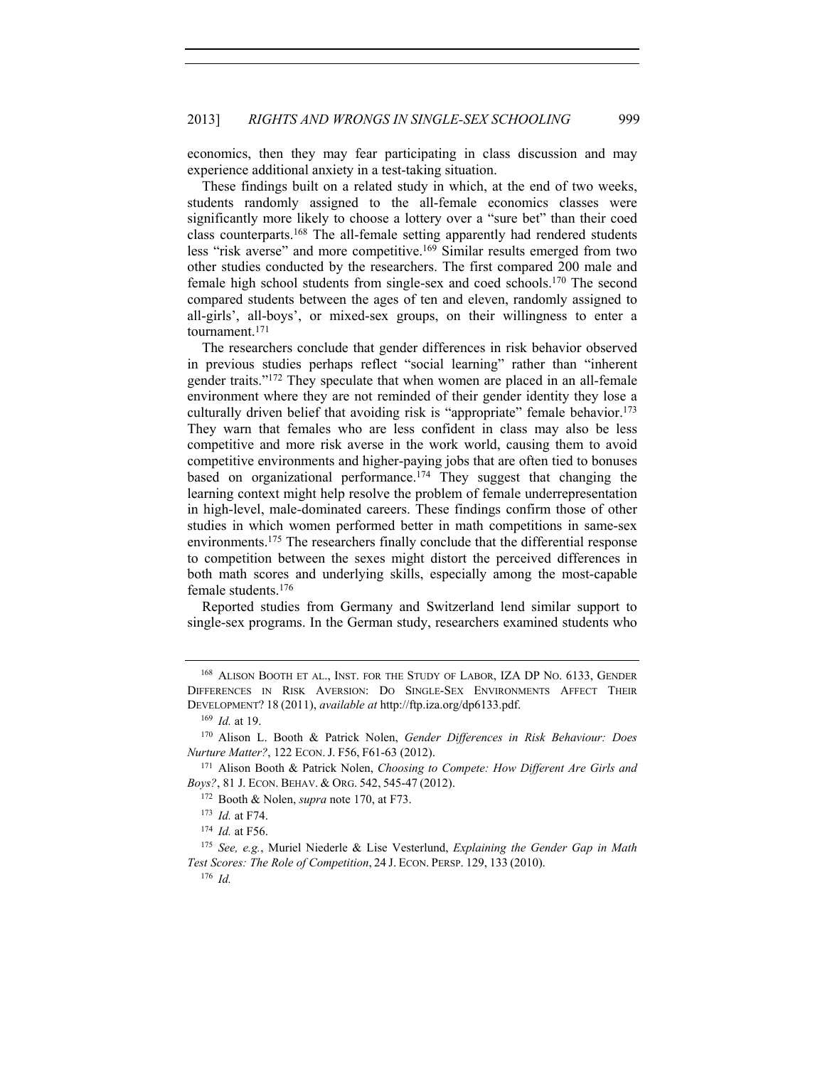economics, then they may fear participating in class discussion and may experience additional anxiety in a test-taking situation.

These findings built on a related study in which, at the end of two weeks, students randomly assigned to the all-female economics classes were significantly more likely to choose a lottery over a "sure bet" than their coed class counterparts.[168] The all-female setting apparently had rendered students less "risk averse" and more competitive.[169] Similar results emerged from two other studies conducted by the researchers. The first compared 200 male and female high school students from single-sex and coed schools.[170] The second compared students between the ages of ten and eleven, randomly assigned to all-girls', all-boys', or mixed-sex groups, on their willingness to enter a tournament.[171]

The researchers conclude that gender differences in risk behavior observed in previous studies perhaps reflect "social learning" rather than "inherent gender traits."[172] They speculate that when women are placed in an all-female environment where they are not reminded of their gender identity they lose a culturally driven belief that avoiding risk is "appropriate" female behavior.[173] They warn that females who are less confident in class may also be less competitive and more risk averse in the work world, causing them to avoid competitive environments and higher-paying jobs that are often tied to bonuses based on organizational performance.[174] They suggest that changing the learning context might help resolve the problem of female underrepresentation in high-level, male-dominated careers. These findings confirm those of other studies in which women performed better in math competitions in same-sex environments.[175] The researchers finally conclude that the differential response to competition between the sexes might distort the perceived differences in both math scores and underlying skills, especially among the most-capable female students.[176]

Reported studies from Germany and Switzerland lend similar support to single-sex programs. In the German study, researchers examined students who

---

[168] ALISON BOOTH ET AL., INST. FOR THE STUDY OF LABOR, IZA DP NO. 6133, GENDER DIFFERENCES IN RISK AVERSION: DO SINGLE-SEX ENVIRONMENTS AFFECT THEIR DEVELOPMENT? 18 (2011), *available at* http://ftp.iza.org/dp6133.pdf.

[169] *Id.* at 19.

[170] Alison L. Booth & Patrick Nolen, *Gender Differences in Risk Behaviour: Does Nurture Matter?*, 122 ECON. J. F56, F61-63 (2012).

[171] Alison Booth & Patrick Nolen, *Choosing to Compete: How Different Are Girls and Boys?*, 81 J. ECON. BEHAV. & ORG. 542, 545-47 (2012).

[172] Booth & Nolen, *supra* note 170, at F73.

[173] *Id.* at F74.

[174] *Id.* at F56.

[175] *See, e.g.*, Muriel Niederle & Lise Vesterlund, *Explaining the Gender Gap in Math Test Scores: The Role of Competition*, 24 J. ECON. PERSP. 129, 133 (2010).

[176] *Id.*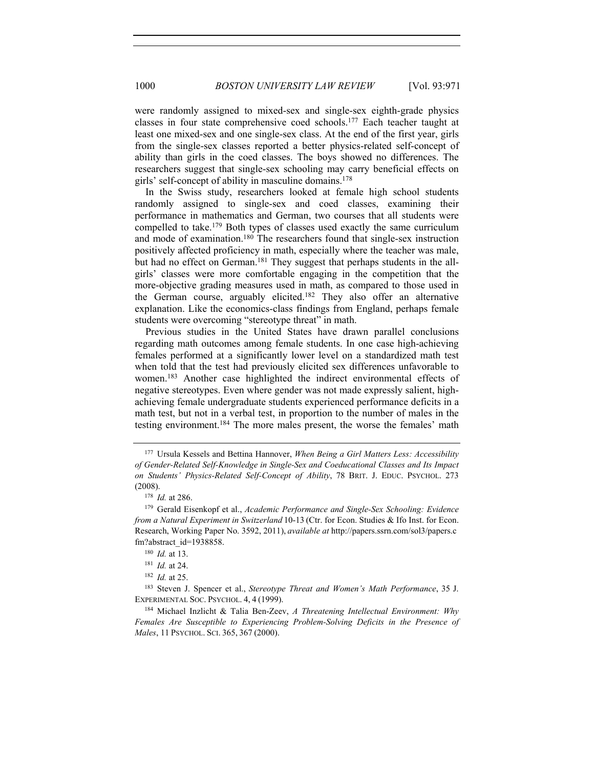were randomly assigned to mixed-sex and single-sex eighth-grade physics classes in four state comprehensive coed schools.[177] Each teacher taught at least one mixed-sex and one single-sex class. At the end of the first year, girls from the single-sex classes reported a better physics-related self-concept of ability than girls in the coed classes. The boys showed no differences. The researchers suggest that single-sex schooling may carry beneficial effects on girls' self-concept of ability in masculine domains.[178]

In the Swiss study, researchers looked at female high school students randomly assigned to single-sex and coed classes, examining their performance in mathematics and German, two courses that all students were compelled to take.[179] Both types of classes used exactly the same curriculum and mode of examination.[180] The researchers found that single-sex instruction positively affected proficiency in math, especially where the teacher was male, but had no effect on German.[181] They suggest that perhaps students in the all-girls' classes were more comfortable engaging in the competition that the more-objective grading measures used in math, as compared to those used in the German course, arguably elicited.[182] They also offer an alternative explanation. Like the economics-class findings from England, perhaps female students were overcoming "stereotype threat" in math.

Previous studies in the United States have drawn parallel conclusions regarding math outcomes among female students. In one case high-achieving females performed at a significantly lower level on a standardized math test when told that the test had previously elicited sex differences unfavorable to women.[183] Another case highlighted the indirect environmental effects of negative stereotypes. Even where gender was not made expressly salient, high-achieving female undergraduate students experienced performance deficits in a math test, but not in a verbal test, in proportion to the number of males in the testing environment.[184] The more males present, the worse the females' math

---

[177] Ursula Kessels and Bettina Hannover, *When Being a Girl Matters Less: Accessibility of Gender-Related Self-Knowledge in Single-Sex and Coeducational Classes and Its Impact on Students' Physics-Related Self-Concept of Ability*, 78 BRIT. J. EDUC. PSYCHOL. 273 (2008).

[178] *Id.* at 286.

[179] Gerald Eisenkopf et al., *Academic Performance and Single-Sex Schooling: Evidence from a Natural Experiment in Switzerland* 10-13 (Ctr. for Econ. Studies & Ifo Inst. for Econ. Research, Working Paper No. 3592, 2011), *available at* http://papers.ssrn.com/sol3/papers.cfm?abstract_id=1938858.

[180] *Id.* at 13.

[181] *Id.* at 24.

[182] *Id.* at 25.

[183] Steven J. Spencer et al., *Stereotype Threat and Women's Math Performance*, 35 J. EXPERIMENTAL SOC. PSYCHOL. 4, 4 (1999).

[184] Michael Inzlicht & Talia Ben-Zeev, *A Threatening Intellectual Environment: Why Females Are Susceptible to Experiencing Problem-Solving Deficits in the Presence of Males*, 11 PSYCHOL. SCI. 365, 367 (2000).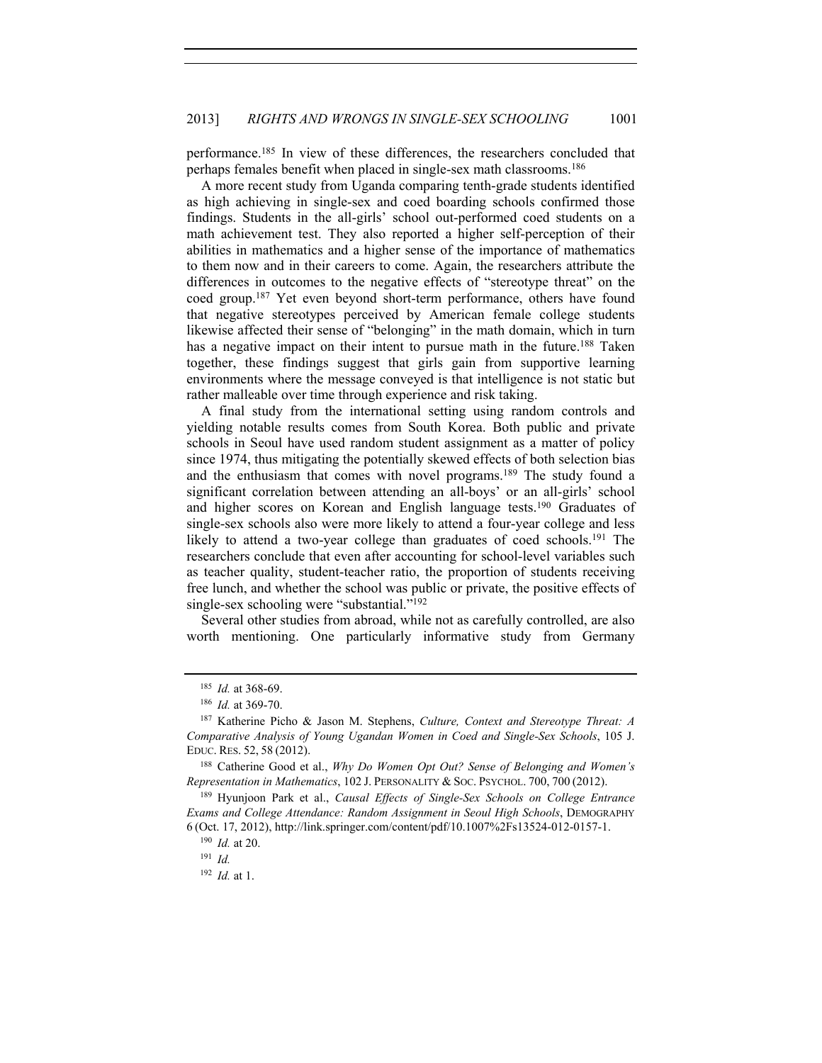performance.[185] In view of these differences, the researchers concluded that perhaps females benefit when placed in single-sex math classrooms.[186]

A more recent study from Uganda comparing tenth-grade students identified as high achieving in single-sex and coed boarding schools confirmed those findings. Students in the all-girls' school out-performed coed students on a math achievement test. They also reported a higher self-perception of their abilities in mathematics and a higher sense of the importance of mathematics to them now and in their careers to come. Again, the researchers attribute the differences in outcomes to the negative effects of "stereotype threat" on the coed group.[187] Yet even beyond short-term performance, others have found that negative stereotypes perceived by American female college students likewise affected their sense of "belonging" in the math domain, which in turn has a negative impact on their intent to pursue math in the future.[188] Taken together, these findings suggest that girls gain from supportive learning environments where the message conveyed is that intelligence is not static but rather malleable over time through experience and risk taking.

A final study from the international setting using random controls and yielding notable results comes from South Korea. Both public and private schools in Seoul have used random student assignment as a matter of policy since 1974, thus mitigating the potentially skewed effects of both selection bias and the enthusiasm that comes with novel programs.[189] The study found a significant correlation between attending an all-boys' or an all-girls' school and higher scores on Korean and English language tests.[190] Graduates of single-sex schools also were more likely to attend a four-year college and less likely to attend a two-year college than graduates of coed schools.[191] The researchers conclude that even after accounting for school-level variables such as teacher quality, student-teacher ratio, the proportion of students receiving free lunch, and whether the school was public or private, the positive effects of single-sex schooling were "substantial."[192]

Several other studies from abroad, while not as carefully controlled, are also worth mentioning. One particularly informative study from Germany

---

[185] *Id.* at 368-69.

[186] *Id.* at 369-70.

[187] Katherine Picho & Jason M. Stephens, *Culture, Context and Stereotype Threat: A Comparative Analysis of Young Ugandan Women in Coed and Single-Sex Schools*, 105 J. EDUC. RES. 52, 58 (2012).

[188] Catherine Good et al., *Why Do Women Opt Out? Sense of Belonging and Women's Representation in Mathematics*, 102 J. PERSONALITY & SOC. PSYCHOL. 700, 700 (2012).

[189] Hyunjoon Park et al., *Causal Effects of Single-Sex Schools on College Entrance Exams and College Attendance: Random Assignment in Seoul High Schools*, DEMOGRAPHY 6 (Oct. 17, 2012), http://link.springer.com/content/pdf/10.1007%2Fs13524-012-0157-1.

[190] *Id.* at 20.

[191] *Id.*

[192] *Id.* at 1.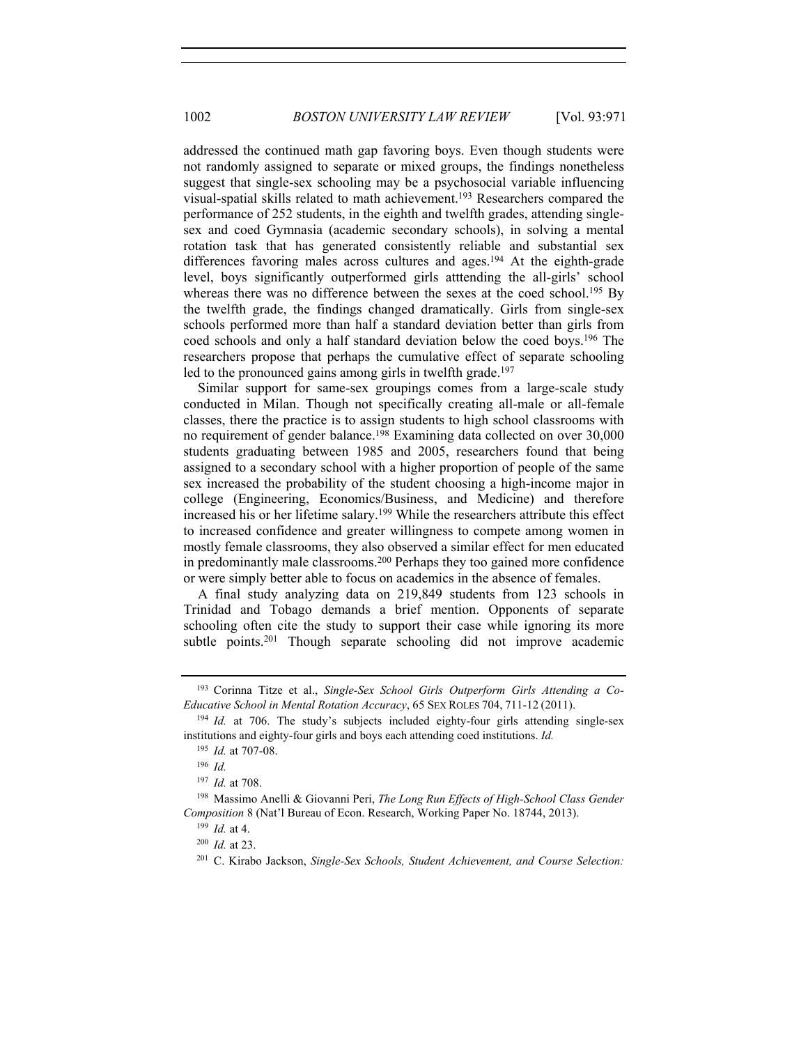addressed the continued math gap favoring boys. Even though students were not randomly assigned to separate or mixed groups, the findings nonetheless suggest that single-sex schooling may be a psychosocial variable influencing visual-spatial skills related to math achievement.[193] Researchers compared the performance of 252 students, in the eighth and twelfth grades, attending single-sex and coed Gymnasia (academic secondary schools), in solving a mental rotation task that has generated consistently reliable and substantial sex differences favoring males across cultures and ages.[194] At the eighth-grade level, boys significantly outperformed girls atttending the all-girls' school whereas there was no difference between the sexes at the coed school.[195] By the twelfth grade, the findings changed dramatically. Girls from single-sex schools performed more than half a standard deviation better than girls from coed schools and only a half standard deviation below the coed boys.[196] The researchers propose that perhaps the cumulative effect of separate schooling led to the pronounced gains among girls in twelfth grade.[197]

Similar support for same-sex groupings comes from a large-scale study conducted in Milan. Though not specifically creating all-male or all-female classes, there the practice is to assign students to high school classrooms with no requirement of gender balance.[198] Examining data collected on over 30,000 students graduating between 1985 and 2005, researchers found that being assigned to a secondary school with a higher proportion of people of the same sex increased the probability of the student choosing a high-income major in college (Engineering, Economics/Business, and Medicine) and therefore increased his or her lifetime salary.[199] While the researchers attribute this effect to increased confidence and greater willingness to compete among women in mostly female classrooms, they also observed a similar effect for men educated in predominantly male classrooms.[200] Perhaps they too gained more confidence or were simply better able to focus on academics in the absence of females.

A final study analyzing data on 219,849 students from 123 schools in Trinidad and Tobago demands a brief mention. Opponents of separate schooling often cite the study to support their case while ignoring its more subtle points.[201] Though separate schooling did not improve academic

---

[193] Corinna Titze et al., *Single-Sex School Girls Outperform Girls Attending a Co-Educative School in Mental Rotation Accuracy*, 65 SEX ROLES 704, 711-12 (2011).

[194] *Id.* at 706. The study's subjects included eighty-four girls attending single-sex institutions and eighty-four girls and boys each attending coed institutions. *Id.*

[195] *Id.* at 707-08.

[196] *Id.*

[197] *Id.* at 708.

[198] Massimo Anelli & Giovanni Peri, *The Long Run Effects of High-School Class Gender Composition* 8 (Nat'l Bureau of Econ. Research, Working Paper No. 18744, 2013).

[199] *Id.* at 4.

[200] *Id.* at 23.

[201] C. Kirabo Jackson, *Single-Sex Schools, Student Achievement, and Course Selection:*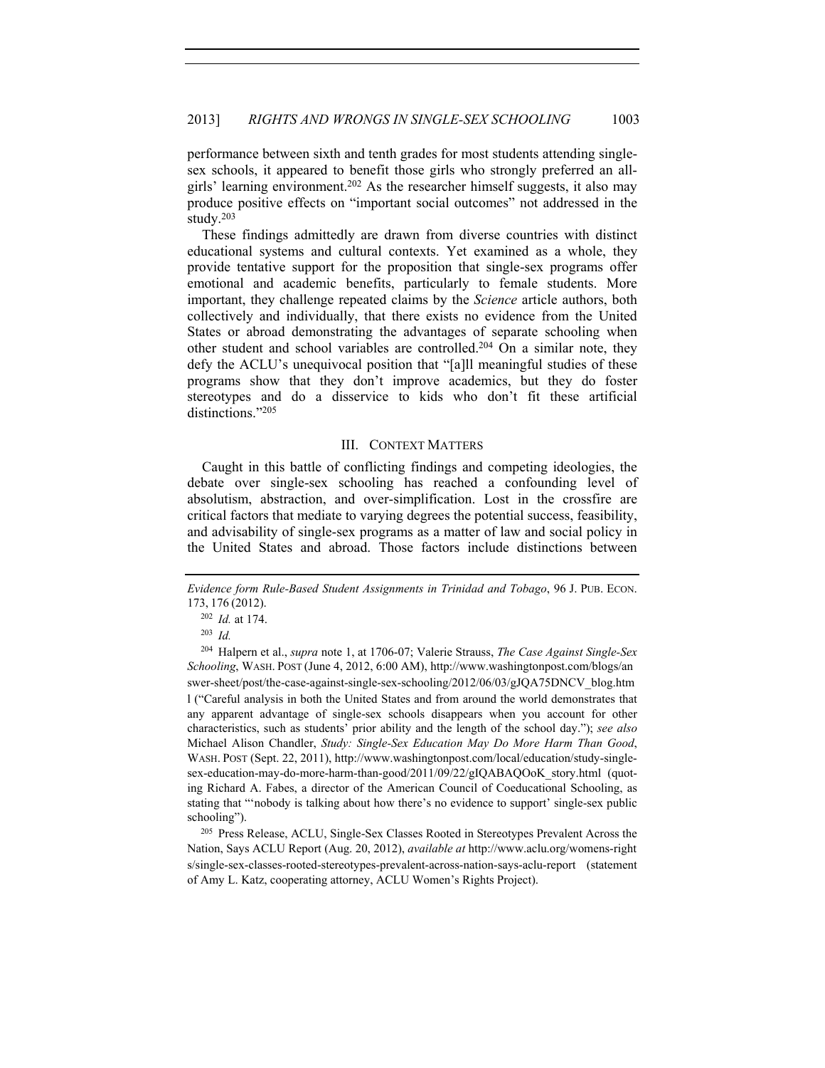performance between sixth and tenth grades for most students attending single-sex schools, it appeared to benefit those girls who strongly preferred an all-girls' learning environment.[202] As the researcher himself suggests, it also may produce positive effects on "important social outcomes" not addressed in the study.[203]

These findings admittedly are drawn from diverse countries with distinct educational systems and cultural contexts. Yet examined as a whole, they provide tentative support for the proposition that single-sex programs offer emotional and academic benefits, particularly to female students. More important, they challenge repeated claims by the *Science* article authors, both collectively and individually, that there exists no evidence from the United States or abroad demonstrating the advantages of separate schooling when other student and school variables are controlled.[204] On a similar note, they defy the ACLU's unequivocal position that "[a]ll meaningful studies of these programs show that they don't improve academics, but they do foster stereotypes and do a disservice to kids who don't fit these artificial distinctions."[205]

## III. CONTEXT MATTERS

Caught in this battle of conflicting findings and competing ideologies, the debate over single-sex schooling has reached a confounding level of absolutism, abstraction, and over-simplification. Lost in the crossfire are critical factors that mediate to varying degrees the potential success, feasibility, and advisability of single-sex programs as a matter of law and social policy in the United States and abroad. Those factors include distinctions between

---

*Evidence form Rule-Based Student Assignments in Trinidad and Tobago*, 96 J. PUB. ECON. 173, 176 (2012).

[202] *Id.* at 174.

[203] *Id.*

[204] Halpern et al., *supra* note 1, at 1706-07; Valerie Strauss, *The Case Against Single-Sex Schooling*, WASH. POST (June 4, 2012, 6:00 AM), http://www.washingtonpost.com/blogs/answer-sheet/post/the-case-against-single-sex-schooling/2012/06/03/gJQA75DNCV_blog.html ("Careful analysis in both the United States and from around the world demonstrates that any apparent advantage of single-sex schools disappears when you account for other characteristics, such as students' prior ability and the length of the school day."); *see also* Michael Alison Chandler, *Study: Single-Sex Education May Do More Harm Than Good*, WASH. POST (Sept. 22, 2011), http://www.washingtonpost.com/local/education/study-single-sex-education-may-do-more-harm-than-good/2011/09/22/gIQABAQOoK_story.html (quoting Richard A. Fabes, a director of the American Council of Coeducational Schooling, as stating that "'nobody is talking about how there's no evidence to support' single-sex public schooling").

[205] Press Release, ACLU, Single-Sex Classes Rooted in Stereotypes Prevalent Across the Nation, Says ACLU Report (Aug. 20, 2012), *available at* http://www.aclu.org/womens-rights/single-sex-classes-rooted-stereotypes-prevalent-across-nation-says-aclu-report (statement of Amy L. Katz, cooperating attorney, ACLU Women's Rights Project).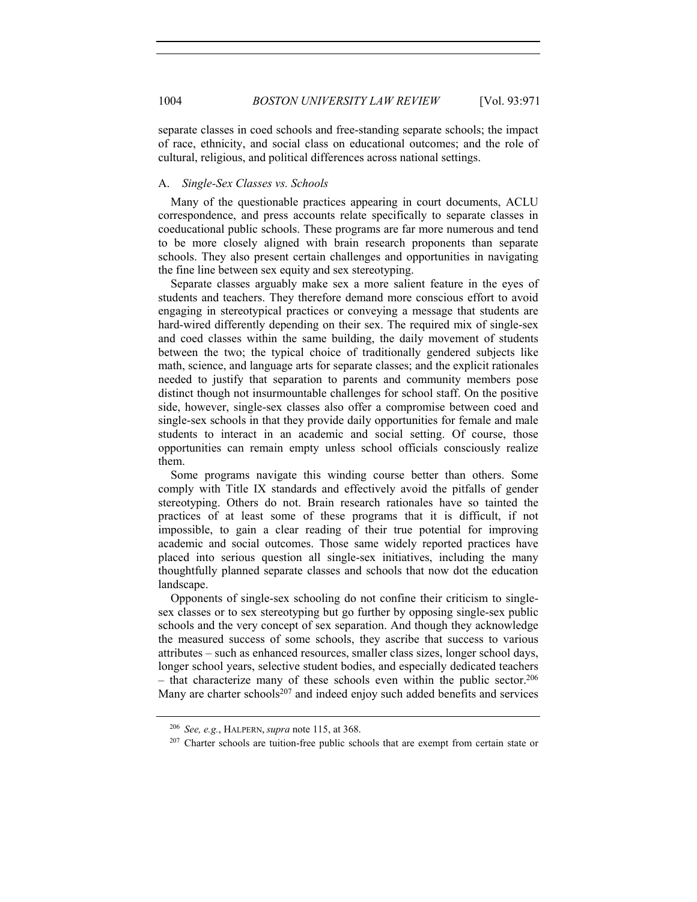separate classes in coed schools and free-standing separate schools; the impact of race, ethnicity, and social class on educational outcomes; and the role of cultural, religious, and political differences across national settings.

### A. *Single-Sex Classes vs. Schools*

Many of the questionable practices appearing in court documents, ACLU correspondence, and press accounts relate specifically to separate classes in coeducational public schools. These programs are far more numerous and tend to be more closely aligned with brain research proponents than separate schools. They also present certain challenges and opportunities in navigating the fine line between sex equity and sex stereotyping.

Separate classes arguably make sex a more salient feature in the eyes of students and teachers. They therefore demand more conscious effort to avoid engaging in stereotypical practices or conveying a message that students are hard-wired differently depending on their sex. The required mix of single-sex and coed classes within the same building, the daily movement of students between the two; the typical choice of traditionally gendered subjects like math, science, and language arts for separate classes; and the explicit rationales needed to justify that separation to parents and community members pose distinct though not insurmountable challenges for school staff. On the positive side, however, single-sex classes also offer a compromise between coed and single-sex schools in that they provide daily opportunities for female and male students to interact in an academic and social setting. Of course, those opportunities can remain empty unless school officials consciously realize them.

Some programs navigate this winding course better than others. Some comply with Title IX standards and effectively avoid the pitfalls of gender stereotyping. Others do not. Brain research rationales have so tainted the practices of at least some of these programs that it is difficult, if not impossible, to gain a clear reading of their true potential for improving academic and social outcomes. Those same widely reported practices have placed into serious question all single-sex initiatives, including the many thoughtfully planned separate classes and schools that now dot the education landscape.

Opponents of single-sex schooling do not confine their criticism to single-sex classes or to sex stereotyping but go further by opposing single-sex public schools and the very concept of sex separation. And though they acknowledge the measured success of some schools, they ascribe that success to various attributes – such as enhanced resources, smaller class sizes, longer school days, longer school years, selective student bodies, and especially dedicated teachers – that characterize many of these schools even within the public sector.[206] Many are charter schools[207] and indeed enjoy such added benefits and services

---

[206] *See, e.g.*, HALPERN, *supra* note 115, at 368.

[207] Charter schools are tuition-free public schools that are exempt from certain state or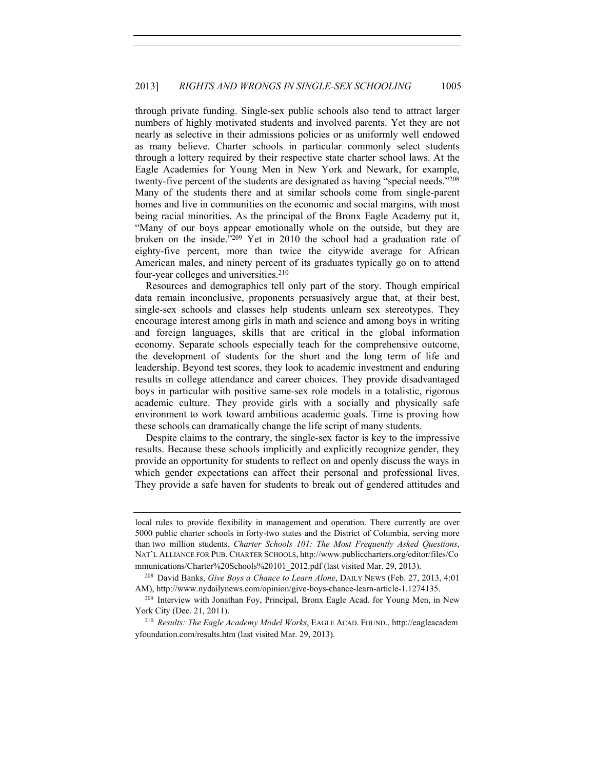through private funding. Single-sex public schools also tend to attract larger numbers of highly motivated students and involved parents. Yet they are not nearly as selective in their admissions policies or as uniformly well endowed as many believe. Charter schools in particular commonly select students through a lottery required by their respective state charter school laws. At the Eagle Academies for Young Men in New York and Newark, for example, twenty-five percent of the students are designated as having "special needs."[208] Many of the students there and at similar schools come from single-parent homes and live in communities on the economic and social margins, with most being racial minorities. As the principal of the Bronx Eagle Academy put it, "Many of our boys appear emotionally whole on the outside, but they are broken on the inside."[209] Yet in 2010 the school had a graduation rate of eighty-five percent, more than twice the citywide average for African American males, and ninety percent of its graduates typically go on to attend four-year colleges and universities.[210]

Resources and demographics tell only part of the story. Though empirical data remain inconclusive, proponents persuasively argue that, at their best, single-sex schools and classes help students unlearn sex stereotypes. They encourage interest among girls in math and science and among boys in writing and foreign languages, skills that are critical in the global information economy. Separate schools especially teach for the comprehensive outcome, the development of students for the short and the long term of life and leadership. Beyond test scores, they look to academic investment and enduring results in college attendance and career choices. They provide disadvantaged boys in particular with positive same-sex role models in a totalistic, rigorous academic culture. They provide girls with a socially and physically safe environment to work toward ambitious academic goals. Time is proving how these schools can dramatically change the life script of many students.

Despite claims to the contrary, the single-sex factor is key to the impressive results. Because these schools implicitly and explicitly recognize gender, they provide an opportunity for students to reflect on and openly discuss the ways in which gender expectations can affect their personal and professional lives. They provide a safe haven for students to break out of gendered attitudes and

---

local rules to provide flexibility in management and operation. There currently are over 5000 public charter schools in forty-two states and the District of Columbia, serving more than two million students. *Charter Schools 101: The Most Frequently Asked Questions*, NAT'L ALLIANCE FOR PUB. CHARTER SCHOOLS, http://www.publiccharters.org/editor/files/Communications/Charter%20Schools%20101_2012.pdf (last visited Mar. 29, 2013).

[208] David Banks, *Give Boys a Chance to Learn Alone*, DAILY NEWS (Feb. 27, 2013, 4:01 AM), http://www.nydailynews.com/opinion/give-boys-chance-learn-article-1.1274135.

[209] Interview with Jonathan Foy, Principal, Bronx Eagle Acad. for Young Men, in New York City (Dec. 21, 2011).

[210] *Results: The Eagle Academy Model Works*, EAGLE ACAD. FOUND., http://eagleacademyfoundation.com/results.htm (last visited Mar. 29, 2013).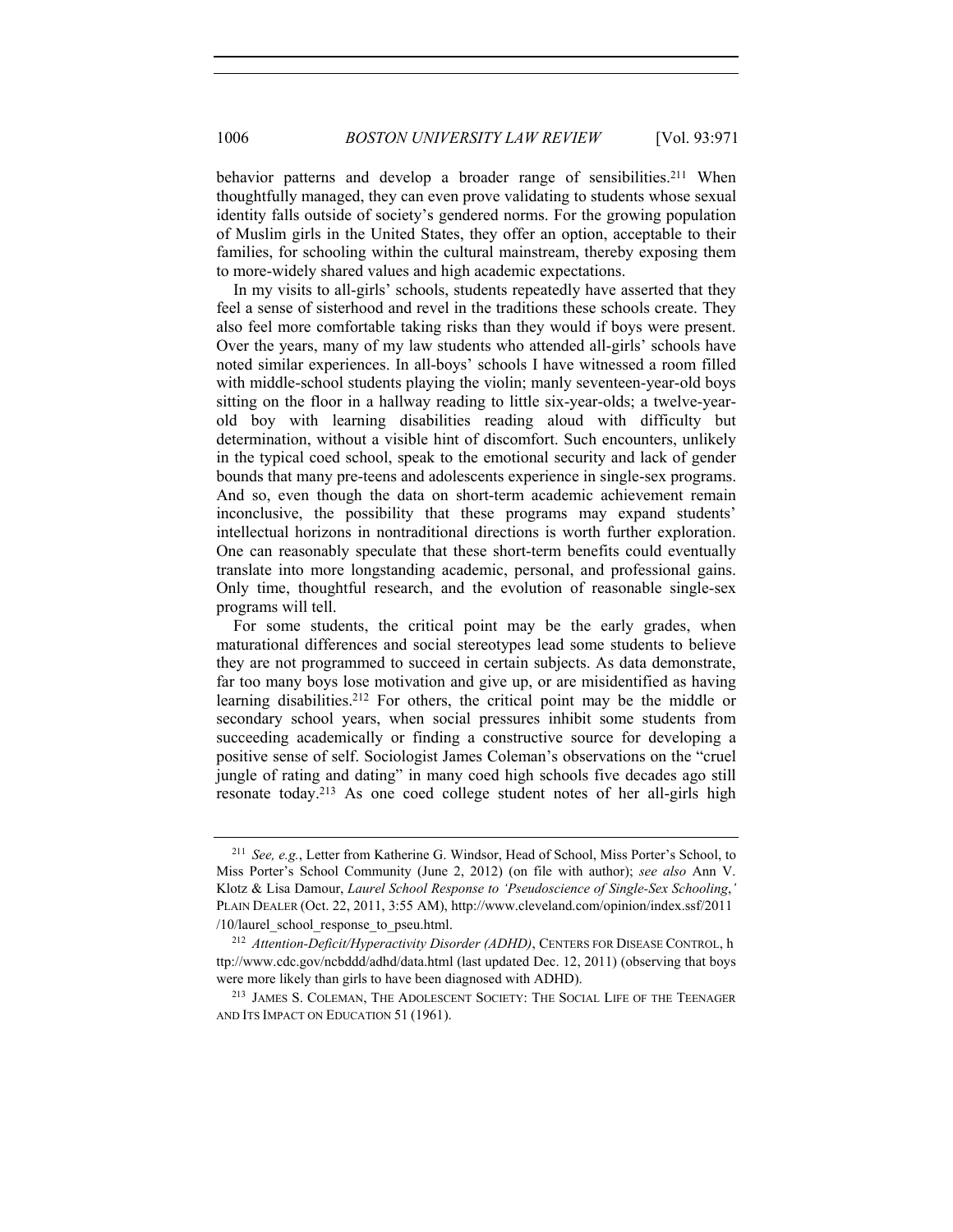behavior patterns and develop a broader range of sensibilities.[211] When thoughtfully managed, they can even prove validating to students whose sexual identity falls outside of society's gendered norms. For the growing population of Muslim girls in the United States, they offer an option, acceptable to their families, for schooling within the cultural mainstream, thereby exposing them to more-widely shared values and high academic expectations.

In my visits to all-girls' schools, students repeatedly have asserted that they feel a sense of sisterhood and revel in the traditions these schools create. They also feel more comfortable taking risks than they would if boys were present. Over the years, many of my law students who attended all-girls' schools have noted similar experiences. In all-boys' schools I have witnessed a room filled with middle-school students playing the violin; manly seventeen-year-old boys sitting on the floor in a hallway reading to little six-year-olds; a twelve-year-old boy with learning disabilities reading aloud with difficulty but determination, without a visible hint of discomfort. Such encounters, unlikely in the typical coed school, speak to the emotional security and lack of gender bounds that many pre-teens and adolescents experience in single-sex programs. And so, even though the data on short-term academic achievement remain inconclusive, the possibility that these programs may expand students' intellectual horizons in nontraditional directions is worth further exploration. One can reasonably speculate that these short-term benefits could eventually translate into more longstanding academic, personal, and professional gains. Only time, thoughtful research, and the evolution of reasonable single-sex programs will tell.

For some students, the critical point may be the early grades, when maturational differences and social stereotypes lead some students to believe they are not programmed to succeed in certain subjects. As data demonstrate, far too many boys lose motivation and give up, or are misidentified as having learning disabilities.[212] For others, the critical point may be the middle or secondary school years, when social pressures inhibit some students from succeeding academically or finding a constructive source for developing a positive sense of self. Sociologist James Coleman's observations on the "cruel jungle of rating and dating" in many coed high schools five decades ago still resonate today.[213] As one coed college student notes of her all-girls high

---

[211] *See, e.g.*, Letter from Katherine G. Windsor, Head of School, Miss Porter's School, to Miss Porter's School Community (June 2, 2012) (on file with author); *see also* Ann V. Klotz & Lisa Damour, *Laurel School Response to 'Pseudoscience of Single-Sex Schooling*,*'* PLAIN DEALER (Oct. 22, 2011, 3:55 AM), http://www.cleveland.com/opinion/index.ssf/2011/10/laurel_school_response_to_pseu.html.

[212] *Attention-Deficit/Hyperactivity Disorder (ADHD)*, CENTERS FOR DISEASE CONTROL, http://www.cdc.gov/ncbddd/adhd/data.html (last updated Dec. 12, 2011) (observing that boys were more likely than girls to have been diagnosed with ADHD).

[213] JAMES S. COLEMAN, THE ADOLESCENT SOCIETY: THE SOCIAL LIFE OF THE TEENAGER AND ITS IMPACT ON EDUCATION 51 (1961).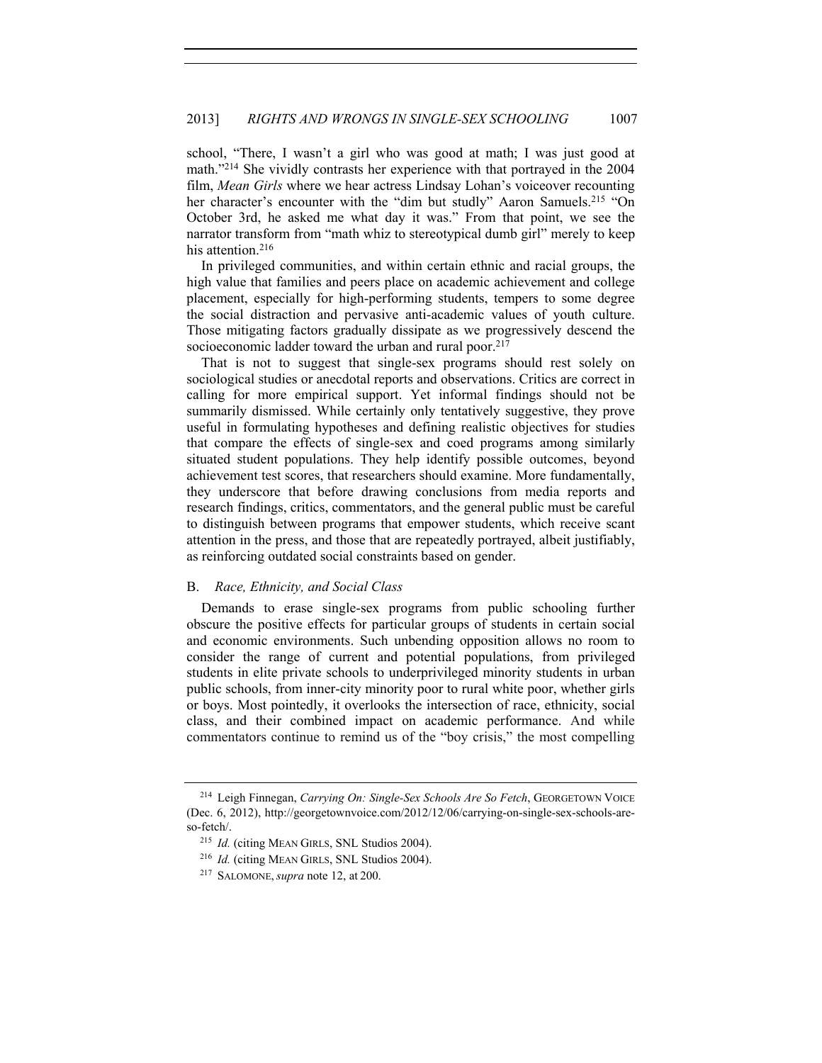school, "There, I wasn't a girl who was good at math; I was just good at math."[214] She vividly contrasts her experience with that portrayed in the 2004 film, *Mean Girls* where we hear actress Lindsay Lohan's voiceover recounting her character's encounter with the "dim but studly" Aaron Samuels.[215] "On October 3rd, he asked me what day it was." From that point, we see the narrator transform from "math whiz to stereotypical dumb girl" merely to keep his attention.[216]

In privileged communities, and within certain ethnic and racial groups, the high value that families and peers place on academic achievement and college placement, especially for high-performing students, tempers to some degree the social distraction and pervasive anti-academic values of youth culture. Those mitigating factors gradually dissipate as we progressively descend the socioeconomic ladder toward the urban and rural poor.[217]

That is not to suggest that single-sex programs should rest solely on sociological studies or anecdotal reports and observations. Critics are correct in calling for more empirical support. Yet informal findings should not be summarily dismissed. While certainly only tentatively suggestive, they prove useful in formulating hypotheses and defining realistic objectives for studies that compare the effects of single-sex and coed programs among similarly situated student populations. They help identify possible outcomes, beyond achievement test scores, that researchers should examine. More fundamentally, they underscore that before drawing conclusions from media reports and research findings, critics, commentators, and the general public must be careful to distinguish between programs that empower students, which receive scant attention in the press, and those that are repeatedly portrayed, albeit justifiably, as reinforcing outdated social constraints based on gender.

### B. *Race, Ethnicity, and Social Class*

Demands to erase single-sex programs from public schooling further obscure the positive effects for particular groups of students in certain social and economic environments. Such unbending opposition allows no room to consider the range of current and potential populations, from privileged students in elite private schools to underprivileged minority students in urban public schools, from inner-city minority poor to rural white poor, whether girls or boys. Most pointedly, it overlooks the intersection of race, ethnicity, social class, and their combined impact on academic performance. And while commentators continue to remind us of the "boy crisis," the most compelling

---

[214] Leigh Finnegan, *Carrying On: Single-Sex Schools Are So Fetch*, GEORGETOWN VOICE (Dec. 6, 2012), http://georgetownvoice.com/2012/12/06/carrying-on-single-sex-schools-are-so-fetch/.

[215] *Id.* (citing MEAN GIRLS, SNL Studios 2004).

[216] *Id.* (citing MEAN GIRLS, SNL Studios 2004).

[217] SALOMONE, *supra* note 12, at 200.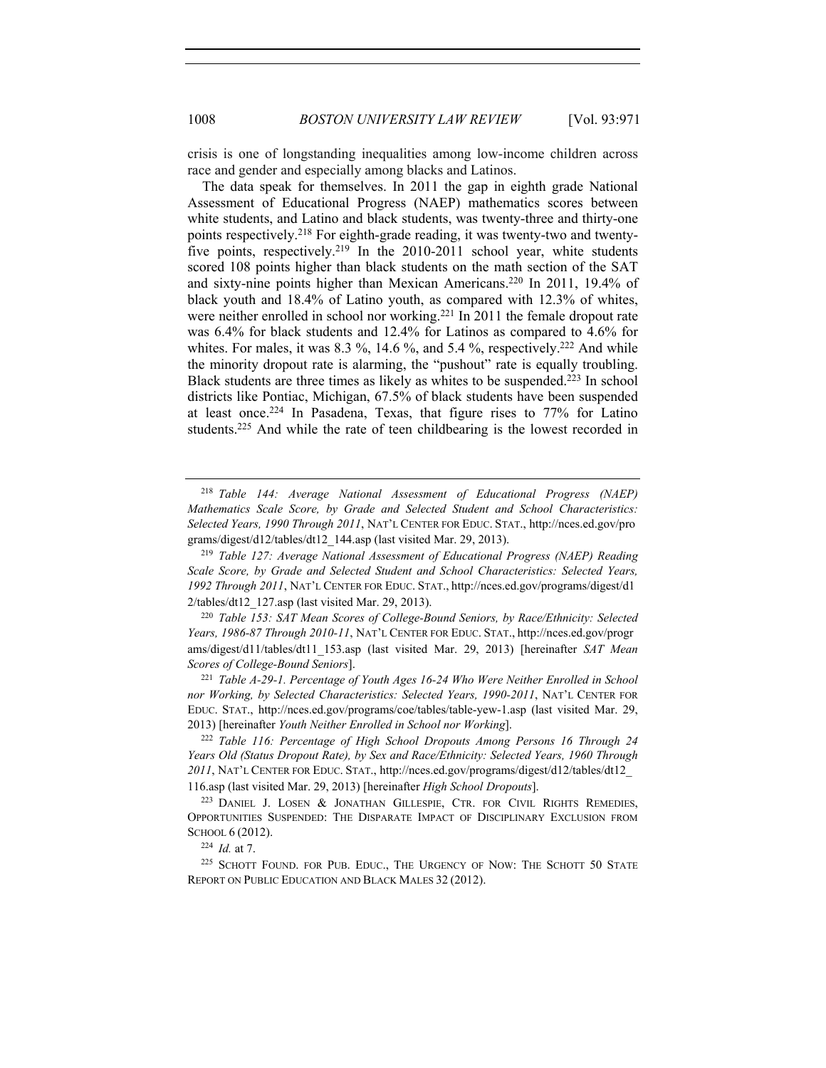crisis is one of longstanding inequalities among low-income children across race and gender and especially among blacks and Latinos.

The data speak for themselves. In 2011 the gap in eighth grade National Assessment of Educational Progress (NAEP) mathematics scores between white students, and Latino and black students, was twenty-three and thirty-one points respectively.[218] For eighth-grade reading, it was twenty-two and twenty-five points, respectively.[219] In the 2010-2011 school year, white students scored 108 points higher than black students on the math section of the SAT and sixty-nine points higher than Mexican Americans.[220] In 2011, 19.4% of black youth and 18.4% of Latino youth, as compared with 12.3% of whites, were neither enrolled in school nor working.[221] In 2011 the female dropout rate was 6.4% for black students and 12.4% for Latinos as compared to 4.6% for whites. For males, it was 8.3 %, 14.6 %, and 5.4 %, respectively.[222] And while the minority dropout rate is alarming, the "pushout" rate is equally troubling. Black students are three times as likely as whites to be suspended.[223] In school districts like Pontiac, Michigan, 67.5% of black students have been suspended at least once.[224] In Pasadena, Texas, that figure rises to 77% for Latino students.[225] And while the rate of teen childbearing is the lowest recorded in

---

[218] *Table 144: Average National Assessment of Educational Progress (NAEP) Mathematics Scale Score, by Grade and Selected Student and School Characteristics: Selected Years, 1990 Through 2011*, NAT'L CENTER FOR EDUC. STAT., http://nces.ed.gov/programs/digest/d12/tables/dt12_144.asp (last visited Mar. 29, 2013).

[219] *Table 127: Average National Assessment of Educational Progress (NAEP) Reading Scale Score, by Grade and Selected Student and School Characteristics: Selected Years, 1992 Through 2011*, NAT'L CENTER FOR EDUC. STAT., http://nces.ed.gov/programs/digest/d12/tables/dt12_127.asp (last visited Mar. 29, 2013).

[220] *Table 153: SAT Mean Scores of College-Bound Seniors, by Race/Ethnicity: Selected Years, 1986-87 Through 2010-11*, NAT'L CENTER FOR EDUC. STAT., http://nces.ed.gov/programs/digest/d11/tables/dt11_153.asp (last visited Mar. 29, 2013) [hereinafter *SAT Mean Scores of College-Bound Seniors*].

[221] *Table A-29-1. Percentage of Youth Ages 16-24 Who Were Neither Enrolled in School nor Working, by Selected Characteristics: Selected Years, 1990-2011*, NAT'L CENTER FOR EDUC. STAT., http://nces.ed.gov/programs/coe/tables/table-yew-1.asp (last visited Mar. 29, 2013) [hereinafter *Youth Neither Enrolled in School nor Working*].

[222] *Table 116: Percentage of High School Dropouts Among Persons 16 Through 24 Years Old (Status Dropout Rate), by Sex and Race/Ethnicity: Selected Years, 1960 Through 2011*, NAT'L CENTER FOR EDUC. STAT., http://nces.ed.gov/programs/digest/d12/tables/dt12_116.asp (last visited Mar. 29, 2013) [hereinafter *High School Dropouts*].

[223] DANIEL J. LOSEN & JONATHAN GILLESPIE, CTR. FOR CIVIL RIGHTS REMEDIES, OPPORTUNITIES SUSPENDED: THE DISPARATE IMPACT OF DISCIPLINARY EXCLUSION FROM SCHOOL 6 (2012).

[224] *Id.* at 7.

[225] SCHOTT FOUND. FOR PUB. EDUC., THE URGENCY OF NOW: THE SCHOTT 50 STATE REPORT ON PUBLIC EDUCATION AND BLACK MALES 32 (2012).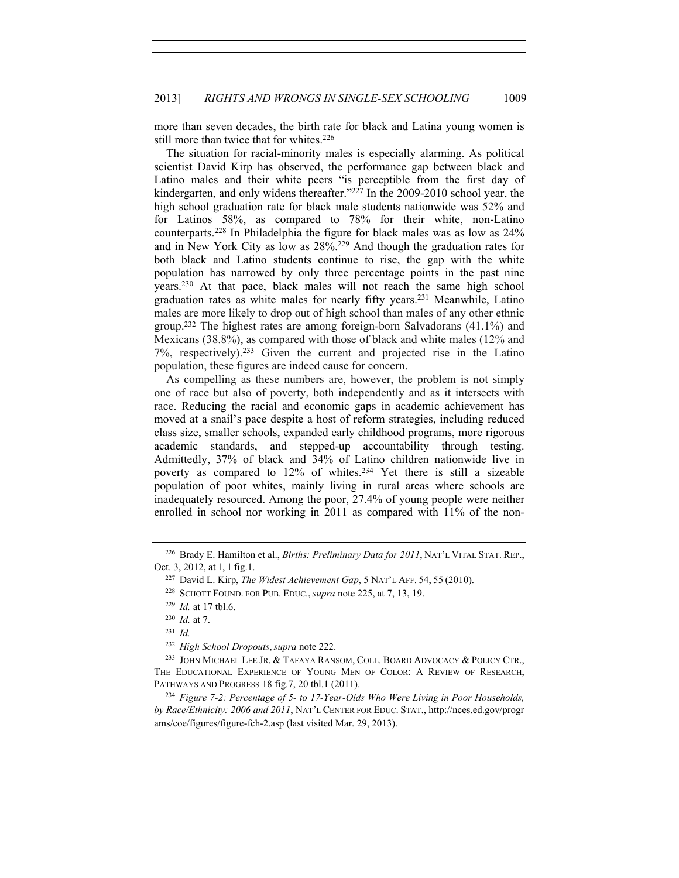more than seven decades, the birth rate for black and Latina young women is still more than twice that for whites.[226]

The situation for racial-minority males is especially alarming. As political scientist David Kirp has observed, the performance gap between black and Latino males and their white peers "is perceptible from the first day of kindergarten, and only widens thereafter."[227] In the 2009-2010 school year, the high school graduation rate for black male students nationwide was 52% and for Latinos 58%, as compared to 78% for their white, non-Latino counterparts.[228] In Philadelphia the figure for black males was as low as 24% and in New York City as low as 28%.[229] And though the graduation rates for both black and Latino students continue to rise, the gap with the white population has narrowed by only three percentage points in the past nine years.[230] At that pace, black males will not reach the same high school graduation rates as white males for nearly fifty years.[231] Meanwhile, Latino males are more likely to drop out of high school than males of any other ethnic group.[232] The highest rates are among foreign-born Salvadorans (41.1%) and Mexicans (38.8%), as compared with those of black and white males (12% and 7%, respectively).[233] Given the current and projected rise in the Latino population, these figures are indeed cause for concern.

As compelling as these numbers are, however, the problem is not simply one of race but also of poverty, both independently and as it intersects with race. Reducing the racial and economic gaps in academic achievement has moved at a snail's pace despite a host of reform strategies, including reduced class size, smaller schools, expanded early childhood programs, more rigorous academic standards, and stepped-up accountability through testing. Admittedly, 37% of black and 34% of Latino children nationwide live in poverty as compared to 12% of whites.[234] Yet there is still a sizeable population of poor whites, mainly living in rural areas where schools are inadequately resourced. Among the poor, 27.4% of young people were neither enrolled in school nor working in 2011 as compared with 11% of the non-

---

[226] Brady E. Hamilton et al., *Births: Preliminary Data for 2011*, NAT'L VITAL STAT. REP., Oct. 3, 2012, at 1, 1 fig.1.

[227] David L. Kirp, *The Widest Achievement Gap*, 5 NAT'L AFF. 54, 55 (2010).

[228] SCHOTT FOUND. FOR PUB. EDUC., *supra* note 225, at 7, 13, 19.

[229] *Id.* at 17 tbl.6.

[230] *Id.* at 7.

[231] *Id.*

[232] *High School Dropouts*, *supra* note 222.

[233] JOHN MICHAEL LEE JR. & TAFAYA RANSOM, COLL. BOARD ADVOCACY & POLICY CTR., THE EDUCATIONAL EXPERIENCE OF YOUNG MEN OF COLOR: A REVIEW OF RESEARCH, PATHWAYS AND PROGRESS 18 fig.7, 20 tbl.1 (2011).

[234] *Figure 7-2: Percentage of 5- to 17-Year-Olds Who Were Living in Poor Households, by Race/Ethnicity: 2006 and 2011*, NAT'L CENTER FOR EDUC. STAT., http://nces.ed.gov/programs/coe/figures/figure-fch-2.asp (last visited Mar. 29, 2013).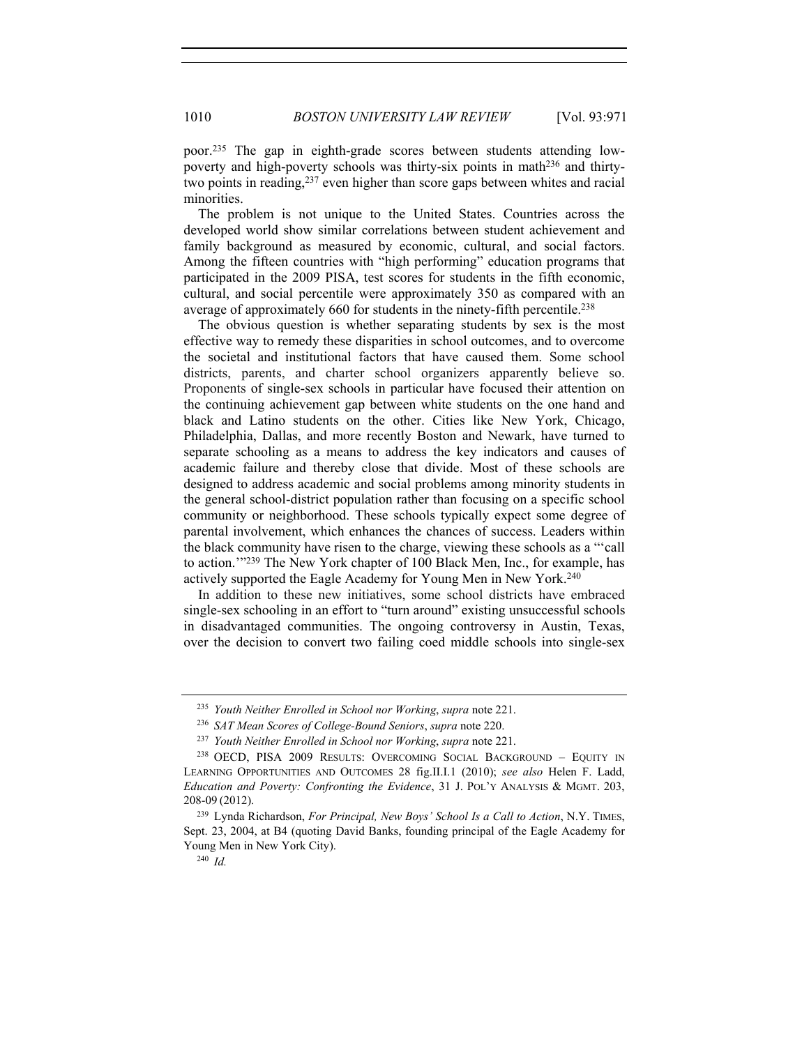poor.[235] The gap in eighth-grade scores between students attending low-poverty and high-poverty schools was thirty-six points in math[236] and thirty-two points in reading,[237] even higher than score gaps between whites and racial minorities.

The problem is not unique to the United States. Countries across the developed world show similar correlations between student achievement and family background as measured by economic, cultural, and social factors. Among the fifteen countries with "high performing" education programs that participated in the 2009 PISA, test scores for students in the fifth economic, cultural, and social percentile were approximately 350 as compared with an average of approximately 660 for students in the ninety-fifth percentile.[238]

The obvious question is whether separating students by sex is the most effective way to remedy these disparities in school outcomes, and to overcome the societal and institutional factors that have caused them. Some school districts, parents, and charter school organizers apparently believe so. Proponents of single-sex schools in particular have focused their attention on the continuing achievement gap between white students on the one hand and black and Latino students on the other. Cities like New York, Chicago, Philadelphia, Dallas, and more recently Boston and Newark, have turned to separate schooling as a means to address the key indicators and causes of academic failure and thereby close that divide. Most of these schools are designed to address academic and social problems among minority students in the general school-district population rather than focusing on a specific school community or neighborhood. These schools typically expect some degree of parental involvement, which enhances the chances of success. Leaders within the black community have risen to the charge, viewing these schools as a "'call to action.'"[239] The New York chapter of 100 Black Men, Inc., for example, has actively supported the Eagle Academy for Young Men in New York.[240]

In addition to these new initiatives, some school districts have embraced single-sex schooling in an effort to "turn around" existing unsuccessful schools in disadvantaged communities. The ongoing controversy in Austin, Texas, over the decision to convert two failing coed middle schools into single-sex

---

[235] *Youth Neither Enrolled in School nor Working*, *supra* note 221.

[236] *SAT Mean Scores of College-Bound Seniors*, *supra* note 220.

[237] *Youth Neither Enrolled in School nor Working*, *supra* note 221.

[238] OECD, PISA 2009 RESULTS: OVERCOMING SOCIAL BACKGROUND – EQUITY IN LEARNING OPPORTUNITIES AND OUTCOMES 28 fig.II.I.1 (2010); *see also* Helen F. Ladd, *Education and Poverty: Confronting the Evidence*, 31 J. POL'Y ANALYSIS & MGMT. 203, 208-09 (2012).

[239] Lynda Richardson, *For Principal, New Boys' School Is a Call to Action*, N.Y. TIMES, Sept. 23, 2004, at B4 (quoting David Banks, founding principal of the Eagle Academy for Young Men in New York City).

[240] *Id.*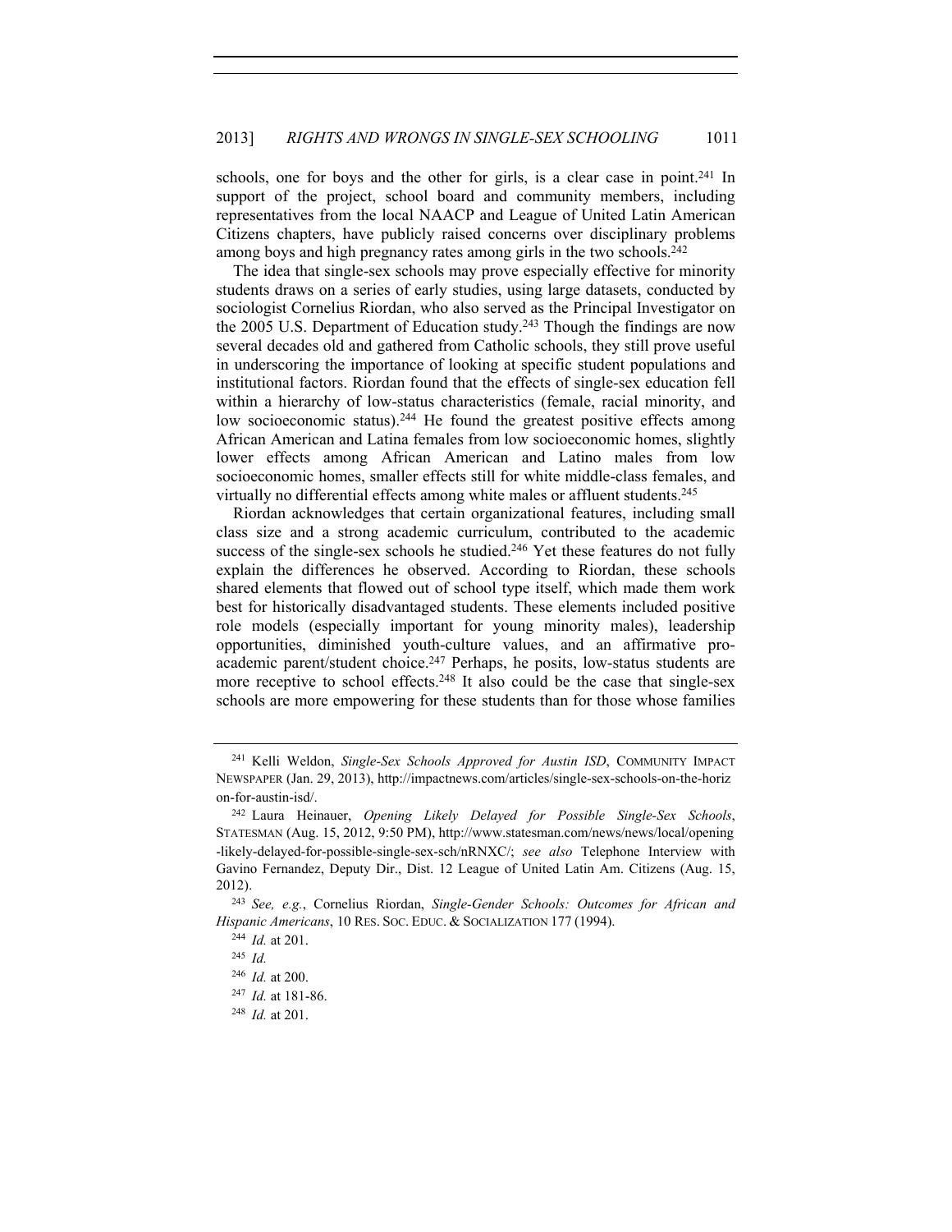schools, one for boys and the other for girls, is a clear case in point.[241] In support of the project, school board and community members, including representatives from the local NAACP and League of United Latin American Citizens chapters, have publicly raised concerns over disciplinary problems among boys and high pregnancy rates among girls in the two schools.[242]

The idea that single-sex schools may prove especially effective for minority students draws on a series of early studies, using large datasets, conducted by sociologist Cornelius Riordan, who also served as the Principal Investigator on the 2005 U.S. Department of Education study.[243] Though the findings are now several decades old and gathered from Catholic schools, they still prove useful in underscoring the importance of looking at specific student populations and institutional factors. Riordan found that the effects of single-sex education fell within a hierarchy of low-status characteristics (female, racial minority, and low socioeconomic status).[244] He found the greatest positive effects among African American and Latina females from low socioeconomic homes, slightly lower effects among African American and Latino males from low socioeconomic homes, smaller effects still for white middle-class females, and virtually no differential effects among white males or affluent students.[245]

Riordan acknowledges that certain organizational features, including small class size and a strong academic curriculum, contributed to the academic success of the single-sex schools he studied.[246] Yet these features do not fully explain the differences he observed. According to Riordan, these schools shared elements that flowed out of school type itself, which made them work best for historically disadvantaged students. These elements included positive role models (especially important for young minority males), leadership opportunities, diminished youth-culture values, and an affirmative pro-academic parent/student choice.[247] Perhaps, he posits, low-status students are more receptive to school effects.[248] It also could be the case that single-sex schools are more empowering for these students than for those whose families

---

[241] Kelli Weldon, *Single-Sex Schools Approved for Austin ISD*, COMMUNITY IMPACT NEWSPAPER (Jan. 29, 2013), http://impactnews.com/articles/single-sex-schools-on-the-horizon-for-austin-isd/.

[242] Laura Heinauer, *Opening Likely Delayed for Possible Single-Sex Schools*, STATESMAN (Aug. 15, 2012, 9:50 PM), http://www.statesman.com/news/news/local/opening-likely-delayed-for-possible-single-sex-sch/nRNXC/; *see also* Telephone Interview with Gavino Fernandez, Deputy Dir., Dist. 12 League of United Latin Am. Citizens (Aug. 15, 2012).

[243] *See, e.g.*, Cornelius Riordan, *Single-Gender Schools: Outcomes for African and Hispanic Americans*, 10 RES. SOC. EDUC. & SOCIALIZATION 177 (1994).

[244] *Id.* at 201.

[245] *Id.*

[246] *Id.* at 200.

[247] *Id.* at 181-86.

[248] *Id.* at 201.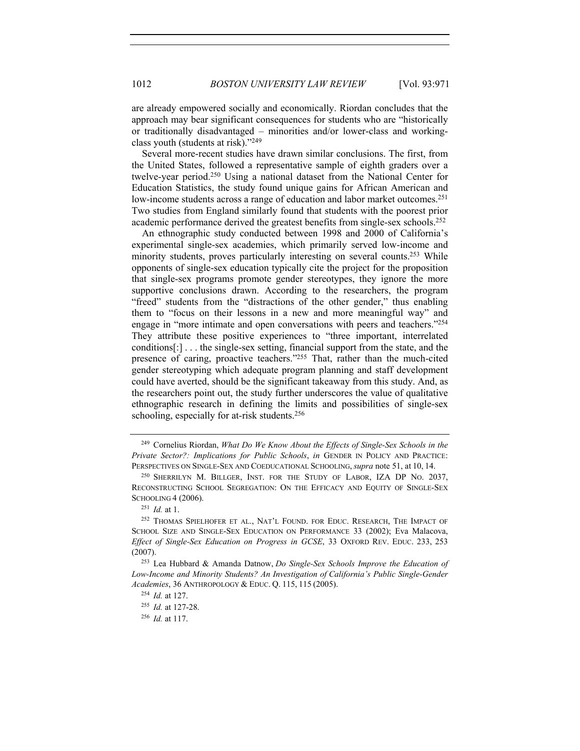are already empowered socially and economically. Riordan concludes that the approach may bear significant consequences for students who are "historically or traditionally disadvantaged – minorities and/or lower-class and working-class youth (students at risk)."[249]

Several more-recent studies have drawn similar conclusions. The first, from the United States, followed a representative sample of eighth graders over a twelve-year period.[250] Using a national dataset from the National Center for Education Statistics, the study found unique gains for African American and low-income students across a range of education and labor market outcomes.[251] Two studies from England similarly found that students with the poorest prior academic performance derived the greatest benefits from single-sex schools.[252]

An ethnographic study conducted between 1998 and 2000 of California's experimental single-sex academies, which primarily served low-income and minority students, proves particularly interesting on several counts.[253] While opponents of single-sex education typically cite the project for the proposition that single-sex programs promote gender stereotypes, they ignore the more supportive conclusions drawn. According to the researchers, the program "freed" students from the "distractions of the other gender," thus enabling them to "focus on their lessons in a new and more meaningful way" and engage in "more intimate and open conversations with peers and teachers."[254] They attribute these positive experiences to "three important, interrelated conditions[:] . . . the single-sex setting, financial support from the state, and the presence of caring, proactive teachers."[255] That, rather than the much-cited gender stereotyping which adequate program planning and staff development could have averted, should be the significant takeaway from this study. And, as the researchers point out, the study further underscores the value of qualitative ethnographic research in defining the limits and possibilities of single-sex schooling, especially for at-risk students.[256]

---

[249] Cornelius Riordan, *What Do We Know About the Effects of Single-Sex Schools in the Private Sector?: Implications for Public Schools*, *in* GENDER IN POLICY AND PRACTICE: PERSPECTIVES ON SINGLE-SEX AND COEDUCATIONAL SCHOOLING, *supra* note 51, at 10, 14.

[250] SHERRILYN M. BILLGER, INST. FOR THE STUDY OF LABOR, IZA DP NO. 2037, RECONSTRUCTING SCHOOL SEGREGATION: ON THE EFFICACY AND EQUITY OF SINGLE-SEX SCHOOLING 4 (2006).

[251] *Id.* at 1.

[252] THOMAS SPIELHOFER ET AL., NAT'L FOUND. FOR EDUC. RESEARCH, THE IMPACT OF SCHOOL SIZE AND SINGLE-SEX EDUCATION ON PERFORMANCE 33 (2002); Eva Malacova, *Effect of Single-Sex Education on Progress in GCSE*, 33 OXFORD REV. EDUC. 233, 253 (2007).

[253] Lea Hubbard & Amanda Datnow, *Do Single-Sex Schools Improve the Education of Low-Income and Minority Students? An Investigation of California's Public Single-Gender Academies*, 36 ANTHROPOLOGY & EDUC. Q. 115, 115 (2005).

[254] *Id.* at 127.

[255] *Id.* at 127-28.

[256] *Id.* at 117.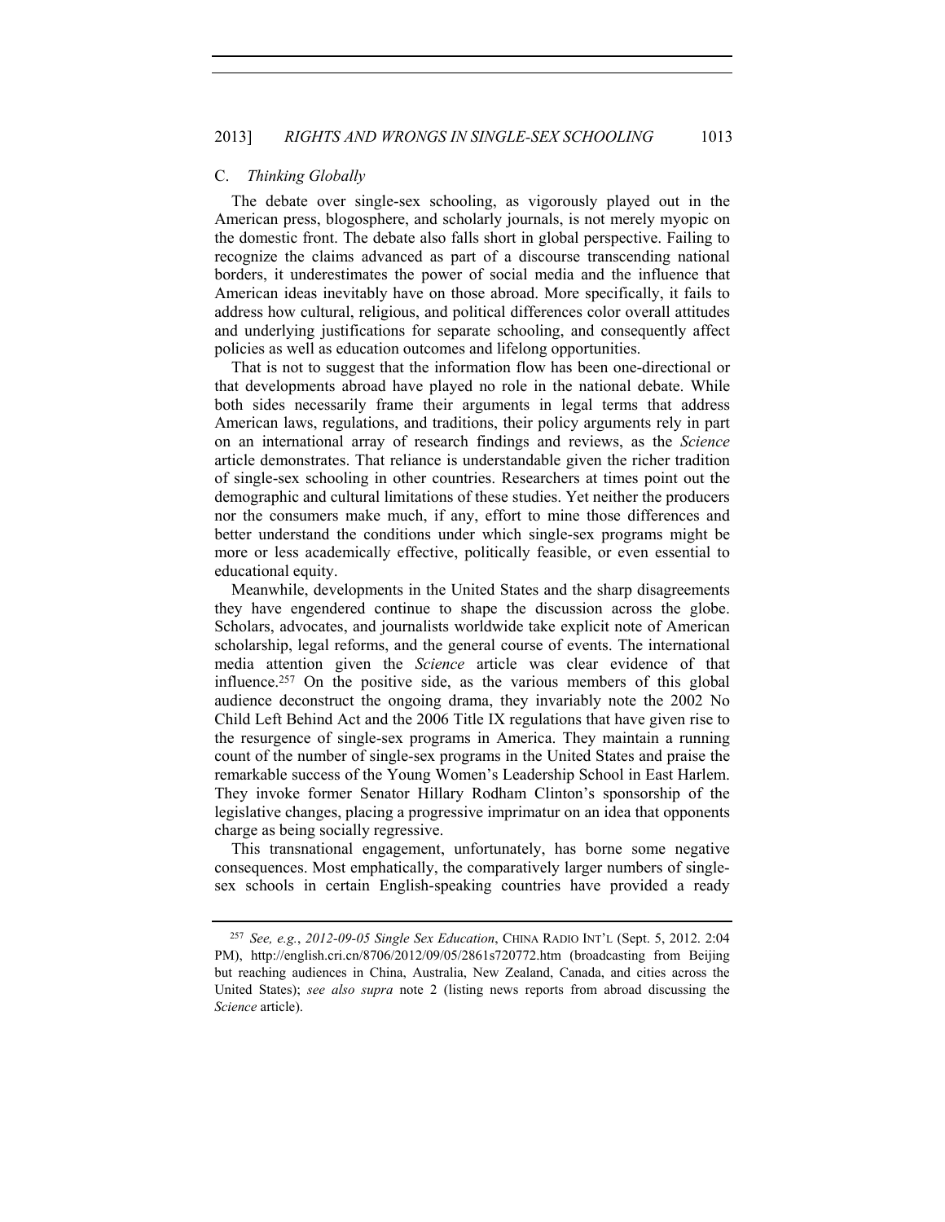### C. *Thinking Globally*

The debate over single-sex schooling, as vigorously played out in the American press, blogosphere, and scholarly journals, is not merely myopic on the domestic front. The debate also falls short in global perspective. Failing to recognize the claims advanced as part of a discourse transcending national borders, it underestimates the power of social media and the influence that American ideas inevitably have on those abroad. More specifically, it fails to address how cultural, religious, and political differences color overall attitudes and underlying justifications for separate schooling, and consequently affect policies as well as education outcomes and lifelong opportunities.

That is not to suggest that the information flow has been one-directional or that developments abroad have played no role in the national debate. While both sides necessarily frame their arguments in legal terms that address American laws, regulations, and traditions, their policy arguments rely in part on an international array of research findings and reviews, as the *Science* article demonstrates. That reliance is understandable given the richer tradition of single-sex schooling in other countries. Researchers at times point out the demographic and cultural limitations of these studies. Yet neither the producers nor the consumers make much, if any, effort to mine those differences and better understand the conditions under which single-sex programs might be more or less academically effective, politically feasible, or even essential to educational equity.

Meanwhile, developments in the United States and the sharp disagreements they have engendered continue to shape the discussion across the globe. Scholars, advocates, and journalists worldwide take explicit note of American scholarship, legal reforms, and the general course of events. The international media attention given the *Science* article was clear evidence of that influence.[257] On the positive side, as the various members of this global audience deconstruct the ongoing drama, they invariably note the 2002 No Child Left Behind Act and the 2006 Title IX regulations that have given rise to the resurgence of single-sex programs in America. They maintain a running count of the number of single-sex programs in the United States and praise the remarkable success of the Young Women's Leadership School in East Harlem. They invoke former Senator Hillary Rodham Clinton's sponsorship of the legislative changes, placing a progressive imprimatur on an idea that opponents charge as being socially regressive.

This transnational engagement, unfortunately, has borne some negative consequences. Most emphatically, the comparatively larger numbers of single-sex schools in certain English-speaking countries have provided a ready

---

[257] *See, e.g.*, *2012-09-05 Single Sex Education*, CHINA RADIO INT'L (Sept. 5, 2012. 2:04 PM), http://english.cri.cn/8706/2012/09/05/2861s720772.htm (broadcasting from Beijing but reaching audiences in China, Australia, New Zealand, Canada, and cities across the United States); *see also supra* note 2 (listing news reports from abroad discussing the *Science* article).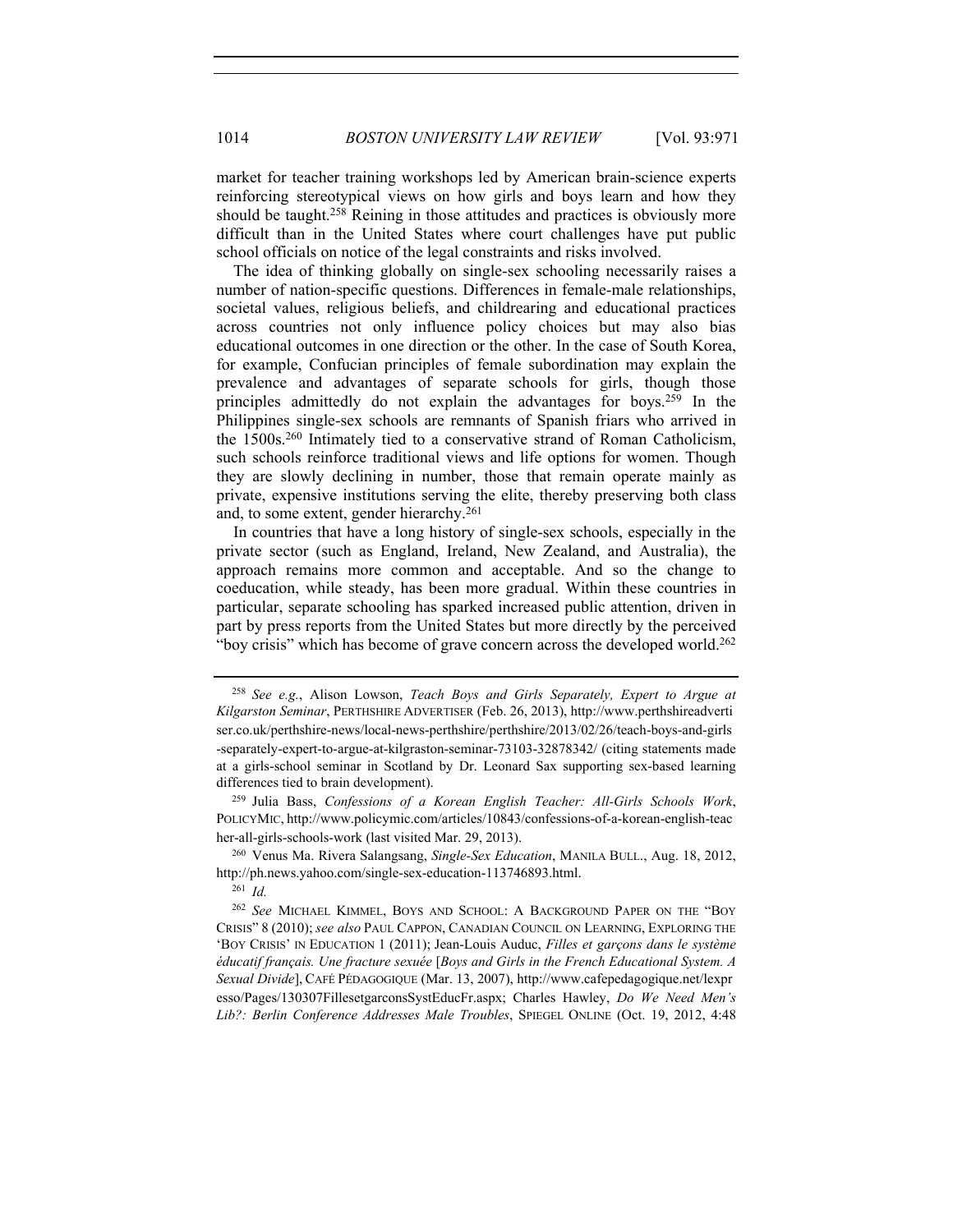market for teacher training workshops led by American brain-science experts reinforcing stereotypical views on how girls and boys learn and how they should be taught.[258] Reining in those attitudes and practices is obviously more difficult than in the United States where court challenges have put public school officials on notice of the legal constraints and risks involved.

The idea of thinking globally on single-sex schooling necessarily raises a number of nation-specific questions. Differences in female-male relationships, societal values, religious beliefs, and childrearing and educational practices across countries not only influence policy choices but may also bias educational outcomes in one direction or the other. In the case of South Korea, for example, Confucian principles of female subordination may explain the prevalence and advantages of separate schools for girls, though those principles admittedly do not explain the advantages for boys.[259] In the Philippines single-sex schools are remnants of Spanish friars who arrived in the 1500s.[260] Intimately tied to a conservative strand of Roman Catholicism, such schools reinforce traditional views and life options for women. Though they are slowly declining in number, those that remain operate mainly as private, expensive institutions serving the elite, thereby preserving both class and, to some extent, gender hierarchy.[261]

In countries that have a long history of single-sex schools, especially in the private sector (such as England, Ireland, New Zealand, and Australia), the approach remains more common and acceptable. And so the change to coeducation, while steady, has been more gradual. Within these countries in particular, separate schooling has sparked increased public attention, driven in part by press reports from the United States but more directly by the perceived "boy crisis" which has become of grave concern across the developed world.[262]

---

[258] *See e.g.*, Alison Lowson, *Teach Boys and Girls Separately, Expert to Argue at Kilgarston Seminar*, PERTHSHIRE ADVERTISER (Feb. 26, 2013), http://www.perthshireadvertiser.co.uk/perthshire-news/local-news-perthshire/perthshire/2013/02/26/teach-boys-and-girls-separately-expert-to-argue-at-kilgraston-seminar-73103-32878342/ (citing statements made at a girls-school seminar in Scotland by Dr. Leonard Sax supporting sex-based learning differences tied to brain development).

[259] Julia Bass, *Confessions of a Korean English Teacher: All-Girls Schools Work*, POLICYMIC, http://www.policymic.com/articles/10843/confessions-of-a-korean-english-teacher-all-girls-schools-work (last visited Mar. 29, 2013).

[260] Venus Ma. Rivera Salangsang, *Single-Sex Education*, MANILA BULL., Aug. 18, 2012, http://ph.news.yahoo.com/single-sex-education-113746893.html.

[261] *Id.*

[262] *See* MICHAEL KIMMEL, BOYS AND SCHOOL: A BACKGROUND PAPER ON THE "BOY CRISIS" 8 (2010); *see also* PAUL CAPPON, CANADIAN COUNCIL ON LEARNING, EXPLORING THE 'BOY CRISIS' IN EDUCATION 1 (2011); Jean-Louis Auduc, *Filles et garçons dans le système éducatif français. Une fracture sexuée* [*Boys and Girls in the French Educational System. A Sexual Divide*], CAFÉ PÉDAGOGIQUE (Mar. 13, 2007), http://www.cafepedagogique.net/lexpresso/Pages/130307FillesetgarconsSystEducFr.aspx; Charles Hawley, *Do We Need Men's Lib?: Berlin Conference Addresses Male Troubles*, SPIEGEL ONLINE (Oct. 19, 2012, 4:48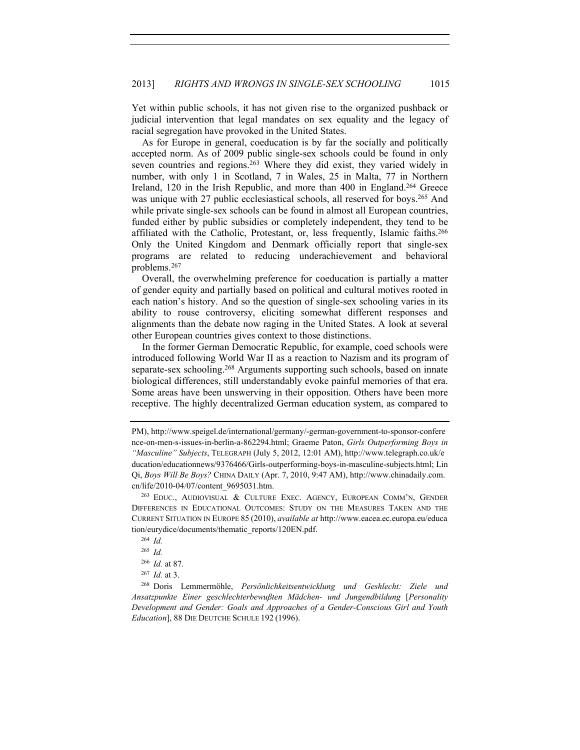Yet within public schools, it has not given rise to the organized pushback or judicial intervention that legal mandates on sex equality and the legacy of racial segregation have provoked in the United States.

As for Europe in general, coeducation is by far the socially and politically accepted norm. As of 2009 public single-sex schools could be found in only seven countries and regions.[263] Where they did exist, they varied widely in number, with only 1 in Scotland, 7 in Wales, 25 in Malta, 77 in Northern Ireland, 120 in the Irish Republic, and more than 400 in England.[264] Greece was unique with 27 public ecclesiastical schools, all reserved for boys.[265] And while private single-sex schools can be found in almost all European countries, funded either by public subsidies or completely independent, they tend to be affiliated with the Catholic, Protestant, or, less frequently, Islamic faiths.[266] Only the United Kingdom and Denmark officially report that single-sex programs are related to reducing underachievement and behavioral problems.[267]

Overall, the overwhelming preference for coeducation is partially a matter of gender equity and partially based on political and cultural motives rooted in each nation's history. And so the question of single-sex schooling varies in its ability to rouse controversy, eliciting somewhat different responses and alignments than the debate now raging in the United States. A look at several other European countries gives context to those distinctions.

In the former German Democratic Republic, for example, coed schools were introduced following World War II as a reaction to Nazism and its program of separate-sex schooling.[268] Arguments supporting such schools, based on innate biological differences, still understandably evoke painful memories of that era. Some areas have been unswerving in their opposition. Others have been more receptive. The highly decentralized German education system, as compared to

---

PM), http://www.speigel.de/international/germany/-german-government-to-sponsor-conference-on-men-s-issues-in-berlin-a-862294.html; Graeme Paton, *Girls Outperforming Boys in "Masculine" Subjects*, TELEGRAPH (July 5, 2012, 12:01 AM), http://www.telegraph.co.uk/education/educationnews/9376466/Girls-outperforming-boys-in-masculine-subjects.html; Lin Qi, *Boys Will Be Boys?* CHINA DAILY (Apr. 7, 2010, 9:47 AM), http://www.chinadaily.com.cn/life/2010-04/07/content_9695031.htm.

[263] EDUC., AUDIOVISUAL & CULTURE EXEC. AGENCY, EUROPEAN COMM'N, GENDER DIFFERENCES IN EDUCATIONAL OUTCOMES: STUDY ON THE MEASURES TAKEN AND THE CURRENT SITUATION IN EUROPE 85 (2010), *available at* http://www.eacea.ec.europa.eu/education/eurydice/documents/thematic_reports/120EN.pdf.

[264] *Id.*

[265] *Id.*

[266] *Id.* at 87.

[267] *Id.* at 3.

[268] Doris Lemmermöhle, *Persönlichkeitsentwicklung und Geshlecht: Ziele und Ansatzpunkte Einer geschlechterbewußten Mädchen- und Jungendbildung* [*Personality Development and Gender: Goals and Approaches of a Gender-Conscious Girl and Youth Education*], 88 DIE DEUTCHE SCHULE 192 (1996).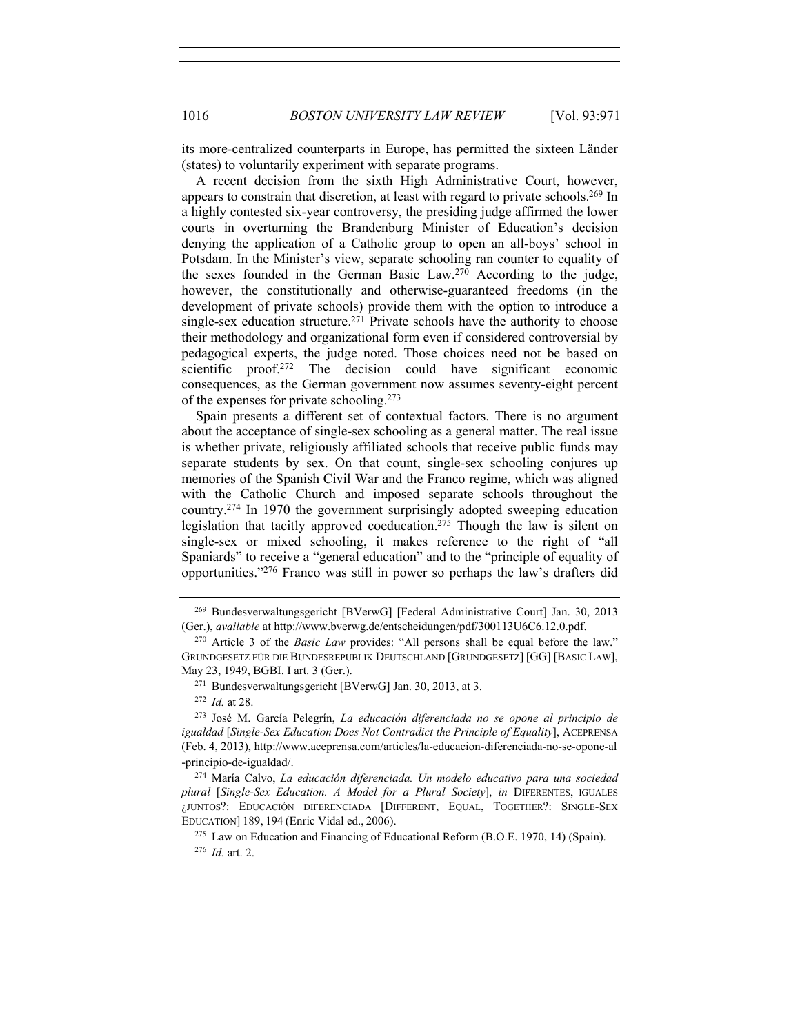its more-centralized counterparts in Europe, has permitted the sixteen Länder (states) to voluntarily experiment with separate programs.

A recent decision from the sixth High Administrative Court, however, appears to constrain that discretion, at least with regard to private schools.[269] In a highly contested six-year controversy, the presiding judge affirmed the lower courts in overturning the Brandenburg Minister of Education's decision denying the application of a Catholic group to open an all-boys' school in Potsdam. In the Minister's view, separate schooling ran counter to equality of the sexes founded in the German Basic Law.[270] According to the judge, however, the constitutionally and otherwise-guaranteed freedoms (in the development of private schools) provide them with the option to introduce a single-sex education structure.[271] Private schools have the authority to choose their methodology and organizational form even if considered controversial by pedagogical experts, the judge noted. Those choices need not be based on scientific proof.[272] The decision could have significant economic consequences, as the German government now assumes seventy-eight percent of the expenses for private schooling.[273]

Spain presents a different set of contextual factors. There is no argument about the acceptance of single-sex schooling as a general matter. The real issue is whether private, religiously affiliated schools that receive public funds may separate students by sex. On that count, single-sex schooling conjures up memories of the Spanish Civil War and the Franco regime, which was aligned with the Catholic Church and imposed separate schools throughout the country.[274] In 1970 the government surprisingly adopted sweeping education legislation that tacitly approved coeducation.[275] Though the law is silent on single-sex or mixed schooling, it makes reference to the right of "all Spaniards" to receive a "general education" and to the "principle of equality of opportunities."[276] Franco was still in power so perhaps the law's drafters did

---

[269] Bundesverwaltungsgericht [BVerwG] [Federal Administrative Court] Jan. 30, 2013 (Ger.), *available* at http://www.bverwg.de/entscheidungen/pdf/300113U6C6.12.0.pdf.

[270] Article 3 of the *Basic Law* provides: "All persons shall be equal before the law." GRUNDGESETZ FÜR DIE BUNDESREPUBLIK DEUTSCHLAND [GRUNDGESETZ] [GG] [BASIC LAW], May 23, 1949, BGBI. I art. 3 (Ger.).

[271] Bundesverwaltungsgericht [BVerwG] Jan. 30, 2013, at 3.

[272] *Id.* at 28.

[273] José M. García Pelegrín, *La educación diferenciada no se opone al principio de igualdad* [*Single-Sex Education Does Not Contradict the Principle of Equality*], ACEPRENSA (Feb. 4, 2013), http://www.aceprensa.com/articles/la-educacion-diferenciada-no-se-opone-al-principio-de-igualdad/.

[274] María Calvo, *La educación diferenciada. Un modelo educativo para una sociedad plural* [*Single-Sex Education. A Model for a Plural Society*], *in* DIFERENTES, IGUALES ¿JUNTOS?: EDUCACIÓN DIFERENCIADA [DIFFERENT, EQUAL, TOGETHER?: SINGLE-SEX EDUCATION] 189, 194 (Enric Vidal ed., 2006).

[275] Law on Education and Financing of Educational Reform (B.O.E. 1970, 14) (Spain).

[276] *Id.* art. 2.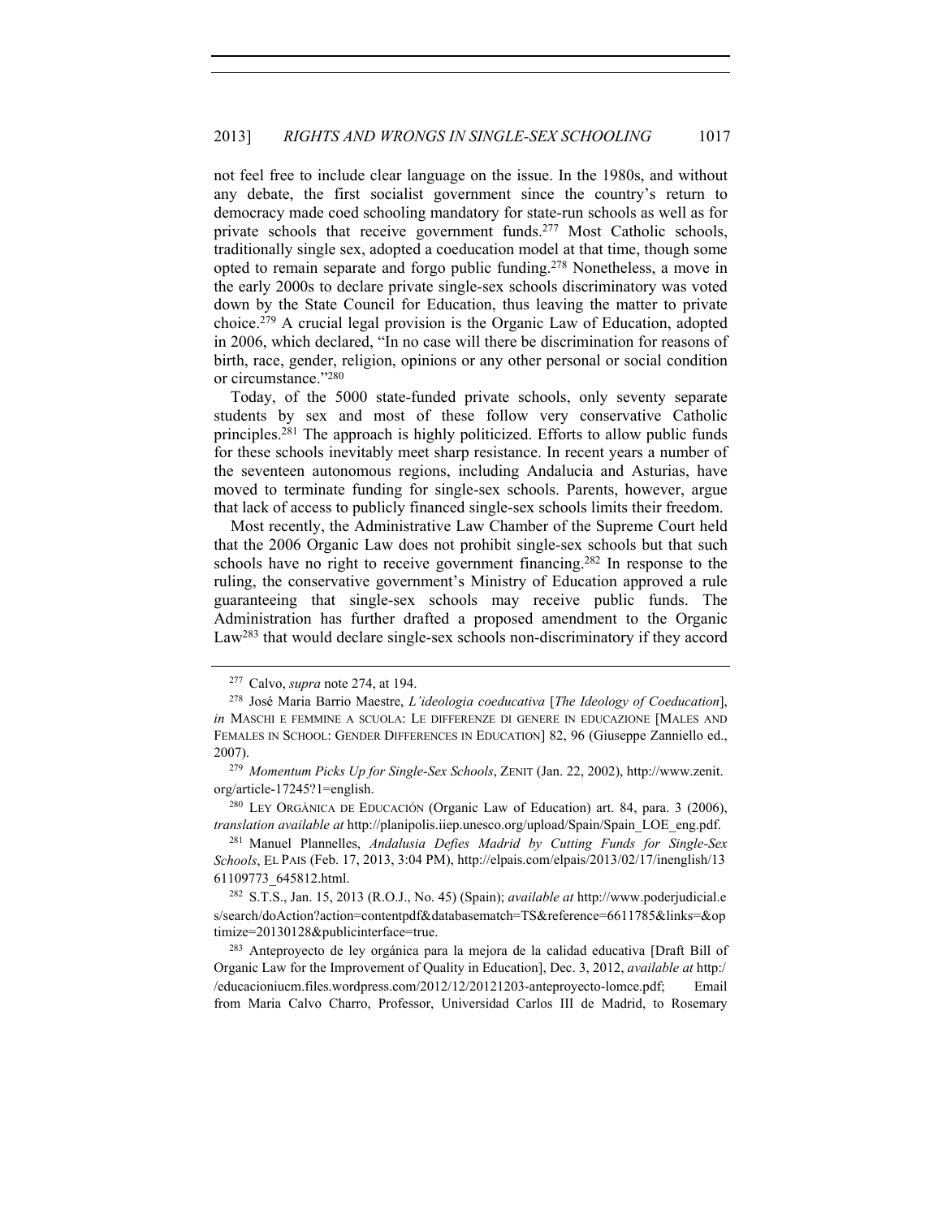not feel free to include clear language on the issue. In the 1980s, and without any debate, the first socialist government since the country's return to democracy made coed schooling mandatory for state-run schools as well as for private schools that receive government funds.[277] Most Catholic schools, traditionally single sex, adopted a coeducation model at that time, though some opted to remain separate and forgo public funding.[278] Nonetheless, a move in the early 2000s to declare private single-sex schools discriminatory was voted down by the State Council for Education, thus leaving the matter to private choice.[279] A crucial legal provision is the Organic Law of Education, adopted in 2006, which declared, "In no case will there be discrimination for reasons of birth, race, gender, religion, opinions or any other personal or social condition or circumstance."[280]

Today, of the 5000 state-funded private schools, only seventy separate students by sex and most of these follow very conservative Catholic principles.[281] The approach is highly politicized. Efforts to allow public funds for these schools inevitably meet sharp resistance. In recent years a number of the seventeen autonomous regions, including Andalucia and Asturias, have moved to terminate funding for single-sex schools. Parents, however, argue that lack of access to publicly financed single-sex schools limits their freedom.

Most recently, the Administrative Law Chamber of the Supreme Court held that the 2006 Organic Law does not prohibit single-sex schools but that such schools have no right to receive government financing.[282] In response to the ruling, the conservative government's Ministry of Education approved a rule guaranteeing that single-sex schools may receive public funds. The Administration has further drafted a proposed amendment to the Organic Law[283] that would declare single-sex schools non-discriminatory if they accord

---

[277] Calvo, *supra* note 274, at 194.

[278] José Maria Barrio Maestre, *L'ideologia coeducativa* [*The Ideology of Coeducation*], *in* MASCHI E FEMMINE A SCUOLA: LE DIFFERENZE DI GENERE IN EDUCAZIONE [MALES AND FEMALES IN SCHOOL: GENDER DIFFERENCES IN EDUCATION] 82, 96 (Giuseppe Zanniello ed., 2007).

[279] *Momentum Picks Up for Single-Sex Schools*, ZENIT (Jan. 22, 2002), http://www.zenit.org/article-17245?1=english.

[280] LEY ORGÁNICA DE EDUCACIÓN (Organic Law of Education) art. 84, para. 3 (2006), *translation available at* http://planipolis.iiep.unesco.org/upload/Spain/Spain_LOE_eng.pdf.

[281] Manuel Plannelles, *Andalusia Defies Madrid by Cutting Funds for Single-Sex Schools*, EL PAIS (Feb. 17, 2013, 3:04 PM), http://elpais.com/elpais/2013/02/17/inenglish/1361109773_645812.html.

[282] S.T.S., Jan. 15, 2013 (R.O.J., No. 45) (Spain); *available at* http://www.poderjudicial.es/search/doAction?action=contentpdf&databasematch=TS&reference=6611785&links=&optimize=20130128&publicinterface=true.

[283] Anteproyecto de ley orgánica para la mejora de la calidad educativa [Draft Bill of Organic Law for the Improvement of Quality in Education], Dec. 3, 2012, *available at* http://educacioniucm.files.wordpress.com/2012/12/20121203-anteproyecto-lomce.pdf; Email from Maria Calvo Charro, Professor, Universidad Carlos III de Madrid, to Rosemary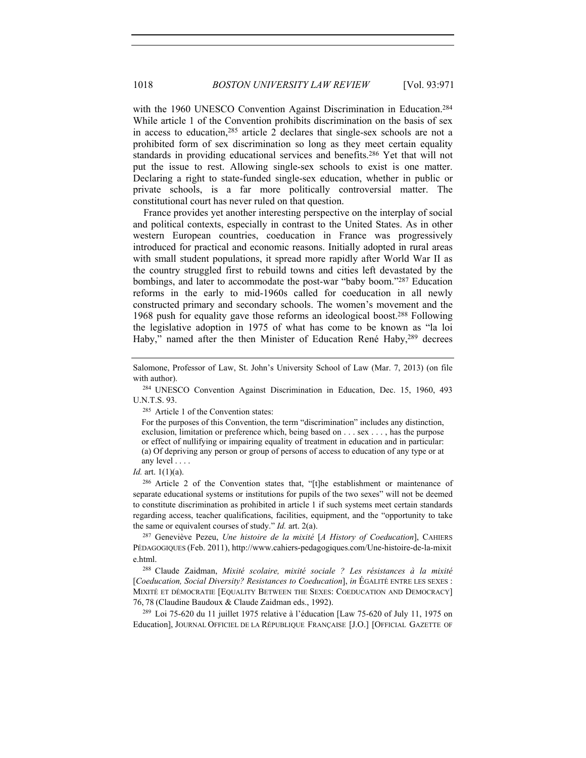with the 1960 UNESCO Convention Against Discrimination in Education.[284] While article 1 of the Convention prohibits discrimination on the basis of sex in access to education,[285] article 2 declares that single-sex schools are not a prohibited form of sex discrimination so long as they meet certain equality standards in providing educational services and benefits.[286] Yet that will not put the issue to rest. Allowing single-sex schools to exist is one matter. Declaring a right to state-funded single-sex education, whether in public or private schools, is a far more politically controversial matter. The constitutional court has never ruled on that question.

France provides yet another interesting perspective on the interplay of social and political contexts, especially in contrast to the United States. As in other western European countries, coeducation in France was progressively introduced for practical and economic reasons. Initially adopted in rural areas with small student populations, it spread more rapidly after World War II as the country struggled first to rebuild towns and cities left devastated by the bombings, and later to accommodate the post-war "baby boom."[287] Education reforms in the early to mid-1960s called for coeducation in all newly constructed primary and secondary schools. The women's movement and the 1968 push for equality gave those reforms an ideological boost.[288] Following the legislative adoption in 1975 of what has come to be known as "la loi Haby," named after the then Minister of Education René Haby,[289] decrees

---

Salomone, Professor of Law, St. John's University School of Law (Mar. 7, 2013) (on file with author).

[284] UNESCO Convention Against Discrimination in Education, Dec. 15, 1960, 493 U.N.T.S. 93.

[285] Article 1 of the Convention states:

> For the purposes of this Convention, the term "discrimination" includes any distinction, exclusion, limitation or preference which, being based on . . . sex . . . , has the purpose or effect of nullifying or impairing equality of treatment in education and in particular: (a) Of depriving any person or group of persons of access to education of any type or at any level . . . .

*Id.* art. 1(1)(a).

[286] Article 2 of the Convention states that, "[t]he establishment or maintenance of separate educational systems or institutions for pupils of the two sexes" will not be deemed to constitute discrimination as prohibited in article 1 if such systems meet certain standards regarding access, teacher qualifications, facilities, equipment, and the "opportunity to take the same or equivalent courses of study." *Id.* art. 2(a).

[287] Geneviève Pezeu, *Une histoire de la mixité* [*A History of Coeducation*], CAHIERS PÉDAGOGIQUES (Feb. 2011), http://www.cahiers-pedagogiques.com/Une-histoire-de-la-mixite.html.

[288] Claude Zaidman, *Mixité scolaire, mixité sociale ? Les résistances à la mixité* [*Coeducation, Social Diversity? Resistances to Coeducation*], *in* ÉGALITÉ ENTRE LES SEXES : MIXITÉ ET DÉMOCRATIE [EQUALITY BETWEEN THE SEXES: COEDUCATION AND DEMOCRACY] 76, 78 (Claudine Baudoux & Claude Zaidman eds., 1992).

[289] Loi 75-620 du 11 juillet 1975 relative à l'éducation [Law 75-620 of July 11, 1975 on Education], JOURNAL OFFICIEL DE LA RÉPUBLIQUE FRANÇAISE [J.O.] [OFFICIAL GAZETTE OF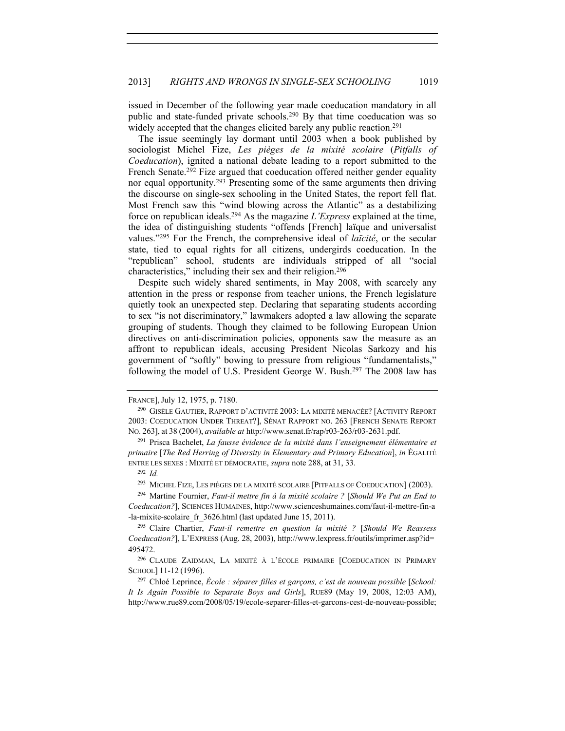issued in December of the following year made coeducation mandatory in all public and state-funded private schools.[290] By that time coeducation was so widely accepted that the changes elicited barely any public reaction.[291]

The issue seemingly lay dormant until 2003 when a book published by sociologist Michel Fize, *Les pièges de la mixité scolaire* (*Pitfalls of Coeducation*), ignited a national debate leading to a report submitted to the French Senate.[292] Fize argued that coeducation offered neither gender equality nor equal opportunity.[293] Presenting some of the same arguments then driving the discourse on single-sex schooling in the United States, the report fell flat. Most French saw this "wind blowing across the Atlantic" as a destabilizing force on republican ideals.[294] As the magazine *L'Express* explained at the time, the idea of distinguishing students "offends [French] laïque and universalist values."[295] For the French, the comprehensive ideal of *laïcité*, or the secular state, tied to equal rights for all citizens, undergirds coeducation. In the "republican" school, students are individuals stripped of all "social characteristics," including their sex and their religion.[296]

Despite such widely shared sentiments, in May 2008, with scarcely any attention in the press or response from teacher unions, the French legislature quietly took an unexpected step. Declaring that separating students according to sex "is not discriminatory," lawmakers adopted a law allowing the separate grouping of students. Though they claimed to be following European Union directives on anti-discrimination policies, opponents saw the measure as an affront to republican ideals, accusing President Nicolas Sarkozy and his government of "softly" bowing to pressure from religious "fundamentalists," following the model of U.S. President George W. Bush.[297] The 2008 law has

---

FRANCE], July 12, 1975, p. 7180.

[290] GISÈLE GAUTIER, RAPPORT D'ACTIVITÉ 2003: LA MIXITÉ MENACÉE? [ACTIVITY REPORT 2003: COEDUCATION UNDER THREAT?], SÉNAT RAPPORT NO. 263 [FRENCH SENATE REPORT NO. 263], at 38 (2004), *available at* http://www.senat.fr/rap/r03-263/r03-2631.pdf.

[291] Prisca Bachelet, *La fausse évidence de la mixité dans l'enseignement élémentaire et primaire* [*The Red Herring of Diversity in Elementary and Primary Education*], *in* ÉGALITÉ ENTRE LES SEXES : MIXITÉ ET DÉMOCRATIE, *supra* note 288, at 31, 33.

[292] *Id.*

[293] MICHEL FIZE, LES PIÈGES DE LA MIXITÉ SCOLAIRE [PITFALLS OF COEDUCATION] (2003).

[294] Martine Fournier, *Faut-il mettre fin à la mixité scolaire ?* [*Should We Put an End to Coeducation?*], SCIENCES HUMAINES, http://www.scienceshumaines.com/faut-il-mettre-fin-a-la-mixite-scolaire_fr_3626.html (last updated June 15, 2011).

[295] Claire Chartier, *Faut-il remettre en question la mixité ?* [*Should We Reassess Coeducation?*], L'EXPRESS (Aug. 28, 2003), http://www.lexpress.fr/outils/imprimer.asp?id=495472.

[296] CLAUDE ZAIDMAN, LA MIXITÉ À L'ÉCOLE PRIMAIRE [COEDUCATION IN PRIMARY SCHOOL] 11-12 (1996).

[297] Chloé Leprince, *École : séparer filles et garçons, c'est de nouveau possible* [*School: It Is Again Possible to Separate Boys and Girls*], RUE89 (May 19, 2008, 12:03 AM), http://www.rue89.com/2008/05/19/ecole-separer-filles-et-garcons-cest-de-nouveau-possible;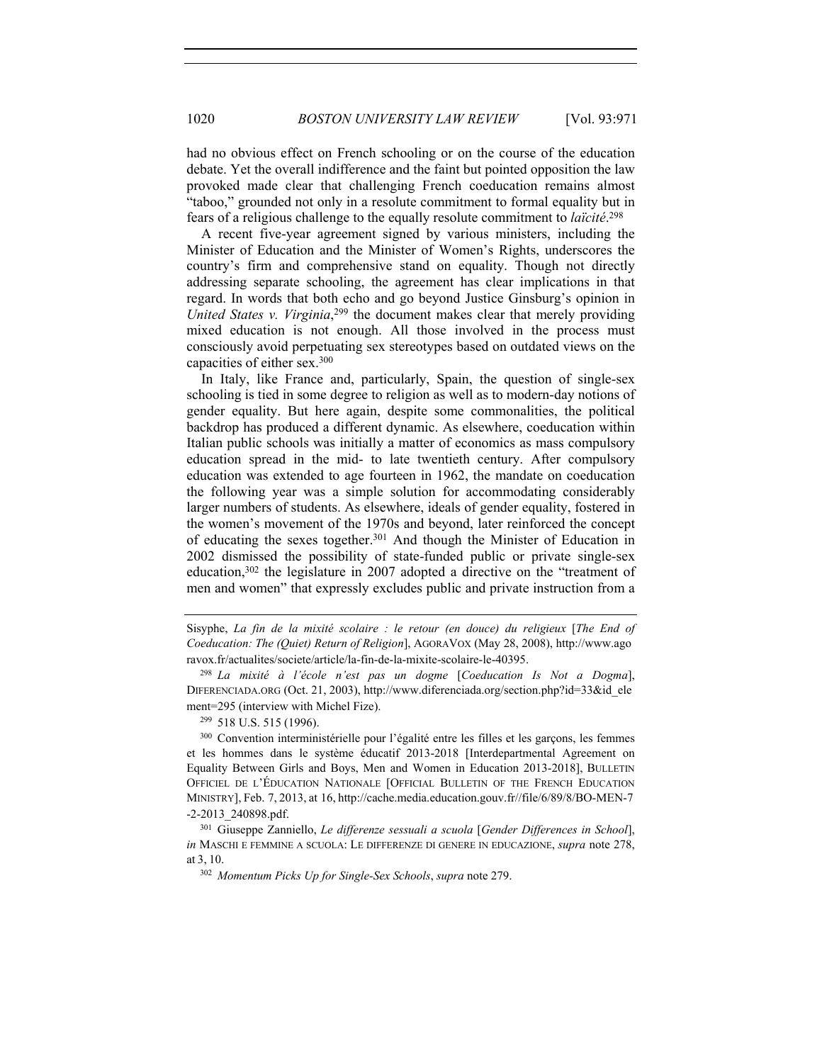had no obvious effect on French schooling or on the course of the education debate. Yet the overall indifference and the faint but pointed opposition the law provoked made clear that challenging French coeducation remains almost "taboo," grounded not only in a resolute commitment to formal equality but in fears of a religious challenge to the equally resolute commitment to *laïcité*.[298]

A recent five-year agreement signed by various ministers, including the Minister of Education and the Minister of Women's Rights, underscores the country's firm and comprehensive stand on equality. Though not directly addressing separate schooling, the agreement has clear implications in that regard. In words that both echo and go beyond Justice Ginsburg's opinion in *United States v. Virginia*,[299] the document makes clear that merely providing mixed education is not enough. All those involved in the process must consciously avoid perpetuating sex stereotypes based on outdated views on the capacities of either sex.[300]

In Italy, like France and, particularly, Spain, the question of single-sex schooling is tied in some degree to religion as well as to modern-day notions of gender equality. But here again, despite some commonalities, the political backdrop has produced a different dynamic. As elsewhere, coeducation within Italian public schools was initially a matter of economics as mass compulsory education spread in the mid- to late twentieth century. After compulsory education was extended to age fourteen in 1962, the mandate on coeducation the following year was a simple solution for accommodating considerably larger numbers of students. As elsewhere, ideals of gender equality, fostered in the women's movement of the 1970s and beyond, later reinforced the concept of educating the sexes together.[301] And though the Minister of Education in 2002 dismissed the possibility of state-funded public or private single-sex education,[302] the legislature in 2007 adopted a directive on the "treatment of men and women" that expressly excludes public and private instruction from a

---

Sisyphe, *La fin de la mixité scolaire : le retour (en douce) du religieux* [*The End of Coeducation: The (Quiet) Return of Religion*], AGORAVOX (May 28, 2008), http://www.agoravox.fr/actualites/societe/article/la-fin-de-la-mixite-scolaire-le-40395.

[298] *La mixité à l'école n'est pas un dogme* [*Coeducation Is Not a Dogma*], DIFERENCIADA.ORG (Oct. 21, 2003), http://www.diferenciada.org/section.php?id=33&id_element=295 (interview with Michel Fize).

[299] 518 U.S. 515 (1996).

[300] Convention interministérielle pour l'égalité entre les filles et les garçons, les femmes et les hommes dans le système éducatif 2013-2018 [Interdepartmental Agreement on Equality Between Girls and Boys, Men and Women in Education 2013-2018], BULLETIN OFFICIEL DE L'ÉDUCATION NATIONALE [OFFICIAL BULLETIN OF THE FRENCH EDUCATION MINISTRY], Feb. 7, 2013, at 16, http://cache.media.education.gouv.fr//file/6/89/8/BO-MEN-7-2-2013_240898.pdf.

[301] Giuseppe Zanniello, *Le differenze sessuali a scuola* [*Gender Differences in School*], *in* MASCHI E FEMMINE A SCUOLA: LE DIFFERENZE DI GENERE IN EDUCAZIONE, *supra* note 278, at 3, 10.

[302] *Momentum Picks Up for Single-Sex Schools*, *supra* note 279.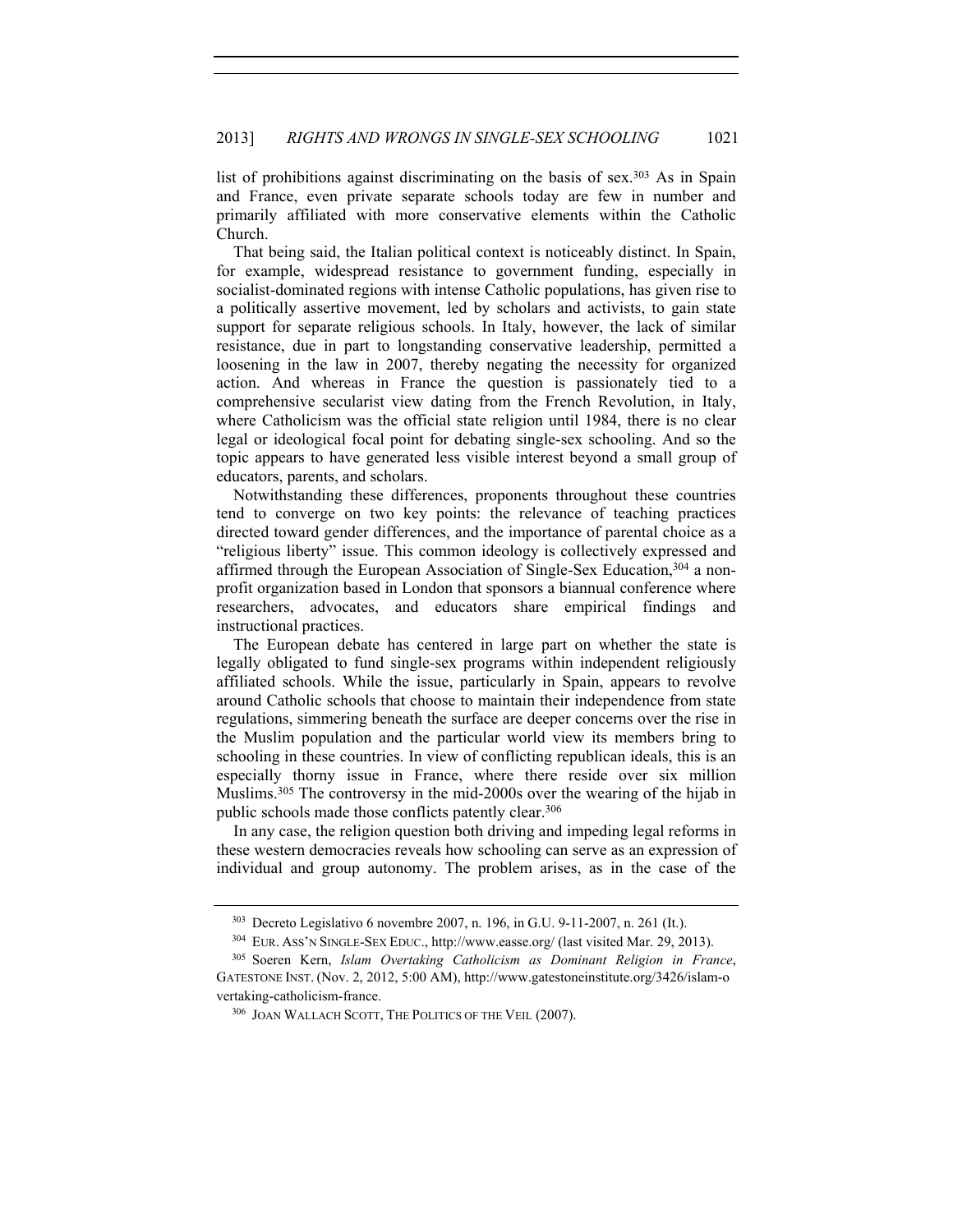list of prohibitions against discriminating on the basis of sex.[303] As in Spain and France, even private separate schools today are few in number and primarily affiliated with more conservative elements within the Catholic Church.

That being said, the Italian political context is noticeably distinct. In Spain, for example, widespread resistance to government funding, especially in socialist-dominated regions with intense Catholic populations, has given rise to a politically assertive movement, led by scholars and activists, to gain state support for separate religious schools. In Italy, however, the lack of similar resistance, due in part to longstanding conservative leadership, permitted a loosening in the law in 2007, thereby negating the necessity for organized action. And whereas in France the question is passionately tied to a comprehensive secularist view dating from the French Revolution, in Italy, where Catholicism was the official state religion until 1984, there is no clear legal or ideological focal point for debating single-sex schooling. And so the topic appears to have generated less visible interest beyond a small group of educators, parents, and scholars.

Notwithstanding these differences, proponents throughout these countries tend to converge on two key points: the relevance of teaching practices directed toward gender differences, and the importance of parental choice as a "religious liberty" issue. This common ideology is collectively expressed and affirmed through the European Association of Single-Sex Education,[304] a non-profit organization based in London that sponsors a biannual conference where researchers, advocates, and educators share empirical findings and instructional practices.

The European debate has centered in large part on whether the state is legally obligated to fund single-sex programs within independent religiously affiliated schools. While the issue, particularly in Spain, appears to revolve around Catholic schools that choose to maintain their independence from state regulations, simmering beneath the surface are deeper concerns over the rise in the Muslim population and the particular world view its members bring to schooling in these countries. In view of conflicting republican ideals, this is an especially thorny issue in France, where there reside over six million Muslims.[305] The controversy in the mid-2000s over the wearing of the hijab in public schools made those conflicts patently clear.[306]

In any case, the religion question both driving and impeding legal reforms in these western democracies reveals how schooling can serve as an expression of individual and group autonomy. The problem arises, as in the case of the

---

[303] Decreto Legislativo 6 novembre 2007, n. 196, in G.U. 9-11-2007, n. 261 (It.).

[304] EUR. ASS'N SINGLE-SEX EDUC., http://www.easse.org/ (last visited Mar. 29, 2013).

[305] Soeren Kern, *Islam Overtaking Catholicism as Dominant Religion in France*, GATESTONE INST. (Nov. 2, 2012, 5:00 AM), http://www.gatestoneinstitute.org/3426/islam-overtaking-catholicism-france.

[306] JOAN WALLACH SCOTT, THE POLITICS OF THE VEIL (2007).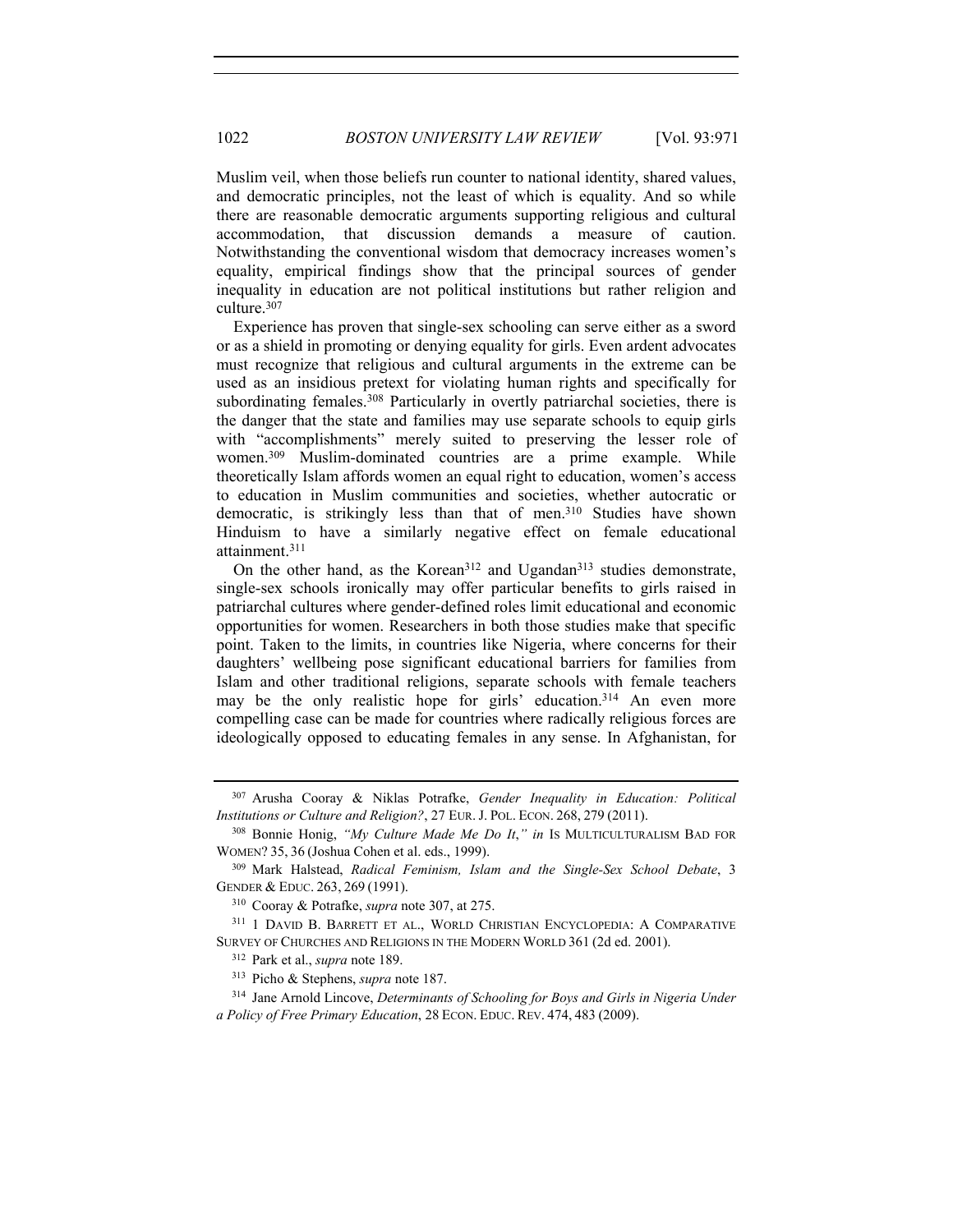Muslim veil, when those beliefs run counter to national identity, shared values, and democratic principles, not the least of which is equality. And so while there are reasonable democratic arguments supporting religious and cultural accommodation, that discussion demands a measure of caution. Notwithstanding the conventional wisdom that democracy increases women's equality, empirical findings show that the principal sources of gender inequality in education are not political institutions but rather religion and culture.[307]

Experience has proven that single-sex schooling can serve either as a sword or as a shield in promoting or denying equality for girls. Even ardent advocates must recognize that religious and cultural arguments in the extreme can be used as an insidious pretext for violating human rights and specifically for subordinating females.[308] Particularly in overtly patriarchal societies, there is the danger that the state and families may use separate schools to equip girls with "accomplishments" merely suited to preserving the lesser role of women.[309] Muslim-dominated countries are a prime example. While theoretically Islam affords women an equal right to education, women's access to education in Muslim communities and societies, whether autocratic or democratic, is strikingly less than that of men.[310] Studies have shown Hinduism to have a similarly negative effect on female educational attainment.[311]

On the other hand, as the Korean[312] and Ugandan[313] studies demonstrate, single-sex schools ironically may offer particular benefits to girls raised in patriarchal cultures where gender-defined roles limit educational and economic opportunities for women. Researchers in both those studies make that specific point. Taken to the limits, in countries like Nigeria, where concerns for their daughters' wellbeing pose significant educational barriers for families from Islam and other traditional religions, separate schools with female teachers may be the only realistic hope for girls' education.[314] An even more compelling case can be made for countries where radically religious forces are ideologically opposed to educating females in any sense. In Afghanistan, for

---

[307] Arusha Cooray & Niklas Potrafke, *Gender Inequality in Education: Political Institutions or Culture and Religion?*, 27 EUR. J. POL. ECON. 268, 279 (2011).

[308] Bonnie Honig, *"My Culture Made Me Do It," in* IS MULTICULTURALISM BAD FOR WOMEN? 35, 36 (Joshua Cohen et al. eds., 1999).

[309] Mark Halstead, *Radical Feminism, Islam and the Single-Sex School Debate*, 3 GENDER & EDUC. 263, 269 (1991).

[310] Cooray & Potrafke, *supra* note 307, at 275.

[311] 1 DAVID B. BARRETT ET AL., WORLD CHRISTIAN ENCYCLOPEDIA: A COMPARATIVE SURVEY OF CHURCHES AND RELIGIONS IN THE MODERN WORLD 361 (2d ed. 2001).

[312] Park et al., *supra* note 189.

[313] Picho & Stephens, *supra* note 187.

[314] Jane Arnold Lincove, *Determinants of Schooling for Boys and Girls in Nigeria Under a Policy of Free Primary Education*, 28 ECON. EDUC. REV. 474, 483 (2009).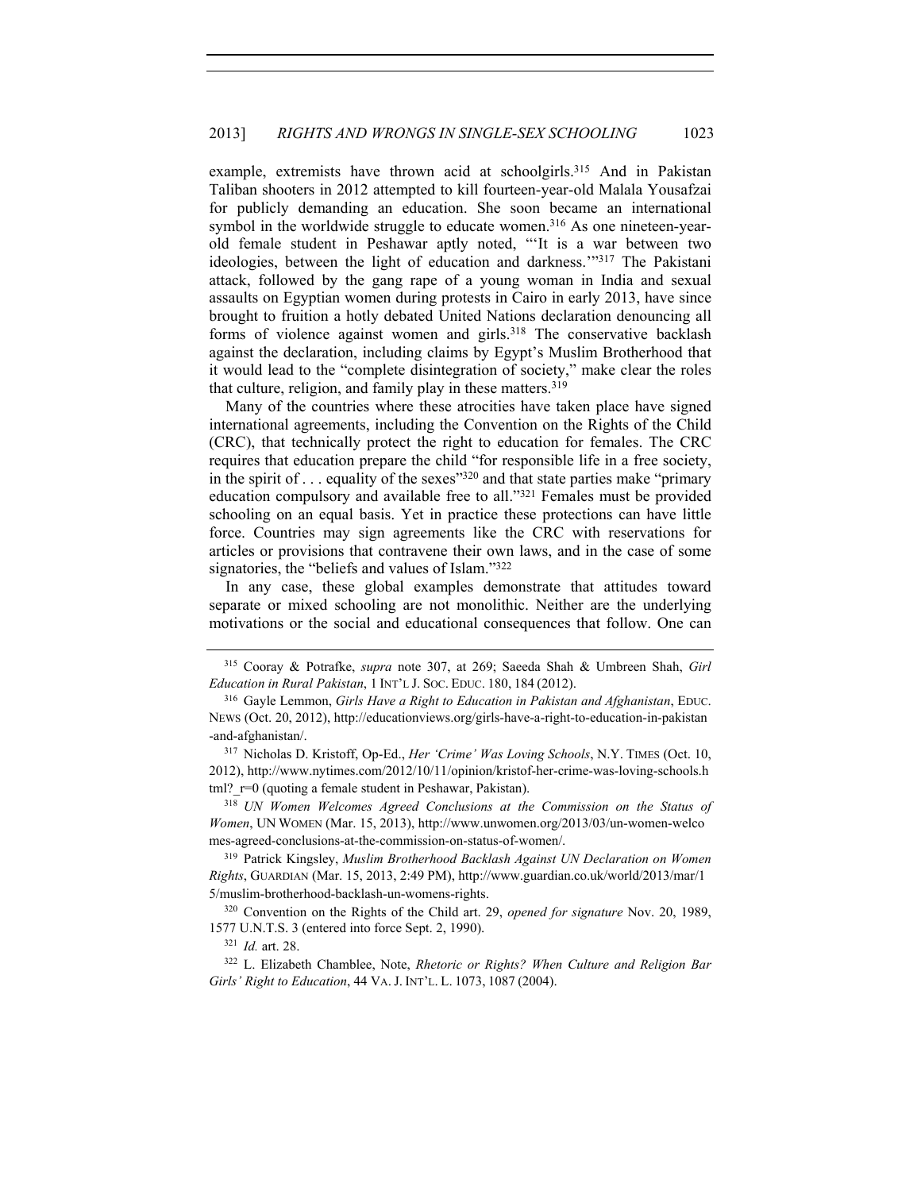example, extremists have thrown acid at schoolgirls.[315] And in Pakistan Taliban shooters in 2012 attempted to kill fourteen-year-old Malala Yousafzai for publicly demanding an education. She soon became an international symbol in the worldwide struggle to educate women.[316] As one nineteen-year-old female student in Peshawar aptly noted, "'It is a war between two ideologies, between the light of education and darkness.'"[317] The Pakistani attack, followed by the gang rape of a young woman in India and sexual assaults on Egyptian women during protests in Cairo in early 2013, have since brought to fruition a hotly debated United Nations declaration denouncing all forms of violence against women and girls.[318] The conservative backlash against the declaration, including claims by Egypt's Muslim Brotherhood that it would lead to the "complete disintegration of society," make clear the roles that culture, religion, and family play in these matters.[319]

Many of the countries where these atrocities have taken place have signed international agreements, including the Convention on the Rights of the Child (CRC), that technically protect the right to education for females. The CRC requires that education prepare the child "for responsible life in a free society, in the spirit of . . . equality of the sexes"[320] and that state parties make "primary education compulsory and available free to all."[321] Females must be provided schooling on an equal basis. Yet in practice these protections can have little force. Countries may sign agreements like the CRC with reservations for articles or provisions that contravene their own laws, and in the case of some signatories, the "beliefs and values of Islam."[322]

In any case, these global examples demonstrate that attitudes toward separate or mixed schooling are not monolithic. Neither are the underlying motivations or the social and educational consequences that follow. One can

---

[315] Cooray & Potrafke, *supra* note 307, at 269; Saeeda Shah & Umbreen Shah, *Girl Education in Rural Pakistan*, 1 INT'L J. SOC. EDUC. 180, 184 (2012).

[316] Gayle Lemmon, *Girls Have a Right to Education in Pakistan and Afghanistan*, EDUC. NEWS (Oct. 20, 2012), http://educationviews.org/girls-have-a-right-to-education-in-pakistan-and-afghanistan/.

[317] Nicholas D. Kristof, Op-Ed., *Her 'Crime' Was Loving Schools*, N.Y. TIMES (Oct. 10, 2012), http://www.nytimes.com/2012/10/11/opinion/kristof-her-crime-was-loving-schools.html?_r=0 (quoting a female student in Peshawar, Pakistan).

[318] *UN Women Welcomes Agreed Conclusions at the Commission on the Status of Women*, UN WOMEN (Mar. 15, 2013), http://www.unwomen.org/2013/03/un-women-welcomes-agreed-conclusions-at-the-commission-on-status-of-women/.

[319] Patrick Kingsley, *Muslim Brotherhood Backlash Against UN Declaration on Women Rights*, GUARDIAN (Mar. 15, 2013, 2:49 PM), http://www.guardian.co.uk/world/2013/mar/15/muslim-brotherhood-backlash-un-womens-rights.

[320] Convention on the Rights of the Child art. 29, *opened for signature* Nov. 20, 1989, 1577 U.N.T.S. 3 (entered into force Sept. 2, 1990).

[321] *Id.* art. 28.

[322] L. Elizabeth Chamblee, Note, *Rhetoric or Rights? When Culture and Religion Bar Girls' Right to Education*, 44 VA. J. INT'L. L. 1073, 1087 (2004).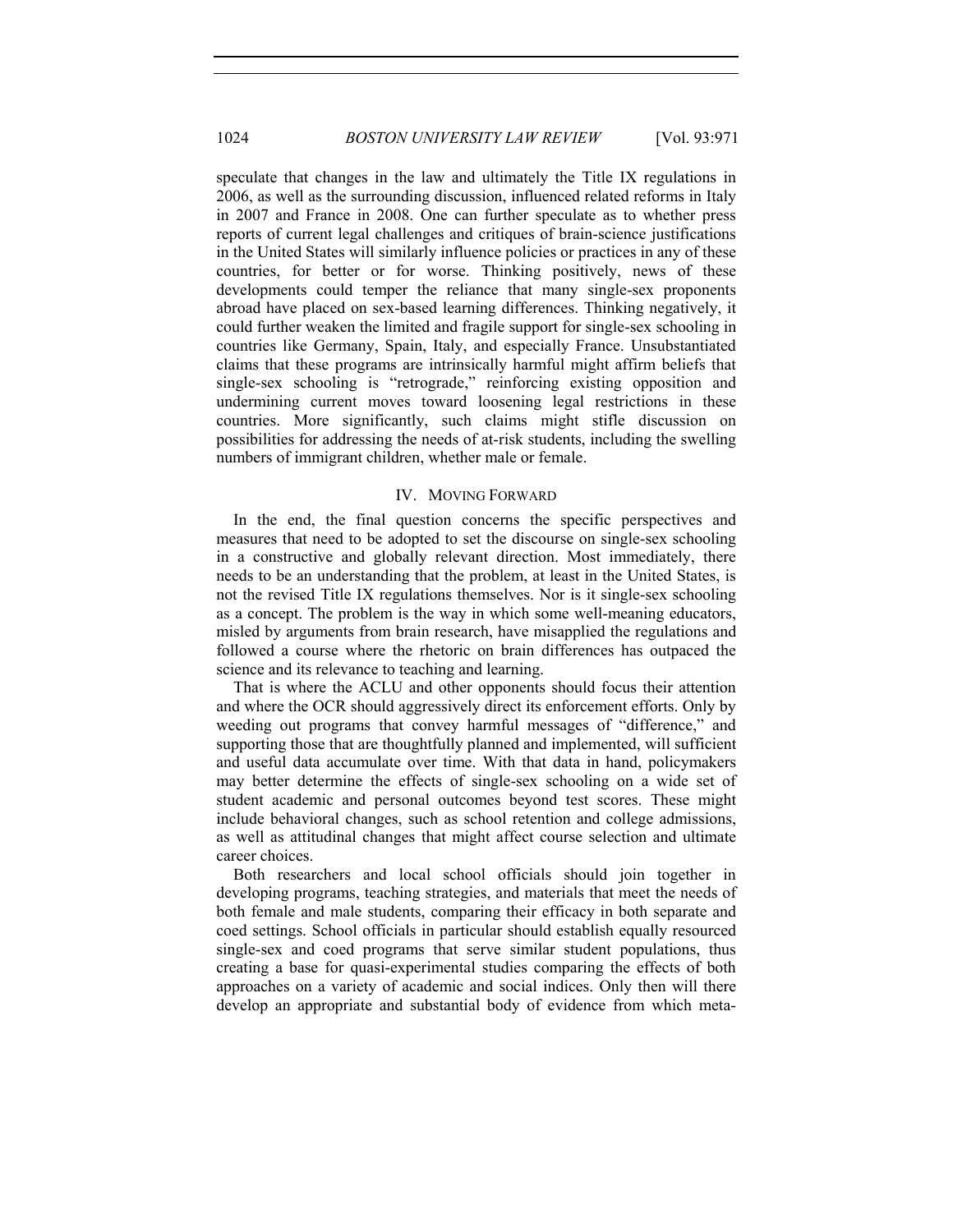speculate that changes in the law and ultimately the Title IX regulations in 2006, as well as the surrounding discussion, influenced related reforms in Italy in 2007 and France in 2008. One can further speculate as to whether press reports of current legal challenges and critiques of brain-science justifications in the United States will similarly influence policies or practices in any of these countries, for better or for worse. Thinking positively, news of these developments could temper the reliance that many single-sex proponents abroad have placed on sex-based learning differences. Thinking negatively, it could further weaken the limited and fragile support for single-sex schooling in countries like Germany, Spain, Italy, and especially France. Unsubstantiated claims that these programs are intrinsically harmful might affirm beliefs that single-sex schooling is "retrograde," reinforcing existing opposition and undermining current moves toward loosening legal restrictions in these countries. More significantly, such claims might stifle discussion on possibilities for addressing the needs of at-risk students, including the swelling numbers of immigrant children, whether male or female.

## IV. MOVING FORWARD

In the end, the final question concerns the specific perspectives and measures that need to be adopted to set the discourse on single-sex schooling in a constructive and globally relevant direction. Most immediately, there needs to be an understanding that the problem, at least in the United States, is not the revised Title IX regulations themselves. Nor is it single-sex schooling as a concept. The problem is the way in which some well-meaning educators, misled by arguments from brain research, have misapplied the regulations and followed a course where the rhetoric on brain differences has outpaced the science and its relevance to teaching and learning.

That is where the ACLU and other opponents should focus their attention and where the OCR should aggressively direct its enforcement efforts. Only by weeding out programs that convey harmful messages of "difference," and supporting those that are thoughtfully planned and implemented, will sufficient and useful data accumulate over time. With that data in hand, policymakers may better determine the effects of single-sex schooling on a wide set of student academic and personal outcomes beyond test scores. These might include behavioral changes, such as school retention and college admissions, as well as attitudinal changes that might affect course selection and ultimate career choices.

Both researchers and local school officials should join together in developing programs, teaching strategies, and materials that meet the needs of both female and male students, comparing their efficacy in both separate and coed settings. School officials in particular should establish equally resourced single-sex and coed programs that serve similar student populations, thus creating a base for quasi-experimental studies comparing the effects of both approaches on a variety of academic and social indices. Only then will there develop an appropriate and substantial body of evidence from which meta-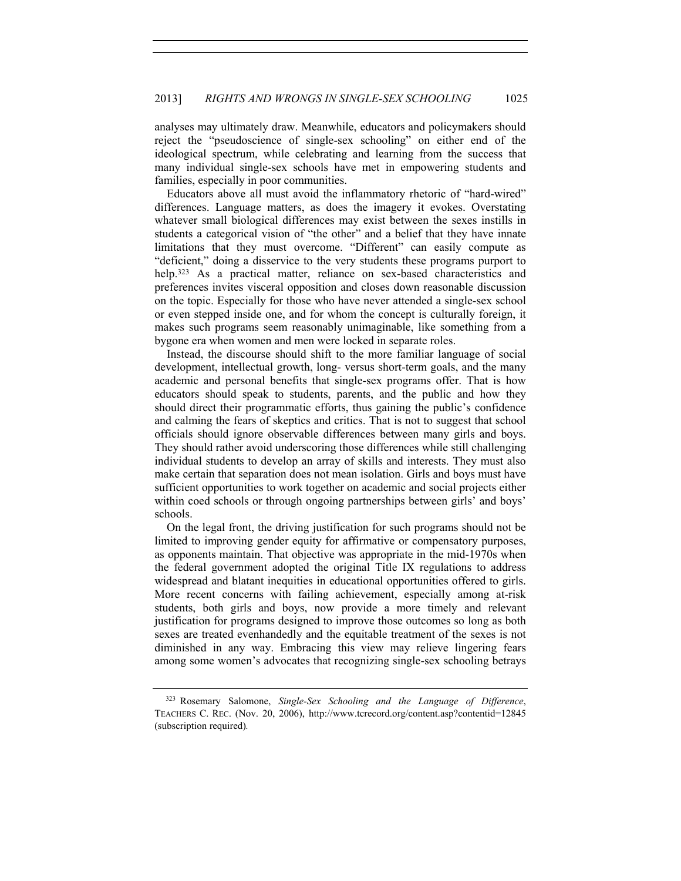analyses may ultimately draw. Meanwhile, educators and policymakers should reject the "pseudoscience of single-sex schooling" on either end of the ideological spectrum, while celebrating and learning from the success that many individual single-sex schools have met in empowering students and families, especially in poor communities.

Educators above all must avoid the inflammatory rhetoric of "hard-wired" differences. Language matters, as does the imagery it evokes. Overstating whatever small biological differences may exist between the sexes instills in students a categorical vision of "the other" and a belief that they have innate limitations that they must overcome. "Different" can easily compute as "deficient," doing a disservice to the very students these programs purport to help.[323] As a practical matter, reliance on sex-based characteristics and preferences invites visceral opposition and closes down reasonable discussion on the topic. Especially for those who have never attended a single-sex school or even stepped inside one, and for whom the concept is culturally foreign, it makes such programs seem reasonably unimaginable, like something from a bygone era when women and men were locked in separate roles.

Instead, the discourse should shift to the more familiar language of social development, intellectual growth, long- versus short-term goals, and the many academic and personal benefits that single-sex programs offer. That is how educators should speak to students, parents, and the public and how they should direct their programmatic efforts, thus gaining the public's confidence and calming the fears of skeptics and critics. That is not to suggest that school officials should ignore observable differences between many girls and boys. They should rather avoid underscoring those differences while still challenging individual students to develop an array of skills and interests. They must also make certain that separation does not mean isolation. Girls and boys must have sufficient opportunities to work together on academic and social projects either within coed schools or through ongoing partnerships between girls' and boys' schools.

On the legal front, the driving justification for such programs should not be limited to improving gender equity for affirmative or compensatory purposes, as opponents maintain. That objective was appropriate in the mid-1970s when the federal government adopted the original Title IX regulations to address widespread and blatant inequities in educational opportunities offered to girls. More recent concerns with failing achievement, especially among at-risk students, both girls and boys, now provide a more timely and relevant justification for programs designed to improve those outcomes so long as both sexes are treated evenhandedly and the equitable treatment of the sexes is not diminished in any way. Embracing this view may relieve lingering fears among some women's advocates that recognizing single-sex schooling betrays

[323] Rosemary Salomone, *Single-Sex Schooling and the Language of Difference*, TEACHERS C. REC. (Nov. 20, 2006), http://www.tcrecord.org/content.asp?contentid=12845 (subscription required).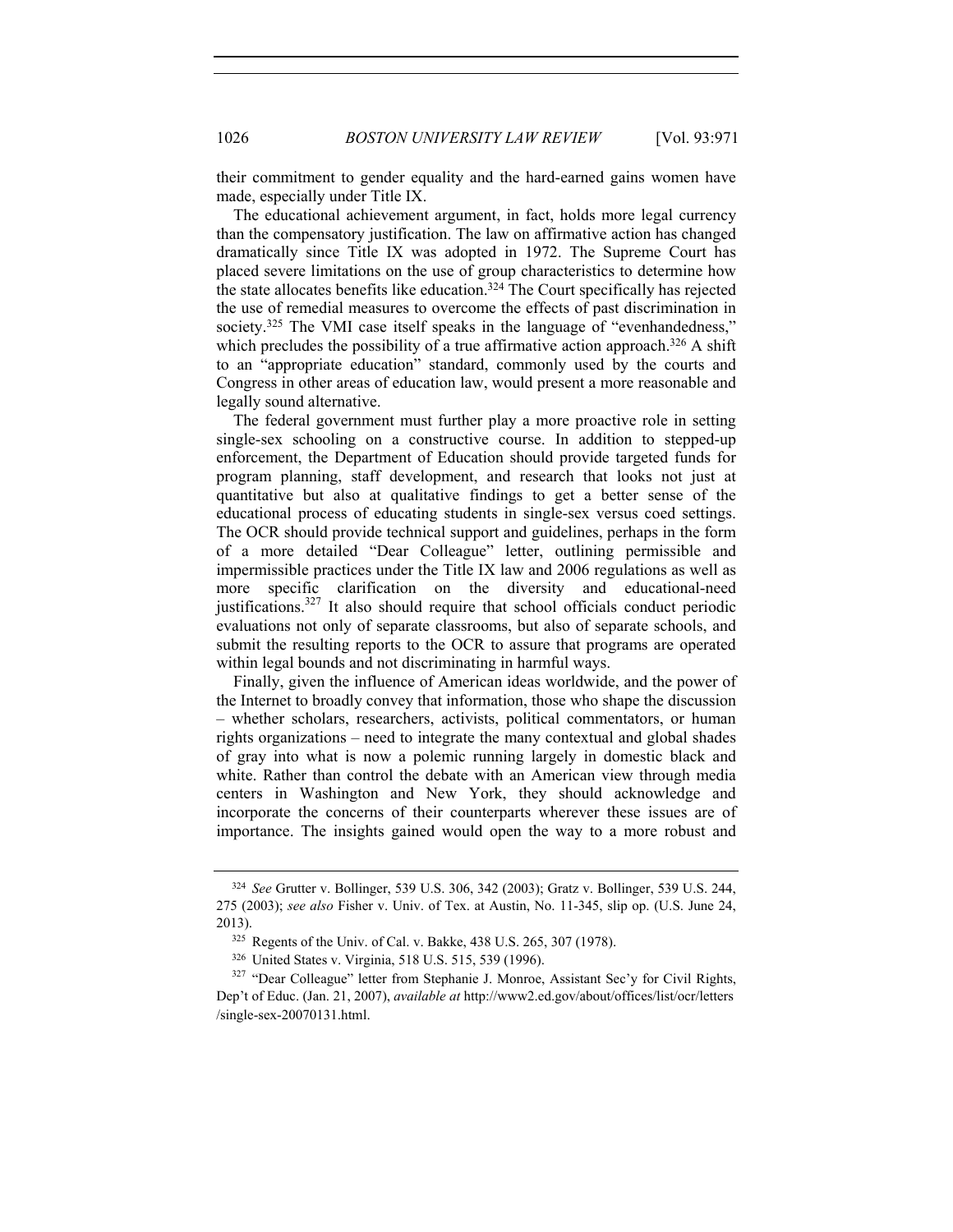their commitment to gender equality and the hard-earned gains women have made, especially under Title IX.

The educational achievement argument, in fact, holds more legal currency than the compensatory justification. The law on affirmative action has changed dramatically since Title IX was adopted in 1972. The Supreme Court has placed severe limitations on the use of group characteristics to determine how the state allocates benefits like education.[324] The Court specifically has rejected the use of remedial measures to overcome the effects of past discrimination in society.[325] The VMI case itself speaks in the language of "evenhandedness," which precludes the possibility of a true affirmative action approach.[326] A shift to an "appropriate education" standard, commonly used by the courts and Congress in other areas of education law, would present a more reasonable and legally sound alternative.

The federal government must further play a more proactive role in setting single-sex schooling on a constructive course. In addition to stepped-up enforcement, the Department of Education should provide targeted funds for program planning, staff development, and research that looks not just at quantitative but also at qualitative findings to get a better sense of the educational process of educating students in single-sex versus coed settings. The OCR should provide technical support and guidelines, perhaps in the form of a more detailed "Dear Colleague" letter, outlining permissible and impermissible practices under the Title IX law and 2006 regulations as well as more specific clarification on the diversity and educational-need justifications.[327] It also should require that school officials conduct periodic evaluations not only of separate classrooms, but also of separate schools, and submit the resulting reports to the OCR to assure that programs are operated within legal bounds and not discriminating in harmful ways.

Finally, given the influence of American ideas worldwide, and the power of the Internet to broadly convey that information, those who shape the discussion – whether scholars, researchers, activists, political commentators, or human rights organizations – need to integrate the many contextual and global shades of gray into what is now a polemic running largely in domestic black and white. Rather than control the debate with an American view through media centers in Washington and New York, they should acknowledge and incorporate the concerns of their counterparts wherever these issues are of importance. The insights gained would open the way to a more robust and

---

[324] *See* Grutter v. Bollinger, 539 U.S. 306, 342 (2003); Gratz v. Bollinger, 539 U.S. 244, 275 (2003); *see also* Fisher v. Univ. of Tex. at Austin, No. 11-345, slip op. (U.S. June 24, 2013).

[325] Regents of the Univ. of Cal. v. Bakke, 438 U.S. 265, 307 (1978).

[326] United States v. Virginia, 518 U.S. 515, 539 (1996).

[327] "Dear Colleague" letter from Stephanie J. Monroe, Assistant Sec'y for Civil Rights, Dep't of Educ. (Jan. 21, 2007), *available at* http://www2.ed.gov/about/offices/list/ocr/letters/single-sex-20070131.html.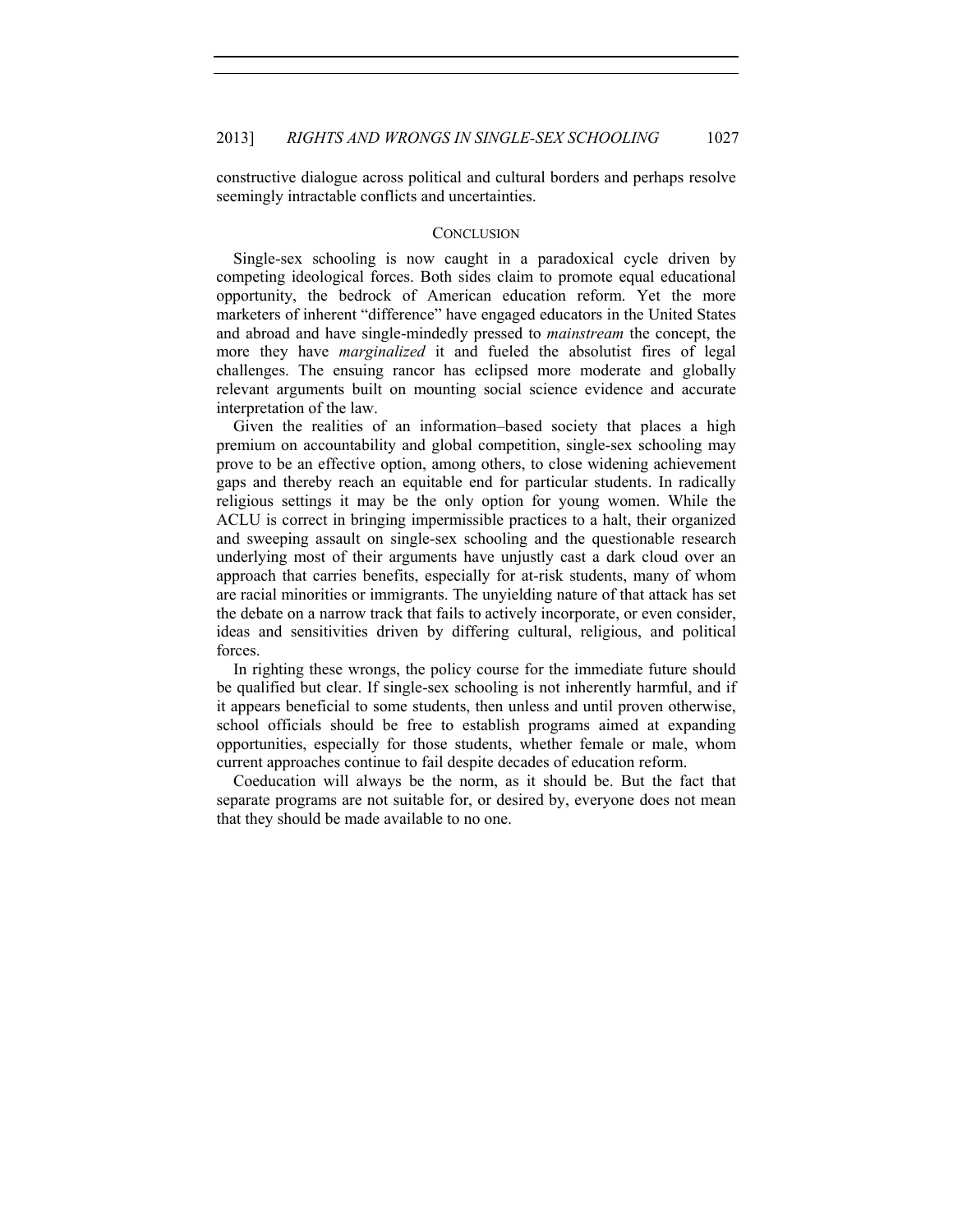constructive dialogue across political and cultural borders and perhaps resolve seemingly intractable conflicts and uncertainties.

## CONCLUSION

Single-sex schooling is now caught in a paradoxical cycle driven by competing ideological forces. Both sides claim to promote equal educational opportunity, the bedrock of American education reform. Yet the more marketers of inherent "difference" have engaged educators in the United States and abroad and have single-mindedly pressed to *mainstream* the concept, the more they have *marginalized* it and fueled the absolutist fires of legal challenges. The ensuing rancor has eclipsed more moderate and globally relevant arguments built on mounting social science evidence and accurate interpretation of the law.

Given the realities of an information–based society that places a high premium on accountability and global competition, single-sex schooling may prove to be an effective option, among others, to close widening achievement gaps and thereby reach an equitable end for particular students. In radically religious settings it may be the only option for young women. While the ACLU is correct in bringing impermissible practices to a halt, their organized and sweeping assault on single-sex schooling and the questionable research underlying most of their arguments have unjustly cast a dark cloud over an approach that carries benefits, especially for at-risk students, many of whom are racial minorities or immigrants. The unyielding nature of that attack has set the debate on a narrow track that fails to actively incorporate, or even consider, ideas and sensitivities driven by differing cultural, religious, and political forces.

In righting these wrongs, the policy course for the immediate future should be qualified but clear. If single-sex schooling is not inherently harmful, and if it appears beneficial to some students, then unless and until proven otherwise, school officials should be free to establish programs aimed at expanding opportunities, especially for those students, whether female or male, whom current approaches continue to fail despite decades of education reform.

Coeducation will always be the norm, as it should be. But the fact that separate programs are not suitable for, or desired by, everyone does not mean that they should be made available to no one.